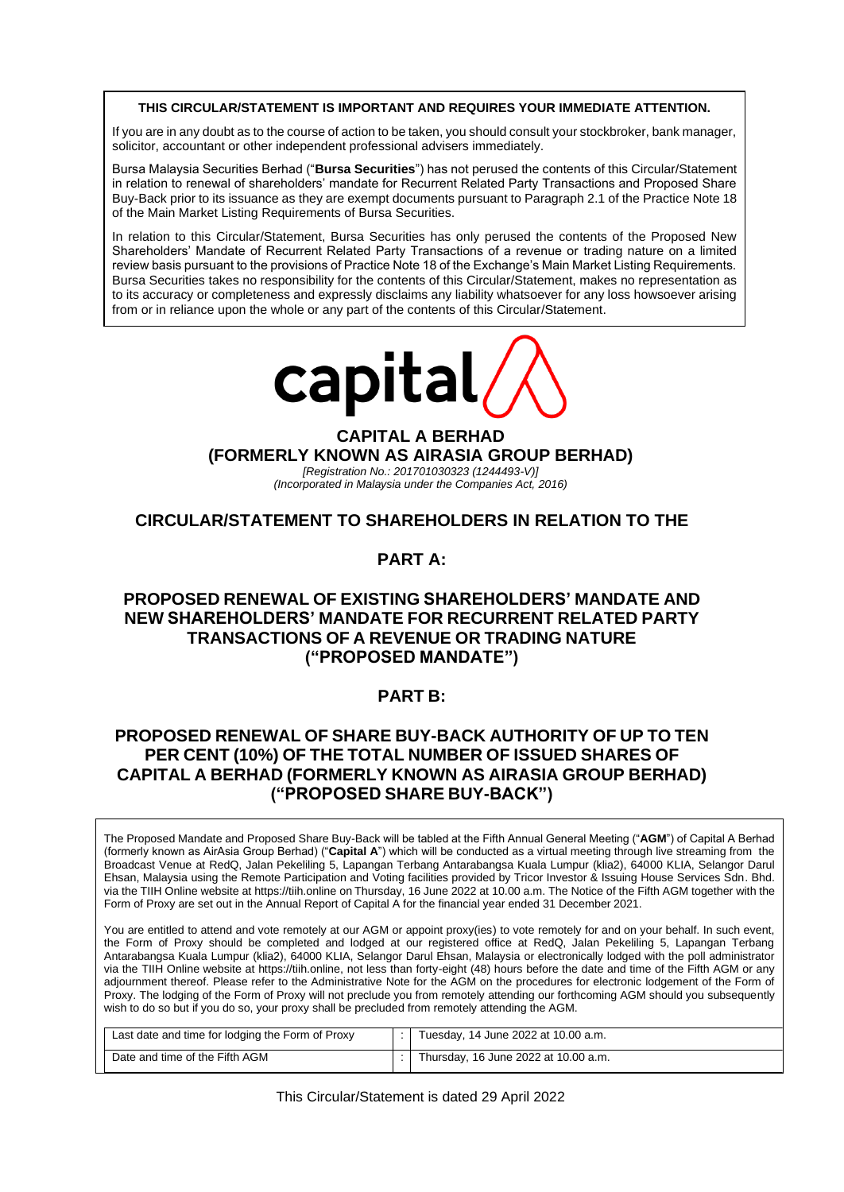**THIS CIRCULAR/STATEMENT IS IMPORTANT AND REQUIRES YOUR IMMEDIATE ATTENTION.**

If you are in any doubt as to the course of action to be taken, you should consult your stockbroker, bank manager, solicitor, accountant or other independent professional advisers immediately.

Bursa Malaysia Securities Berhad ("**Bursa Securities**") has not perused the contents of this Circular/Statement in relation to renewal of shareholders' mandate for Recurrent Related Party Transactions and Proposed Share Buy-Back prior to its issuance as they are exempt documents pursuant to Paragraph 2.1 of the Practice Note 18 of the Main Market Listing Requirements of Bursa Securities.

In relation to this Circular/Statement, Bursa Securities has only perused the contents of the Proposed New Shareholders' Mandate of Recurrent Related Party Transactions of a revenue or trading nature on a limited review basis pursuant to the provisions of Practice Note 18 of the Exchange's Main Market Listing Requirements. Bursa Securities takes no responsibility for the contents of this Circular/Statement, makes no representation as to its accuracy or completeness and expressly disclaims any liability whatsoever for any loss howsoever arising from or in reliance upon the whole or any part of the contents of this Circular/Statement.

capital

# CAPITAL A BERHAD
## (FORMERLY KNOWN AS AIRASIA GROUP BERHAD)

*[Registration No.: 201701030323 (1244493-V)]*
*(Incorporated in Malaysia under the Companies Act, 2016)*

## CIRCULAR/STATEMENT TO SHAREHOLDERS IN RELATION TO THE

## PART A:

## PROPOSED RENEWAL OF EXISTING SHAREHOLDERS' MANDATE AND NEW SHAREHOLDERS' MANDATE FOR RECURRENT RELATED PARTY TRANSACTIONS OF A REVENUE OR TRADING NATURE ("PROPOSED MANDATE")

## PART B:

## PROPOSED RENEWAL OF SHARE BUY-BACK AUTHORITY OF UP TO TEN PER CENT (10%) OF THE TOTAL NUMBER OF ISSUED SHARES OF CAPITAL A BERHAD (FORMERLY KNOWN AS AIRASIA GROUP BERHAD) ("PROPOSED SHARE BUY-BACK")

The Proposed Mandate and Proposed Share Buy-Back will be tabled at the Fifth Annual General Meeting ("**AGM**") of Capital A Berhad (formerly known as AirAsia Group Berhad) ("**Capital A**") which will be conducted as a virtual meeting through live streaming from the Broadcast Venue at RedQ, Jalan Pekeliling 5, Lapangan Terbang Antarabangsa Kuala Lumpur (klia2), 64000 KLIA, Selangor Darul Ehsan, Malaysia using the Remote Participation and Voting facilities provided by Tricor Investor & Issuing House Services Sdn. Bhd. via the TIIH Online website at https://tiih.online on Thursday, 16 June 2022 at 10.00 a.m. The Notice of the Fifth AGM together with the Form of Proxy are set out in the Annual Report of Capital A for the financial year ended 31 December 2021.

You are entitled to attend and vote remotely at our AGM or appoint proxy(ies) to vote remotely for and on your behalf. In such event, the Form of Proxy should be completed and lodged at our registered office at RedQ, Jalan Pekeliling 5, Lapangan Terbang Antarabangsa Kuala Lumpur (klia2), 64000 KLIA, Selangor Darul Ehsan, Malaysia or electronically lodged with the poll administrator via the TIIH Online website at https://tiih.online, not less than forty-eight (48) hours before the date and time of the Fifth AGM or any adjournment thereof. Please refer to the Administrative Note for the AGM on the procedures for electronic lodgement of the Form of Proxy. The lodging of the Form of Proxy will not preclude you from remotely attending our forthcoming AGM should you subsequently wish to do so but if you do so, your proxy shall be precluded from remotely attending the AGM.

| | | |
|---|---|---|
| Last date and time for lodging the Form of Proxy | : | Tuesday, 14 June 2022 at 10.00 a.m. |
| Date and time of the Fifth AGM | : | Thursday, 16 June 2022 at 10.00 a.m. |

This Circular/Statement is dated 29 April 2022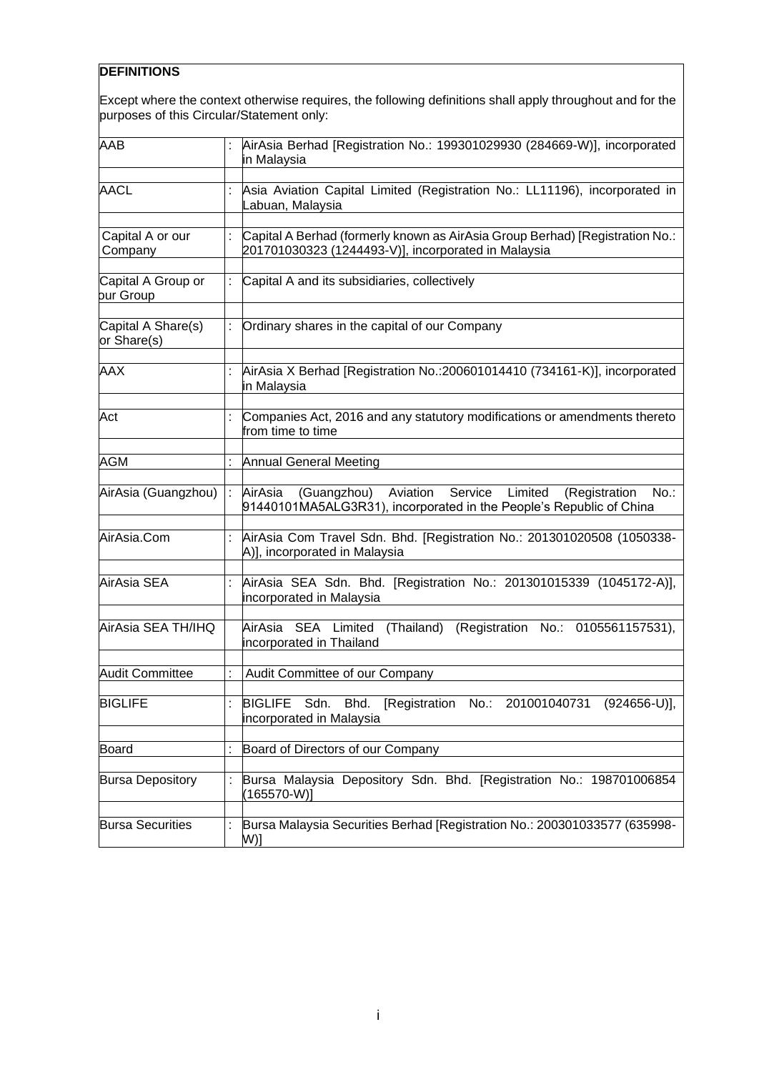## DEFINITIONS

Except where the context otherwise requires, the following definitions shall apply throughout and for the purposes of this Circular/Statement only:

| | | |
|---|---|---|
| AAB | : | AirAsia Berhad [Registration No.: 199301029930 (284669-W)], incorporated in Malaysia |
| AACL | : | Asia Aviation Capital Limited (Registration No.: LL11196), incorporated in Labuan, Malaysia |
| Capital A or our Company | : | Capital A Berhad (formerly known as AirAsia Group Berhad) [Registration No.: 201701030323 (1244493-V)], incorporated in Malaysia |
| Capital A Group or our Group | : | Capital A and its subsidiaries, collectively |
| Capital A Share(s) or Share(s) | : | Ordinary shares in the capital of our Company |
| AAX | : | AirAsia X Berhad [Registration No.:200601014410 (734161-K)], incorporated in Malaysia |
| Act | : | Companies Act, 2016 and any statutory modifications or amendments thereto from time to time |
| AGM | : | Annual General Meeting |
| AirAsia (Guangzhou) | : | AirAsia (Guangzhou) Aviation Service Limited (Registration No.: 91440101MA5ALG3R31), incorporated in the People's Republic of China |
| AirAsia.Com | : | AirAsia Com Travel Sdn. Bhd. [Registration No.: 201301020508 (1050338-A)], incorporated in Malaysia |
| AirAsia SEA | : | AirAsia SEA Sdn. Bhd. [Registration No.: 201301015339 (1045172-A)], incorporated in Malaysia |
| AirAsia SEA TH/IHQ | | AirAsia SEA Limited (Thailand) (Registration No.: 0105561157531), incorporated in Thailand |
| Audit Committee | : | Audit Committee of our Company |
| BIGLIFE | : | BIGLIFE Sdn. Bhd. [Registration No.: 201001040731 (924656-U)], incorporated in Malaysia |
| Board | : | Board of Directors of our Company |
| Bursa Depository | : | Bursa Malaysia Depository Sdn. Bhd. [Registration No.: 198701006854 (165570-W)] |
| Bursa Securities | : | Bursa Malaysia Securities Berhad [Registration No.: 200301033577 (635998-W)] |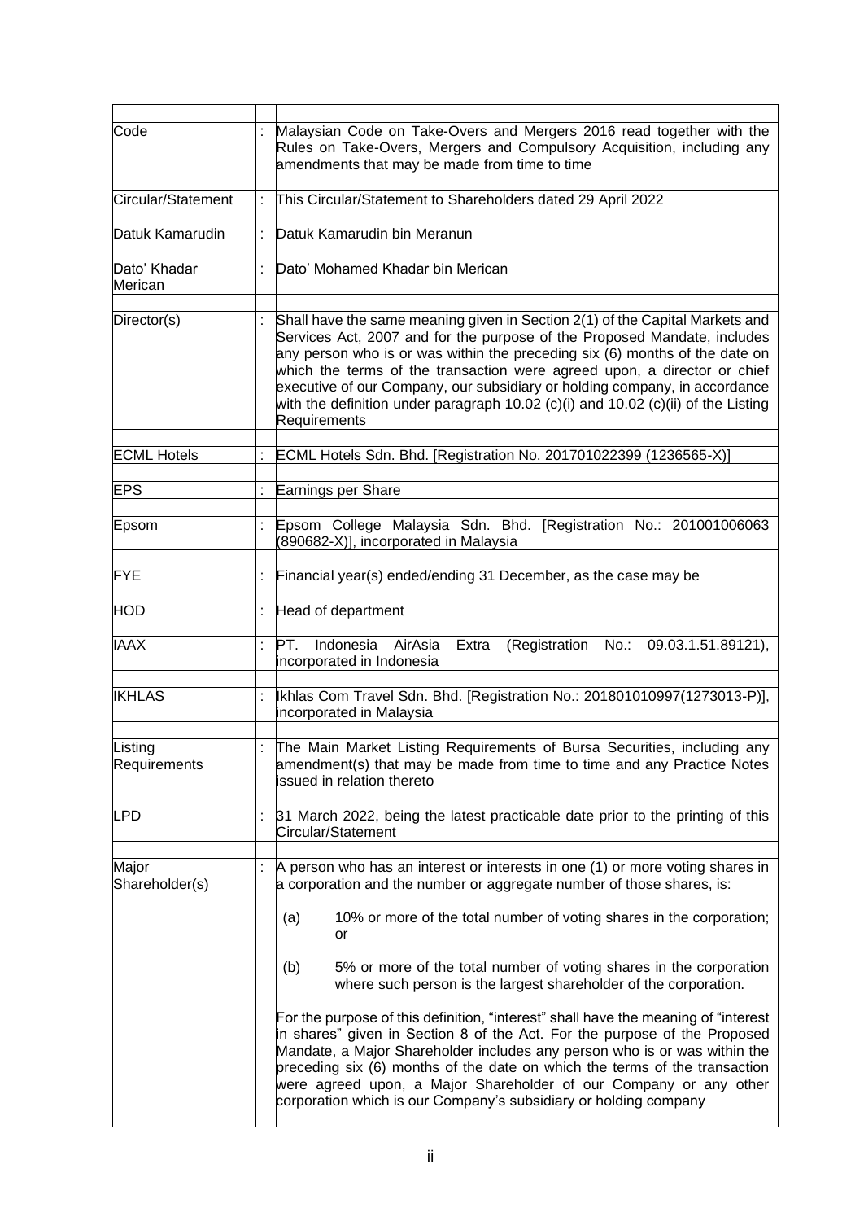| | | |
|---|---|---|
| Code | : | Malaysian Code on Take-Overs and Mergers 2016 read together with the Rules on Take-Overs, Mergers and Compulsory Acquisition, including any amendments that may be made from time to time |
| Circular/Statement | : | This Circular/Statement to Shareholders dated 29 April 2022 |
| Datuk Kamarudin | : | Datuk Kamarudin bin Meranun |
| Dato' Khadar Merican | : | Dato' Mohamed Khadar bin Merican |
| Director(s) | : | Shall have the same meaning given in Section 2(1) of the Capital Markets and Services Act, 2007 and for the purpose of the Proposed Mandate, includes any person who is or was within the preceding six (6) months of the date on which the terms of the transaction were agreed upon, a director or chief executive of our Company, our subsidiary or holding company, in accordance with the definition under paragraph 10.02 (c)(i) and 10.02 (c)(ii) of the Listing Requirements |
| ECML Hotels | : | ECML Hotels Sdn. Bhd. [Registration No. 201701022399 (1236565-X)] |
| EPS | : | Earnings per Share |
| Epsom | : | Epsom College Malaysia Sdn. Bhd. [Registration No.: 201001006063 (890682-X)], incorporated in Malaysia |
| FYE | : | Financial year(s) ended/ending 31 December, as the case may be |
| HOD | : | Head of department |
| IAAX | : | PT. Indonesia AirAsia Extra (Registration No.: 09.03.1.51.89121), incorporated in Indonesia |
| IKHLAS | : | Ikhlas Com Travel Sdn. Bhd. [Registration No.: 201801010997(1273013-P)], incorporated in Malaysia |
| Listing Requirements | : | The Main Market Listing Requirements of Bursa Securities, including any amendment(s) that may be made from time to time and any Practice Notes issued in relation thereto |
| LPD | : | 31 March 2022, being the latest practicable date prior to the printing of this Circular/Statement |
| Major Shareholder(s) | : | A person who has an interest or interests in one (1) or more voting shares in a corporation and the number or aggregate number of those shares, is:<br><br>(a) 10% or more of the total number of voting shares in the corporation; or<br><br>(b) 5% or more of the total number of voting shares in the corporation where such person is the largest shareholder of the corporation.<br><br>For the purpose of this definition, "interest" shall have the meaning of "interest in shares" given in Section 8 of the Act. For the purpose of the Proposed Mandate, a Major Shareholder includes any person who is or was within the preceding six (6) months of the date on which the terms of the transaction were agreed upon, a Major Shareholder of our Company or any other corporation which is our Company's subsidiary or holding company |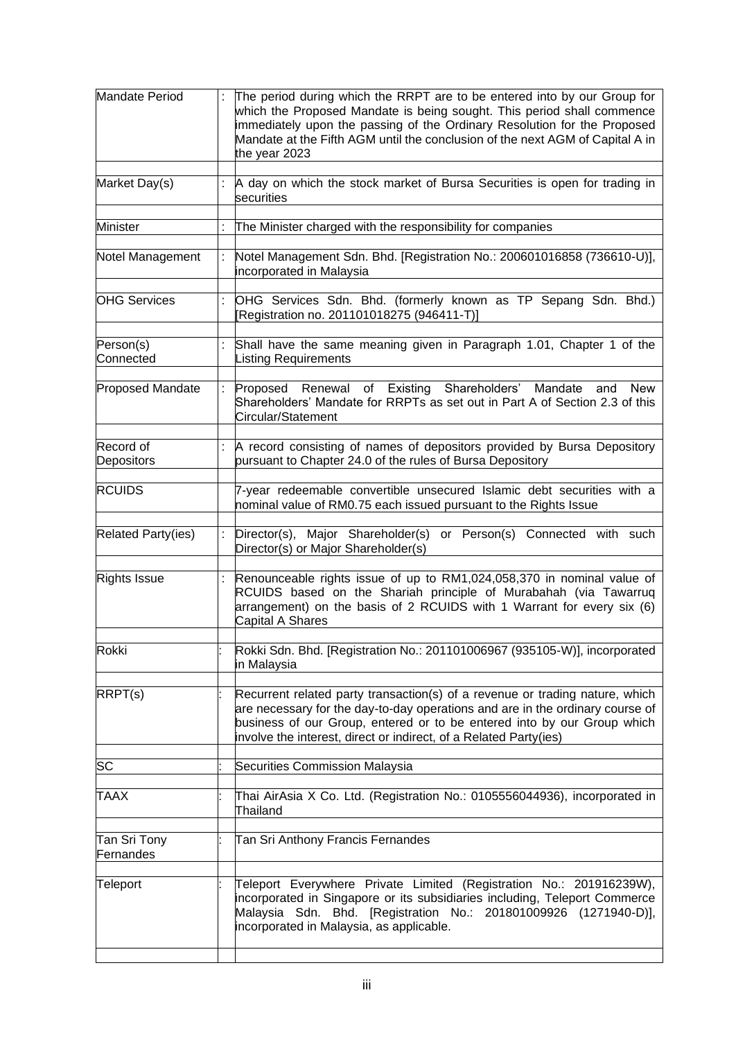| | | |
|---|---|---|
| Mandate Period | : | The period during which the RRPT are to be entered into by our Group for which the Proposed Mandate is being sought. This period shall commence immediately upon the passing of the Ordinary Resolution for the Proposed Mandate at the Fifth AGM until the conclusion of the next AGM of Capital A in the year 2023 |
| Market Day(s) | : | A day on which the stock market of Bursa Securities is open for trading in securities |
| Minister | : | The Minister charged with the responsibility for companies |
| Notel Management | : | Notel Management Sdn. Bhd. [Registration No.: 200601016858 (736610-U)], incorporated in Malaysia |
| OHG Services | : | OHG Services Sdn. Bhd. (formerly known as TP Sepang Sdn. Bhd.) [Registration no. 201101018275 (946411-T)] |
| Person(s) Connected | : | Shall have the same meaning given in Paragraph 1.01, Chapter 1 of the Listing Requirements |
| Proposed Mandate | : | Proposed Renewal of Existing Shareholders' Mandate and New Shareholders' Mandate for RRPTs as set out in Part A of Section 2.3 of this Circular/Statement |
| Record of Depositors | : | A record consisting of names of depositors provided by Bursa Depository pursuant to Chapter 24.0 of the rules of Bursa Depository |
| RCUIDS | | 7-year redeemable convertible unsecured Islamic debt securities with a nominal value of RM0.75 each issued pursuant to the Rights Issue |
| Related Party(ies) | : | Director(s), Major Shareholder(s) or Person(s) Connected with such Director(s) or Major Shareholder(s) |
| Rights Issue | : | Renounceable rights issue of up to RM1,024,058,370 in nominal value of RCUIDS based on the Shariah principle of Murabahah (via Tawarruq arrangement) on the basis of 2 RCUIDS with 1 Warrant for every six (6) Capital A Shares |
| Rokki | : | Rokki Sdn. Bhd. [Registration No.: 201101006967 (935105-W)], incorporated in Malaysia |
| RRPT(s) | : | Recurrent related party transaction(s) of a revenue or trading nature, which are necessary for the day-to-day operations and are in the ordinary course of business of our Group, entered or to be entered into by our Group which involve the interest, direct or indirect, of a Related Party(ies) |
| SC | : | Securities Commission Malaysia |
| TAAX | : | Thai AirAsia X Co. Ltd. (Registration No.: 0105556044936), incorporated in Thailand |
| Tan Sri Tony Fernandes | : | Tan Sri Anthony Francis Fernandes |
| Teleport | : | Teleport Everywhere Private Limited (Registration No.: 201916239W), incorporated in Singapore or its subsidiaries including, Teleport Commerce Malaysia Sdn. Bhd. [Registration No.: 201801009926 (1271940-D)], incorporated in Malaysia, as applicable. |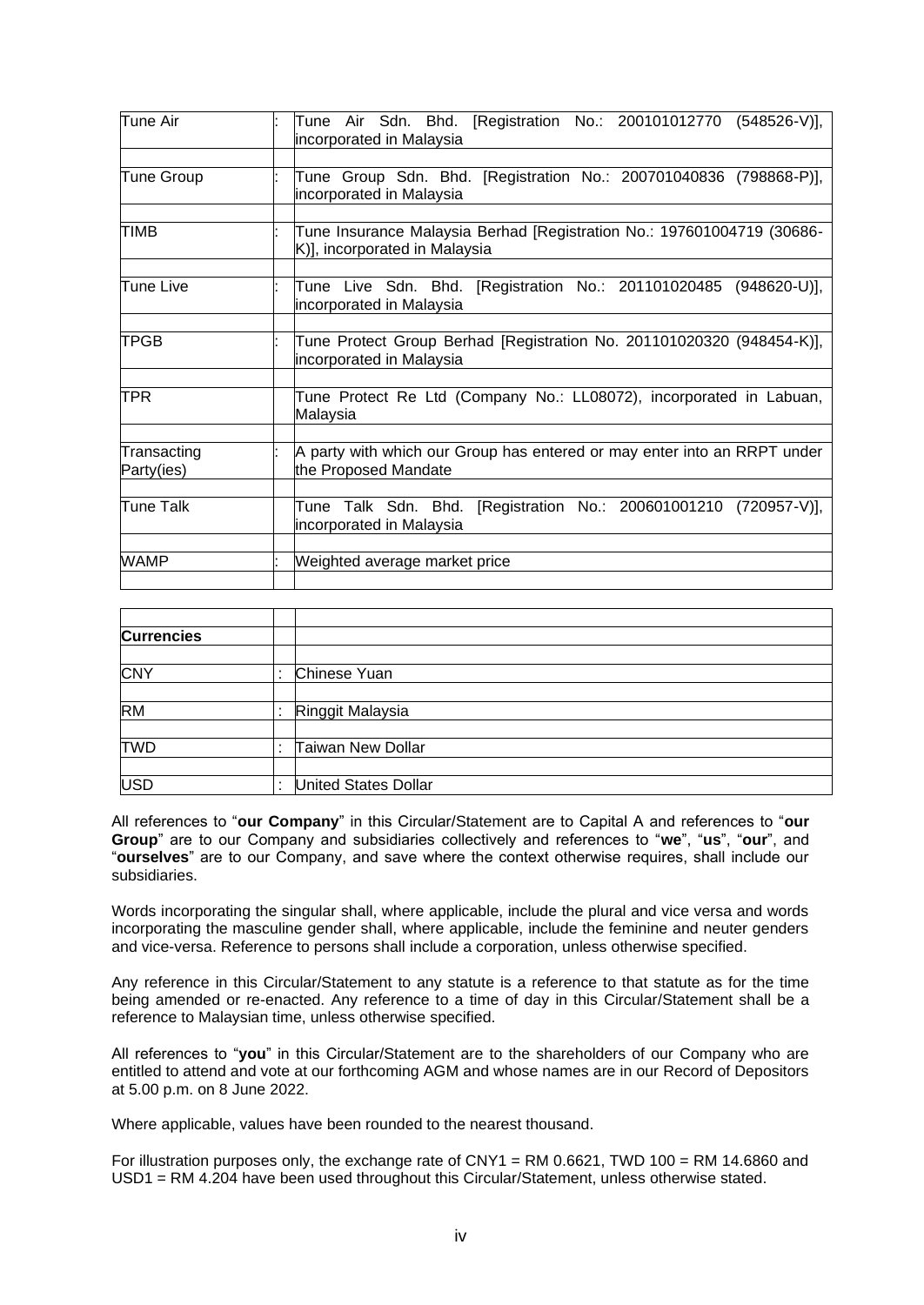| | | |
|---|---|---|
| Tune Air | : | Tune Air Sdn. Bhd. [Registration No.: 200101012770 (548526-V)], incorporated in Malaysia |
| Tune Group | : | Tune Group Sdn. Bhd. [Registration No.: 200701040836 (798868-P)], incorporated in Malaysia |
| TIMB | : | Tune Insurance Malaysia Berhad [Registration No.: 197601004719 (30686-K)], incorporated in Malaysia |
| Tune Live | : | Tune Live Sdn. Bhd. [Registration No.: 201101020485 (948620-U)], incorporated in Malaysia |
| TPGB | : | Tune Protect Group Berhad [Registration No. 201101020320 (948454-K)], incorporated in Malaysia |
| TPR | | Tune Protect Re Ltd (Company No.: LL08072), incorporated in Labuan, Malaysia |
| Transacting Party(ies) | : | A party with which our Group has entered or may enter into an RRPT under the Proposed Mandate |
| Tune Talk | | Tune Talk Sdn. Bhd. [Registration No.: 200601001210 (720957-V)], incorporated in Malaysia |
| WAMP | : | Weighted average market price |

| **Currencies** | | |
|---|---|---|
| CNY | : | Chinese Yuan |
| RM | : | Ringgit Malaysia |
| TWD | : | Taiwan New Dollar |
| USD | : | United States Dollar |

All references to "**our Company**" in this Circular/Statement are to Capital A and references to "**our Group**" are to our Company and subsidiaries collectively and references to "**we**", "**us**", "**our**", and "**ourselves**" are to our Company, and save where the context otherwise requires, shall include our subsidiaries.

Words incorporating the singular shall, where applicable, include the plural and vice versa and words incorporating the masculine gender shall, where applicable, include the feminine and neuter genders and vice-versa. Reference to persons shall include a corporation, unless otherwise specified.

Any reference in this Circular/Statement to any statute is a reference to that statute as for the time being amended or re-enacted. Any reference to a time of day in this Circular/Statement shall be a reference to Malaysian time, unless otherwise specified.

All references to "**you**" in this Circular/Statement are to the shareholders of our Company who are entitled to attend and vote at our forthcoming AGM and whose names are in our Record of Depositors at 5.00 p.m. on 8 June 2022.

Where applicable, values have been rounded to the nearest thousand.

For illustration purposes only, the exchange rate of CNY1 = RM 0.6621, TWD 100 = RM 14.6860 and USD1 = RM 4.204 have been used throughout this Circular/Statement, unless otherwise stated.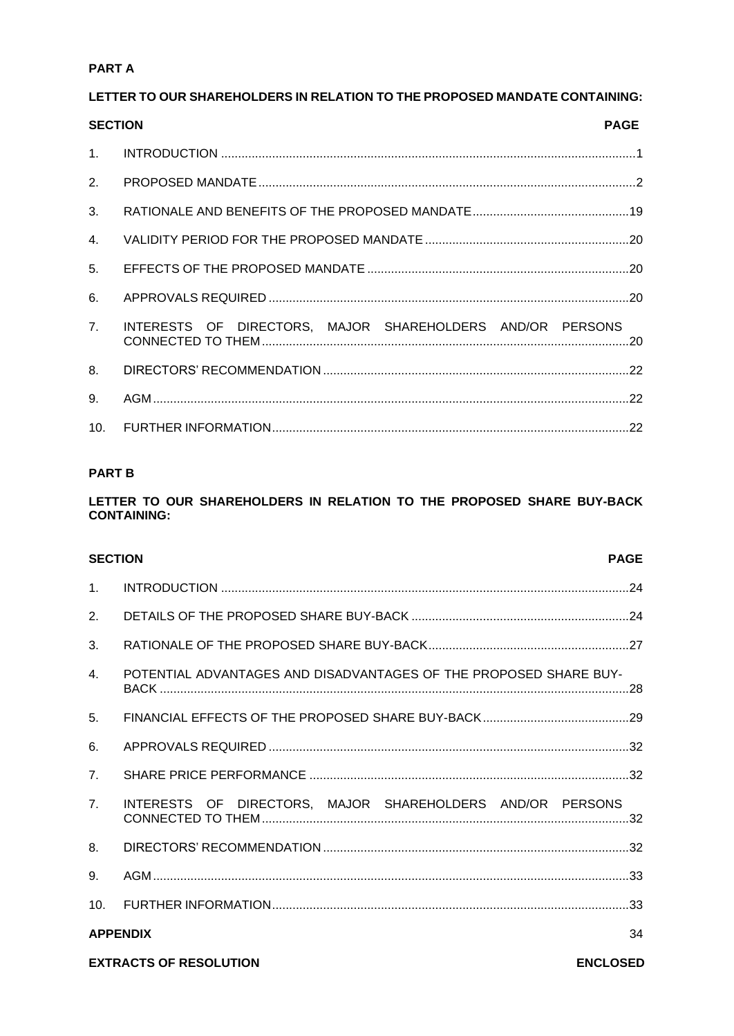**PART A**

**LETTER TO OUR SHAREHOLDERS IN RELATION TO THE PROPOSED MANDATE CONTAINING:**

| **SECTION** | | **PAGE** |
|---|---|---|
| 1. | INTRODUCTION | 1 |
| 2. | PROPOSED MANDATE | 2 |
| 3. | RATIONALE AND BENEFITS OF THE PROPOSED MANDATE | 19 |
| 4. | VALIDITY PERIOD FOR THE PROPOSED MANDATE | 20 |
| 5. | EFFECTS OF THE PROPOSED MANDATE | 20 |
| 6. | APPROVALS REQUIRED | 20 |
| 7. | INTERESTS OF DIRECTORS, MAJOR SHAREHOLDERS AND/OR PERSONS CONNECTED TO THEM | 20 |
| 8. | DIRECTORS' RECOMMENDATION | 22 |
| 9. | AGM | 22 |
| 10. | FURTHER INFORMATION | 22 |

**PART B**

**LETTER TO OUR SHAREHOLDERS IN RELATION TO THE PROPOSED SHARE BUY-BACK CONTAINING:**

| **SECTION** | | **PAGE** |
|---|---|---|
| 1. | INTRODUCTION | 24 |
| 2. | DETAILS OF THE PROPOSED SHARE BUY-BACK | 24 |
| 3. | RATIONALE OF THE PROPOSED SHARE BUY-BACK | 27 |
| 4. | POTENTIAL ADVANTAGES AND DISADVANTAGES OF THE PROPOSED SHARE BUY-BACK | 28 |
| 5. | FINANCIAL EFFECTS OF THE PROPOSED SHARE BUY-BACK | 29 |
| 6. | APPROVALS REQUIRED | 32 |
| 7. | SHARE PRICE PERFORMANCE | 32 |
| 7. | INTERESTS OF DIRECTORS, MAJOR SHAREHOLDERS AND/OR PERSONS CONNECTED TO THEM | 32 |
| 8. | DIRECTORS' RECOMMENDATION | 32 |
| 9. | AGM | 33 |
| 10. | FURTHER INFORMATION | 33 |
| **APPENDIX** | | 34 |
| **EXTRACTS OF RESOLUTION** | | **ENCLOSED** |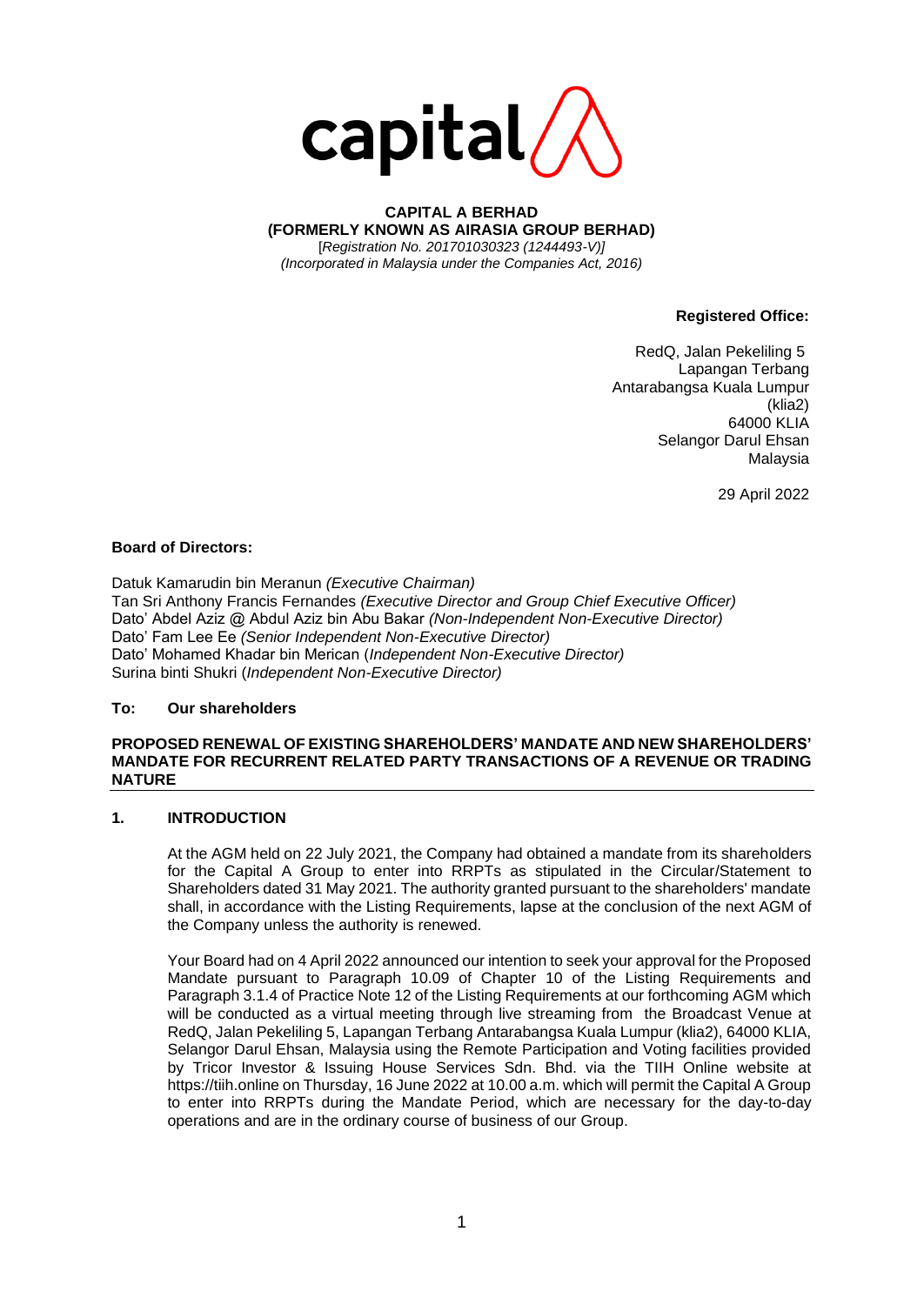capital

**CAPITAL A BERHAD**
**(FORMERLY KNOWN AS AIRASIA GROUP BERHAD)**
[*Registration No. 201701030323 (1244493-V)*]
*(Incorporated in Malaysia under the Companies Act, 2016)*

**Registered Office:**

RedQ, Jalan Pekeliling 5
Lapangan Terbang
Antarabangsa Kuala Lumpur
(klia2)
64000 KLIA
Selangor Darul Ehsan
Malaysia

29 April 2022

**Board of Directors:**

Datuk Kamarudin bin Meranun *(Executive Chairman)*
Tan Sri Anthony Francis Fernandes *(Executive Director and Group Chief Executive Officer)*
Dato' Abdel Aziz @ Abdul Aziz bin Abu Bakar *(Non-Independent Non-Executive Director)*
Dato' Fam Lee Ee *(Senior Independent Non-Executive Director)*
Dato' Mohamed Khadar bin Merican (*Independent Non-Executive Director)*
Surina binti Shukri (*Independent Non-Executive Director)*

**To: Our shareholders**

**PROPOSED RENEWAL OF EXISTING SHAREHOLDERS' MANDATE AND NEW SHAREHOLDERS' MANDATE FOR RECURRENT RELATED PARTY TRANSACTIONS OF A REVENUE OR TRADING NATURE**

## 1. INTRODUCTION

At the AGM held on 22 July 2021, the Company had obtained a mandate from its shareholders for the Capital A Group to enter into RRPTs as stipulated in the Circular/Statement to Shareholders dated 31 May 2021. The authority granted pursuant to the shareholders' mandate shall, in accordance with the Listing Requirements, lapse at the conclusion of the next AGM of the Company unless the authority is renewed.

Your Board had on 4 April 2022 announced our intention to seek your approval for the Proposed Mandate pursuant to Paragraph 10.09 of Chapter 10 of the Listing Requirements and Paragraph 3.1.4 of Practice Note 12 of the Listing Requirements at our forthcoming AGM which will be conducted as a virtual meeting through live streaming from the Broadcast Venue at RedQ, Jalan Pekeliling 5, Lapangan Terbang Antarabangsa Kuala Lumpur (klia2), 64000 KLIA, Selangor Darul Ehsan, Malaysia using the Remote Participation and Voting facilities provided by Tricor Investor & Issuing House Services Sdn. Bhd. via the TIIH Online website at https://tiih.online on Thursday, 16 June 2022 at 10.00 a.m. which will permit the Capital A Group to enter into RRPTs during the Mandate Period, which are necessary for the day-to-day operations and are in the ordinary course of business of our Group.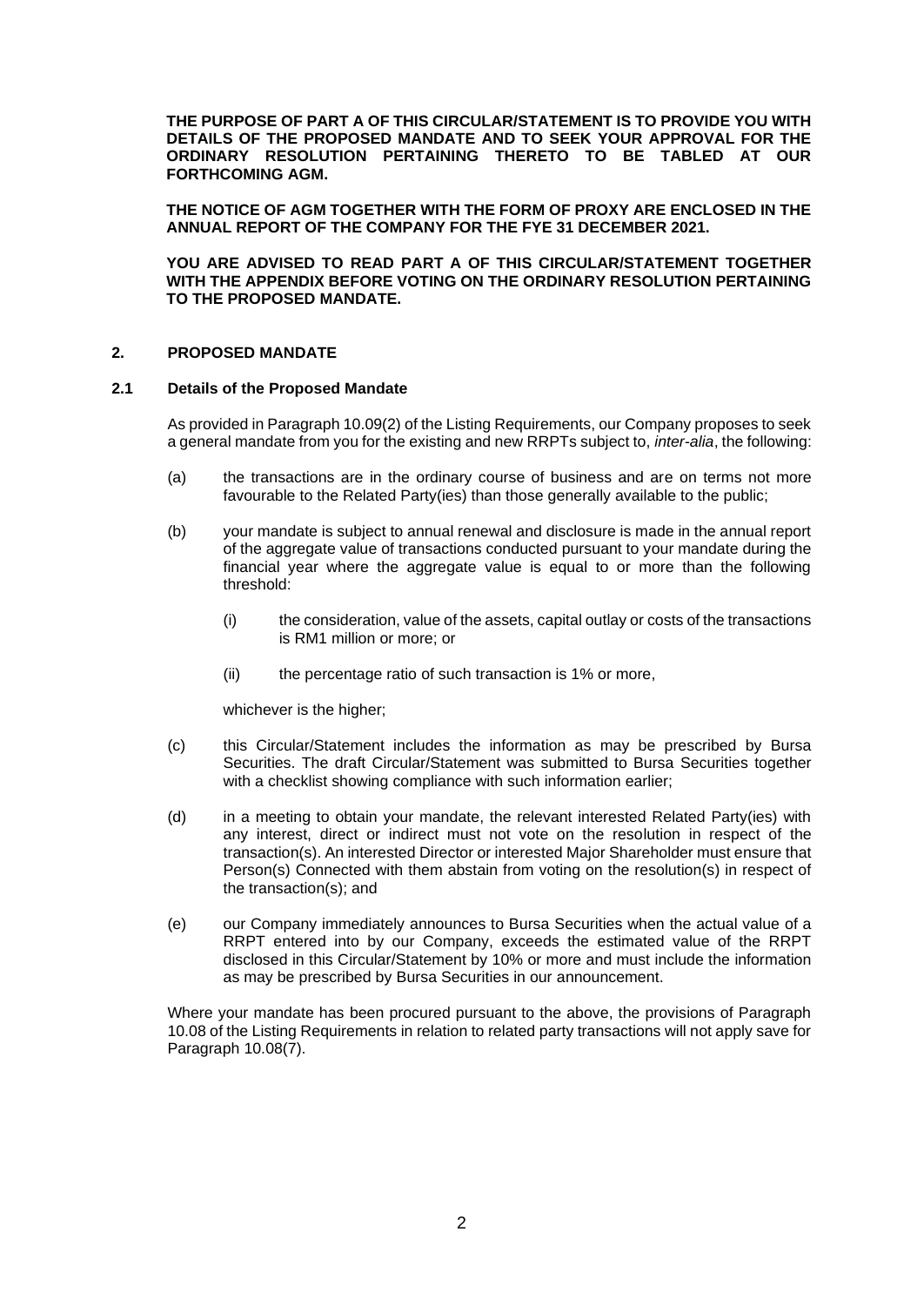**THE PURPOSE OF PART A OF THIS CIRCULAR/STATEMENT IS TO PROVIDE YOU WITH DETAILS OF THE PROPOSED MANDATE AND TO SEEK YOUR APPROVAL FOR THE ORDINARY RESOLUTION PERTAINING THERETO TO BE TABLED AT OUR FORTHCOMING AGM.**

**THE NOTICE OF AGM TOGETHER WITH THE FORM OF PROXY ARE ENCLOSED IN THE ANNUAL REPORT OF THE COMPANY FOR THE FYE 31 DECEMBER 2021.**

**YOU ARE ADVISED TO READ PART A OF THIS CIRCULAR/STATEMENT TOGETHER WITH THE APPENDIX BEFORE VOTING ON THE ORDINARY RESOLUTION PERTAINING TO THE PROPOSED MANDATE.**

## 2. PROPOSED MANDATE

### 2.1 Details of the Proposed Mandate

As provided in Paragraph 10.09(2) of the Listing Requirements, our Company proposes to seek a general mandate from you for the existing and new RRPTs subject to, *inter-alia*, the following:

(a) the transactions are in the ordinary course of business and are on terms not more favourable to the Related Party(ies) than those generally available to the public;

(b) your mandate is subject to annual renewal and disclosure is made in the annual report of the aggregate value of transactions conducted pursuant to your mandate during the financial year where the aggregate value is equal to or more than the following threshold:

  (i) the consideration, value of the assets, capital outlay or costs of the transactions is RM1 million or more; or

  (ii) the percentage ratio of such transaction is 1% or more,

  whichever is the higher;

(c) this Circular/Statement includes the information as may be prescribed by Bursa Securities. The draft Circular/Statement was submitted to Bursa Securities together with a checklist showing compliance with such information earlier;

(d) in a meeting to obtain your mandate, the relevant interested Related Party(ies) with any interest, direct or indirect must not vote on the resolution in respect of the transaction(s). An interested Director or interested Major Shareholder must ensure that Person(s) Connected with them abstain from voting on the resolution(s) in respect of the transaction(s); and

(e) our Company immediately announces to Bursa Securities when the actual value of a RRPT entered into by our Company, exceeds the estimated value of the RRPT disclosed in this Circular/Statement by 10% or more and must include the information as may be prescribed by Bursa Securities in our announcement.

Where your mandate has been procured pursuant to the above, the provisions of Paragraph 10.08 of the Listing Requirements in relation to related party transactions will not apply save for Paragraph 10.08(7).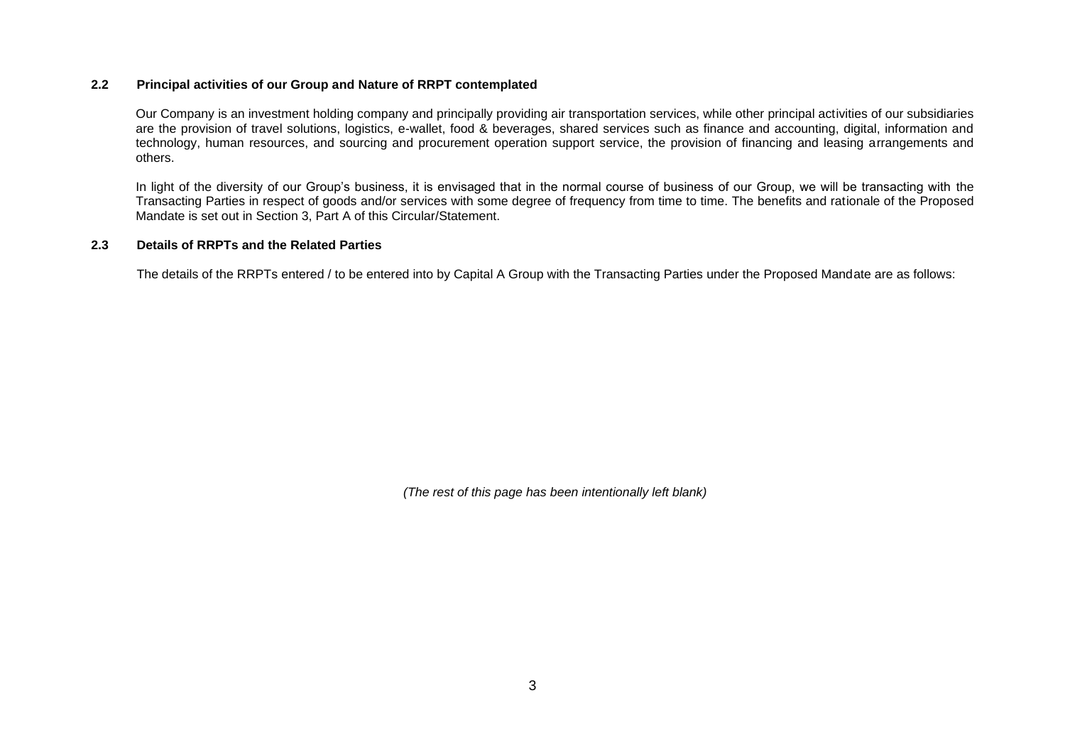### 2.2 Principal activities of our Group and Nature of RRPT contemplated

Our Company is an investment holding company and principally providing air transportation services, while other principal activities of our subsidiaries are the provision of travel solutions, logistics, e-wallet, food & beverages, shared services such as finance and accounting, digital, information and technology, human resources, and sourcing and procurement operation support service, the provision of financing and leasing arrangements and others.

In light of the diversity of our Group's business, it is envisaged that in the normal course of business of our Group, we will be transacting with the Transacting Parties in respect of goods and/or services with some degree of frequency from time to time. The benefits and rationale of the Proposed Mandate is set out in Section 3, Part A of this Circular/Statement.

### 2.3 Details of RRPTs and the Related Parties

The details of the RRPTs entered / to be entered into by Capital A Group with the Transacting Parties under the Proposed Mandate are as follows:

*(The rest of this page has been intentionally left blank)*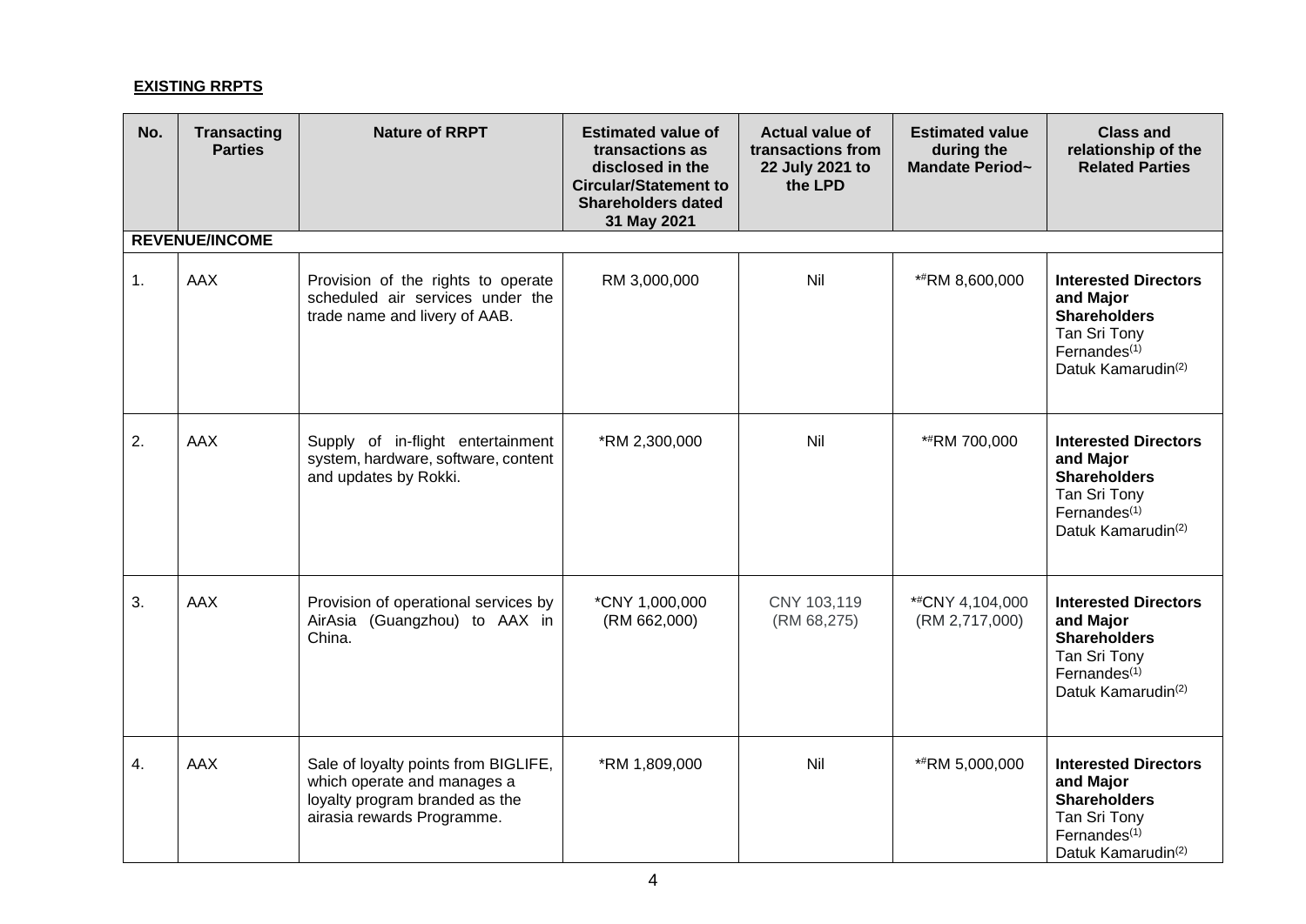**EXISTING RRPTS**

| No. | Transacting Parties | Nature of RRPT | Estimated value of transactions as disclosed in the Circular/Statement to Shareholders dated 31 May 2021 | Actual value of transactions from 22 July 2021 to the LPD | Estimated value during the Mandate Period~ | Class and relationship of the Related Parties |
|---|---|---|---|---|---|---|
| **REVENUE/INCOME** | | | | | | |
| 1. | AAX | Provision of the rights to operate scheduled air services under the trade name and livery of AAB. | RM 3,000,000 | Nil | *#RM 8,600,000 | **Interested Directors and Major Shareholders** Tan Sri Tony Fernandes(1) Datuk Kamarudin(2) |
| 2. | AAX | Supply of in-flight entertainment system, hardware, software, content and updates by Rokki. | *RM 2,300,000 | Nil | *#RM 700,000 | **Interested Directors and Major Shareholders** Tan Sri Tony Fernandes(1) Datuk Kamarudin(2) |
| 3. | AAX | Provision of operational services by AirAsia (Guangzhou) to AAX in China. | *CNY 1,000,000 (RM 662,000) | CNY 103,119 (RM 68,275) | *#CNY 4,104,000 (RM 2,717,000) | **Interested Directors and Major Shareholders** Tan Sri Tony Fernandes(1) Datuk Kamarudin(2) |
| 4. | AAX | Sale of loyalty points from BIGLIFE, which operate and manages a loyalty program branded as the airasia rewards Programme. | *RM 1,809,000 | Nil | *#RM 5,000,000 | **Interested Directors and Major Shareholders** Tan Sri Tony Fernandes(1) Datuk Kamarudin(2) |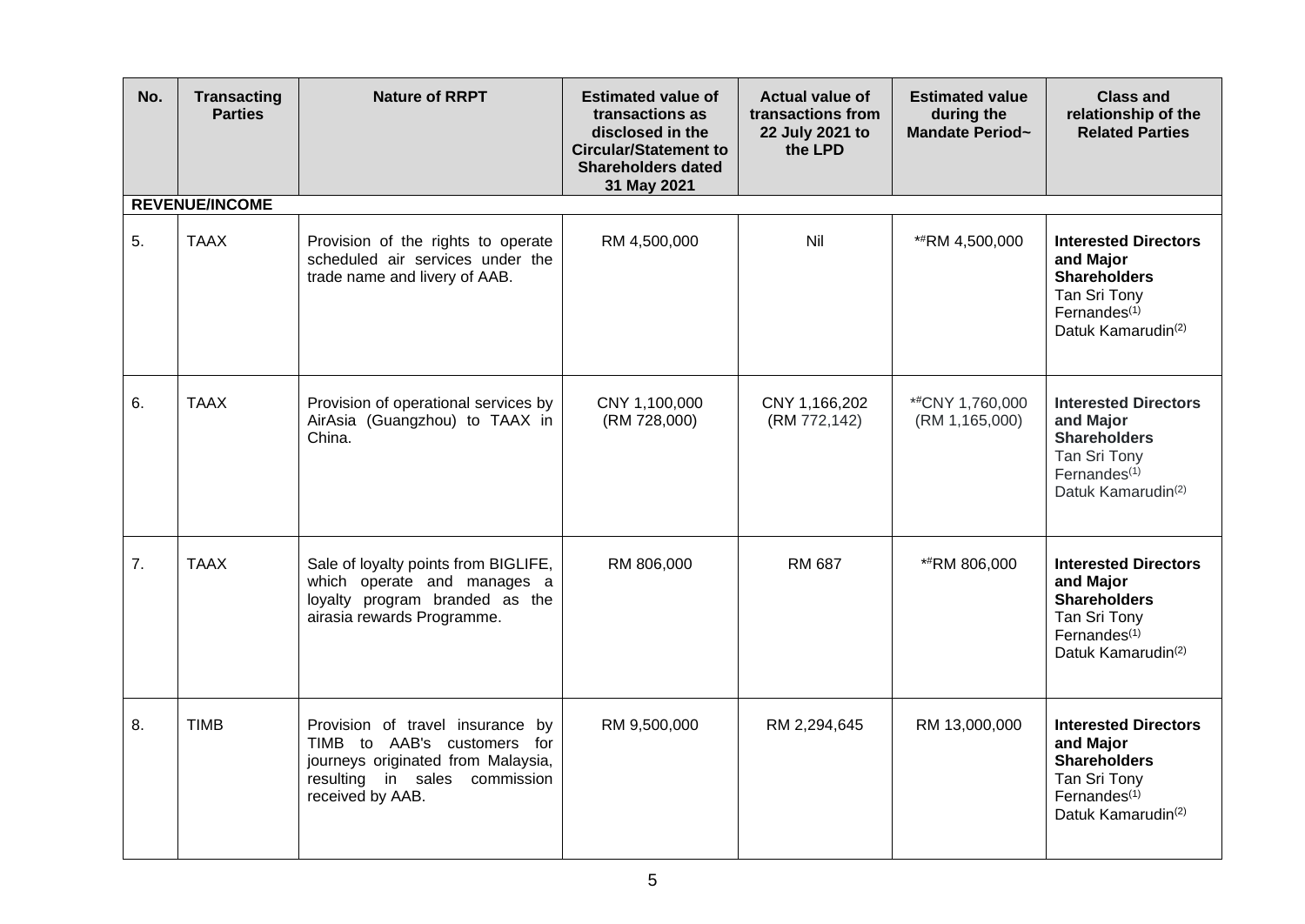| No. | Transacting Parties | Nature of RRPT | Estimated value of transactions as disclosed in the Circular/Statement to Shareholders dated 31 May 2021 | Actual value of transactions from 22 July 2021 to the LPD | Estimated value during the Mandate Period~ | Class and relationship of the Related Parties |
|---|---|---|---|---|---|---|
| **REVENUE/INCOME** | | | | | | |
| 5. | TAAX | Provision of the rights to operate scheduled air services under the trade name and livery of AAB. | RM 4,500,000 | Nil | *#RM 4,500,000 | **Interested Directors and Major Shareholders** Tan Sri Tony Fernandes[(1)] Datuk Kamarudin[(2)] |
| 6. | TAAX | Provision of operational services by AirAsia (Guangzhou) to TAAX in China. | CNY 1,100,000 (RM 728,000) | CNY 1,166,202 (RM 772,142) | *#CNY 1,760,000 (RM 1,165,000) | **Interested Directors and Major Shareholders** Tan Sri Tony Fernandes[(1)] Datuk Kamarudin[(2)] |
| 7. | TAAX | Sale of loyalty points from BIGLIFE, which operate and manages a loyalty program branded as the airasia rewards Programme. | RM 806,000 | RM 687 | *#RM 806,000 | **Interested Directors and Major Shareholders** Tan Sri Tony Fernandes[(1)] Datuk Kamarudin[(2)] |
| 8. | TIMB | Provision of travel insurance by TIMB to AAB's customers for journeys originated from Malaysia, resulting in sales commission received by AAB. | RM 9,500,000 | RM 2,294,645 | RM 13,000,000 | **Interested Directors and Major Shareholders** Tan Sri Tony Fernandes[(1)] Datuk Kamarudin[(2)] |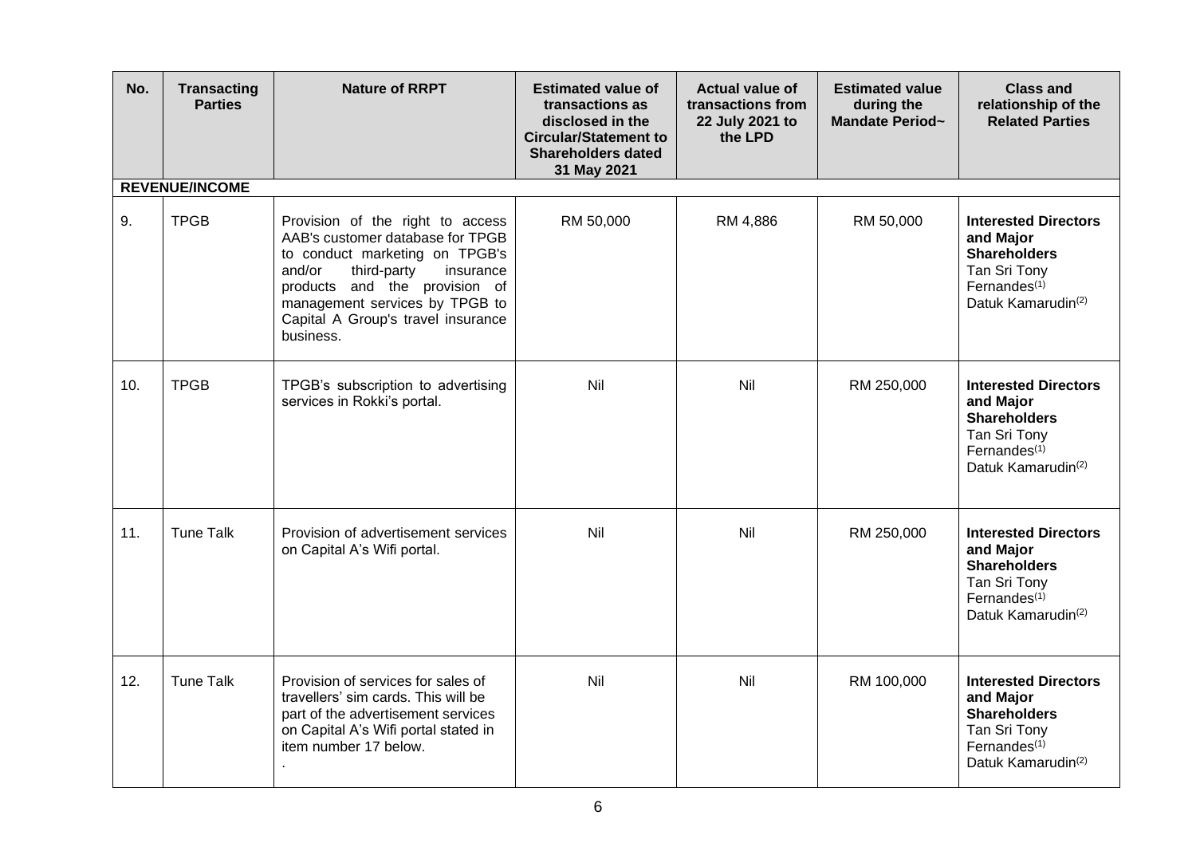| No. | Transacting Parties | Nature of RRPT | Estimated value of transactions as disclosed in the Circular/Statement to Shareholders dated 31 May 2021 | Actual value of transactions from 22 July 2021 to the LPD | Estimated value during the Mandate Period~ | Class and relationship of the Related Parties |
|---|---|---|---|---|---|---|
| **REVENUE/INCOME** | | | | | | |
| 9. | TPGB | Provision of the right to access AAB's customer database for TPGB to conduct marketing on TPGB's and/or third-party insurance products and the provision of management services by TPGB to Capital A Group's travel insurance business. | RM 50,000 | RM 4,886 | RM 50,000 | **Interested Directors and Major Shareholders** Tan Sri Tony Fernandes[(1)] Datuk Kamarudin[(2)] |
| 10. | TPGB | TPGB's subscription to advertising services in Rokki's portal. | Nil | Nil | RM 250,000 | **Interested Directors and Major Shareholders** Tan Sri Tony Fernandes[(1)] Datuk Kamarudin[(2)] |
| 11. | Tune Talk | Provision of advertisement services on Capital A's Wifi portal. | Nil | Nil | RM 250,000 | **Interested Directors and Major Shareholders** Tan Sri Tony Fernandes[(1)] Datuk Kamarudin[(2)] |
| 12. | Tune Talk | Provision of services for sales of travellers' sim cards. This will be part of the advertisement services on Capital A's Wifi portal stated in item number 17 below. . | Nil | Nil | RM 100,000 | **Interested Directors and Major Shareholders** Tan Sri Tony Fernandes[(1)] Datuk Kamarudin[(2)] |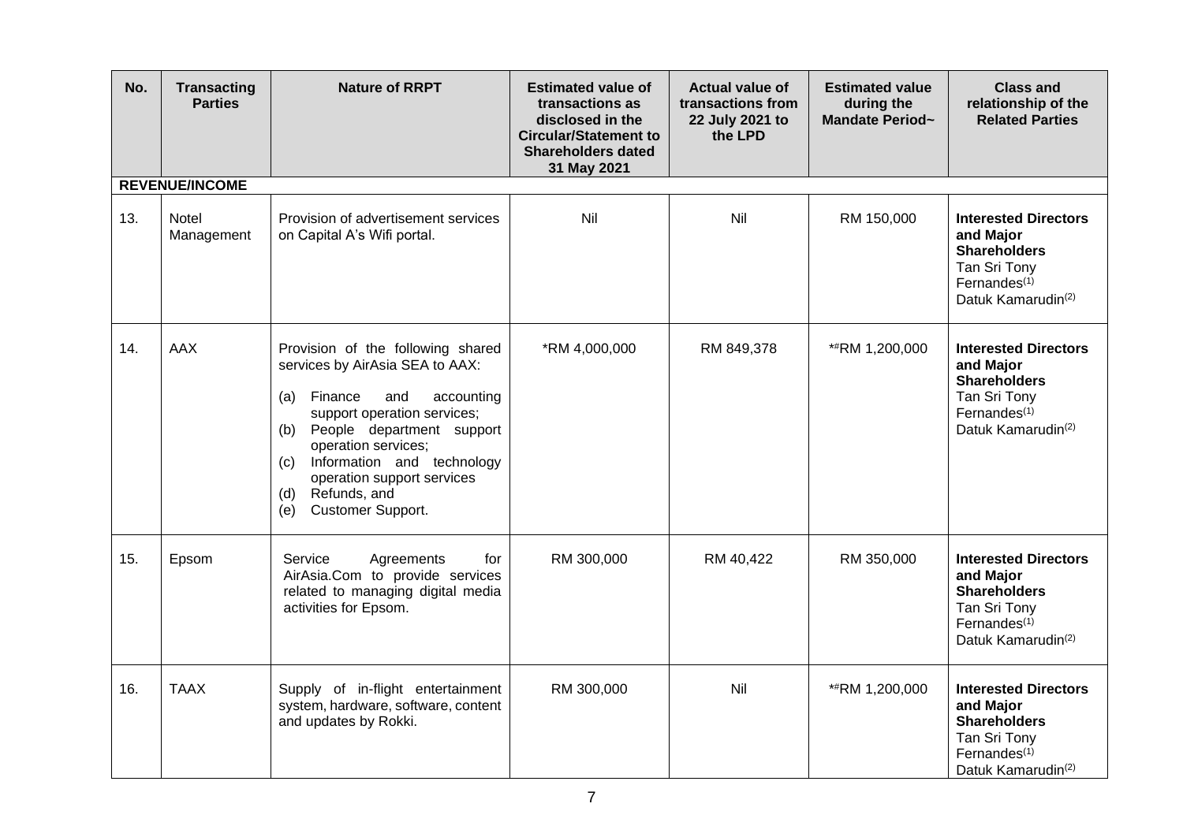| No. | Transacting Parties | Nature of RRPT | Estimated value of transactions as disclosed in the Circular/Statement to Shareholders dated 31 May 2021 | Actual value of transactions from 22 July 2021 to the LPD | Estimated value during the Mandate Period~ | Class and relationship of the Related Parties |
|---|---|---|---|---|---|---|
| **REVENUE/INCOME** | | | | | | |
| 13. | Notel Management | Provision of advertisement services on Capital A's Wifi portal. | Nil | Nil | RM 150,000 | **Interested Directors and Major Shareholders** Tan Sri Tony Fernandes(1) Datuk Kamarudin(2) |
| 14. | AAX | Provision of the following shared services by AirAsia SEA to AAX: (a) Finance and accounting support operation services; (b) People department support operation services; (c) Information and technology operation support services (d) Refunds, and (e) Customer Support. | *RM 4,000,000 | RM 849,378 | *#RM 1,200,000 | **Interested Directors and Major Shareholders** Tan Sri Tony Fernandes(1) Datuk Kamarudin(2) |
| 15. | Epsom | Service Agreements for AirAsia.Com to provide services related to managing digital media activities for Epsom. | RM 300,000 | RM 40,422 | RM 350,000 | **Interested Directors and Major Shareholders** Tan Sri Tony Fernandes(1) Datuk Kamarudin(2) |
| 16. | TAAX | Supply of in-flight entertainment system, hardware, software, content and updates by Rokki. | RM 300,000 | Nil | *#RM 1,200,000 | **Interested Directors and Major Shareholders** Tan Sri Tony Fernandes(1) Datuk Kamarudin(2) |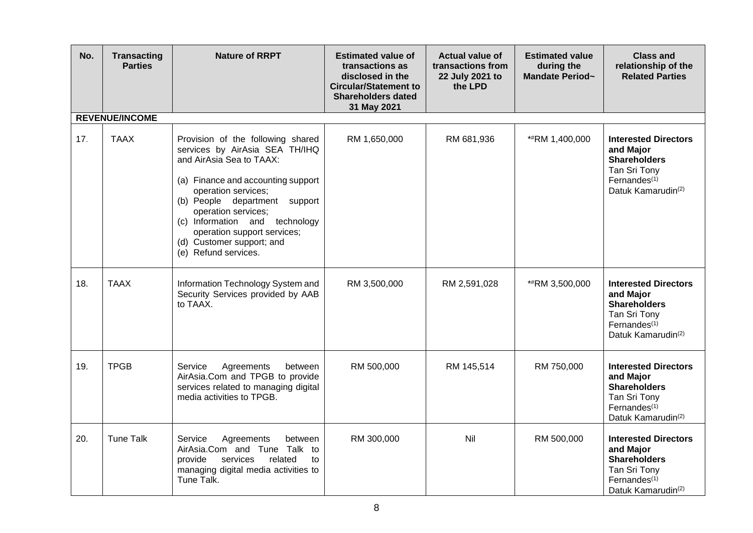| No. | Transacting Parties | Nature of RRPT | Estimated value of transactions as disclosed in the Circular/Statement to Shareholders dated 31 May 2021 | Actual value of transactions from 22 July 2021 to the LPD | Estimated value during the Mandate Period~ | Class and relationship of the Related Parties |
|---|---|---|---|---|---|---|
| **REVENUE/INCOME** | | | | | | |
| 17. | TAAX | Provision of the following shared services by AirAsia SEA TH/IHQ and AirAsia Sea to TAAX: (a) Finance and accounting support operation services; (b) People department support operation services; (c) Information and technology operation support services; (d) Customer support; and (e) Refund services. | RM 1,650,000 | RM 681,936 | *#RM 1,400,000 | **Interested Directors and Major Shareholders** Tan Sri Tony Fernandes(1) Datuk Kamarudin(2) |
| 18. | TAAX | Information Technology System and Security Services provided by AAB to TAAX. | RM 3,500,000 | RM 2,591,028 | *#RM 3,500,000 | **Interested Directors and Major Shareholders** Tan Sri Tony Fernandes(1) Datuk Kamarudin(2) |
| 19. | TPGB | Service Agreements between AirAsia.Com and TPGB to provide services related to managing digital media activities to TPGB. | RM 500,000 | RM 145,514 | RM 750,000 | **Interested Directors and Major Shareholders** Tan Sri Tony Fernandes(1) Datuk Kamarudin(2) |
| 20. | Tune Talk | Service Agreements between AirAsia.Com and Tune Talk to provide services related to managing digital media activities to Tune Talk. | RM 300,000 | Nil | RM 500,000 | **Interested Directors and Major Shareholders** Tan Sri Tony Fernandes(1) Datuk Kamarudin(2) |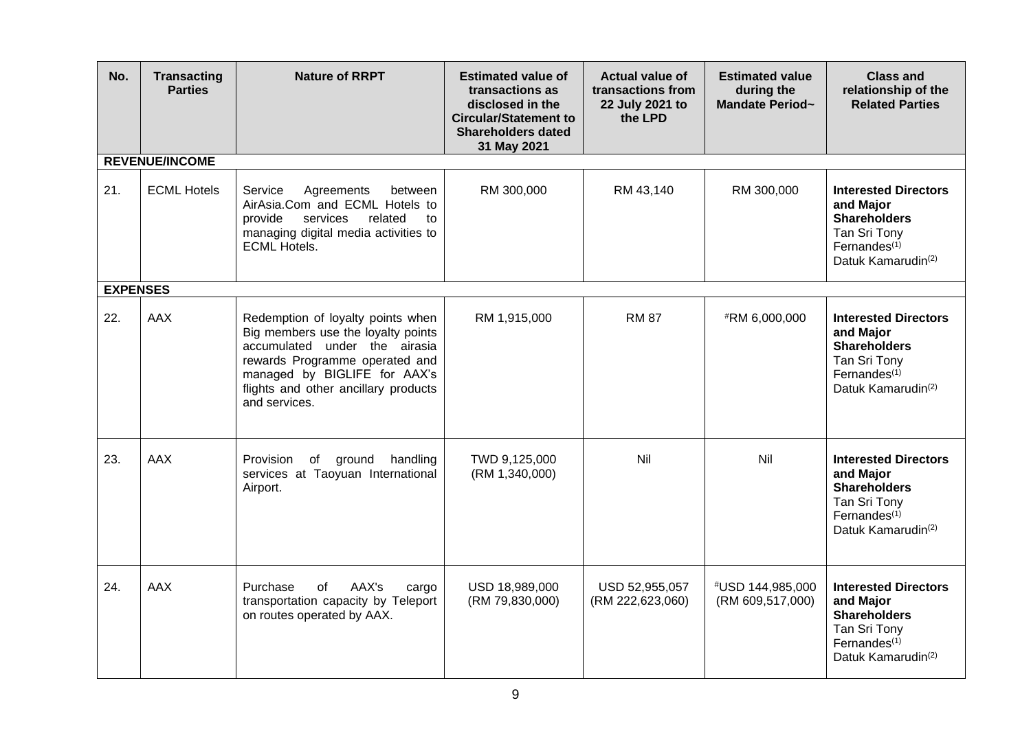| No. | Transacting Parties | Nature of RRPT | Estimated value of transactions as disclosed in the Circular/Statement to Shareholders dated 31 May 2021 | Actual value of transactions from 22 July 2021 to the LPD | Estimated value during the Mandate Period~ | Class and relationship of the Related Parties |
|---|---|---|---|---|---|---|
| **REVENUE/INCOME** | | | | | | |
| 21. | ECML Hotels | Service Agreements between AirAsia.Com and ECML Hotels to provide services related to managing digital media activities to ECML Hotels. | RM 300,000 | RM 43,140 | RM 300,000 | **Interested Directors and Major Shareholders** Tan Sri Tony Fernandes(1) Datuk Kamarudin(2) |
| **EXPENSES** | | | | | | |
| 22. | AAX | Redemption of loyalty points when Big members use the loyalty points accumulated under the airasia rewards Programme operated and managed by BIGLIFE for AAX's flights and other ancillary products and services. | RM 1,915,000 | RM 87 | #RM 6,000,000 | **Interested Directors and Major Shareholders** Tan Sri Tony Fernandes(1) Datuk Kamarudin(2) |
| 23. | AAX | Provision of ground handling services at Taoyuan International Airport. | TWD 9,125,000 (RM 1,340,000) | Nil | Nil | **Interested Directors and Major Shareholders** Tan Sri Tony Fernandes(1) Datuk Kamarudin(2) |
| 24. | AAX | Purchase of AAX's cargo transportation capacity by Teleport on routes operated by AAX. | USD 18,989,000 (RM 79,830,000) | USD 52,955,057 (RM 222,623,060) | #USD 144,985,000 (RM 609,517,000) | **Interested Directors and Major Shareholders** Tan Sri Tony Fernandes(1) Datuk Kamarudin(2) |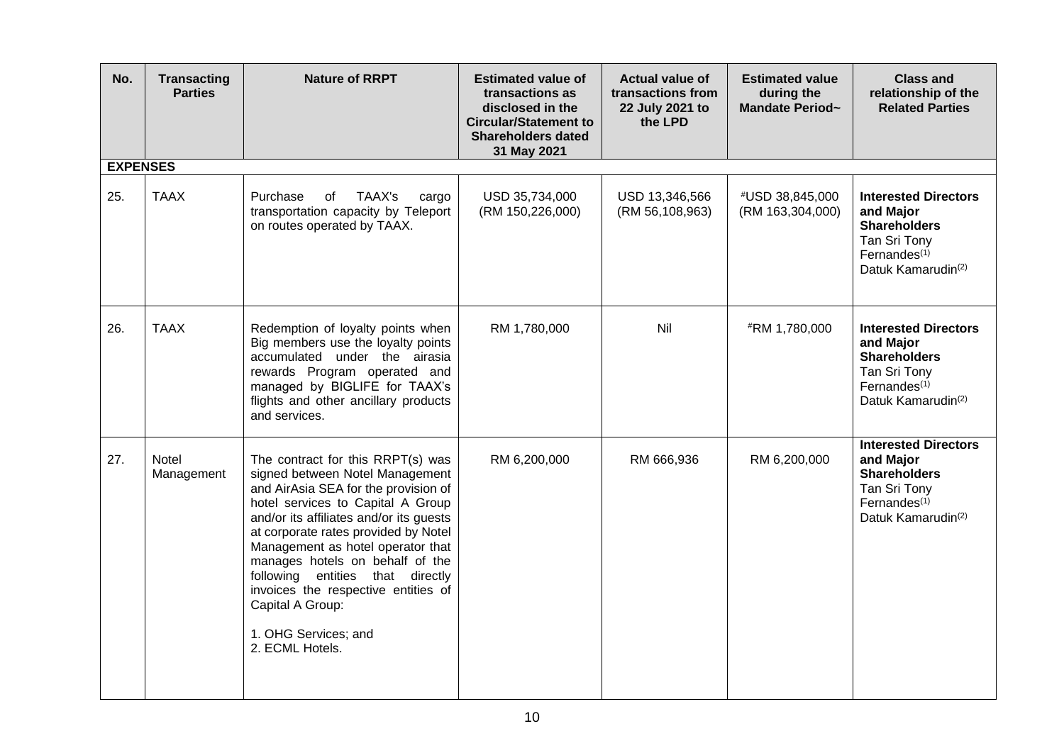| No. | Transacting Parties | Nature of RRPT | Estimated value of transactions as disclosed in the Circular/Statement to Shareholders dated 31 May 2021 | Actual value of transactions from 22 July 2021 to the LPD | Estimated value during the Mandate Period~ | Class and relationship of the Related Parties |
|---|---|---|---|---|---|---|
| **EXPENSES** | | | | | | |
| 25. | TAAX | Purchase of TAAX's cargo transportation capacity by Teleport on routes operated by TAAX. | USD 35,734,000 (RM 150,226,000) | USD 13,346,566 (RM 56,108,963) | #USD 38,845,000 (RM 163,304,000) | **Interested Directors and Major Shareholders** Tan Sri Tony Fernandes(1) Datuk Kamarudin(2) |
| 26. | TAAX | Redemption of loyalty points when Big members use the loyalty points accumulated under the airasia rewards Program operated and managed by BIGLIFE for TAAX's flights and other ancillary products and services. | RM 1,780,000 | Nil | #RM 1,780,000 | **Interested Directors and Major Shareholders** Tan Sri Tony Fernandes(1) Datuk Kamarudin(2) |
| 27. | Notel Management | The contract for this RRPT(s) was signed between Notel Management and AirAsia SEA for the provision of hotel services to Capital A Group and/or its affiliates and/or its guests at corporate rates provided by Notel Management as hotel operator that manages hotels on behalf of the following entities that directly invoices the respective entities of Capital A Group:<br><br>1. OHG Services; and<br>2. ECML Hotels. | RM 6,200,000 | RM 666,936 | RM 6,200,000 | **Interested Directors and Major Shareholders** Tan Sri Tony Fernandes(1) Datuk Kamarudin(2) |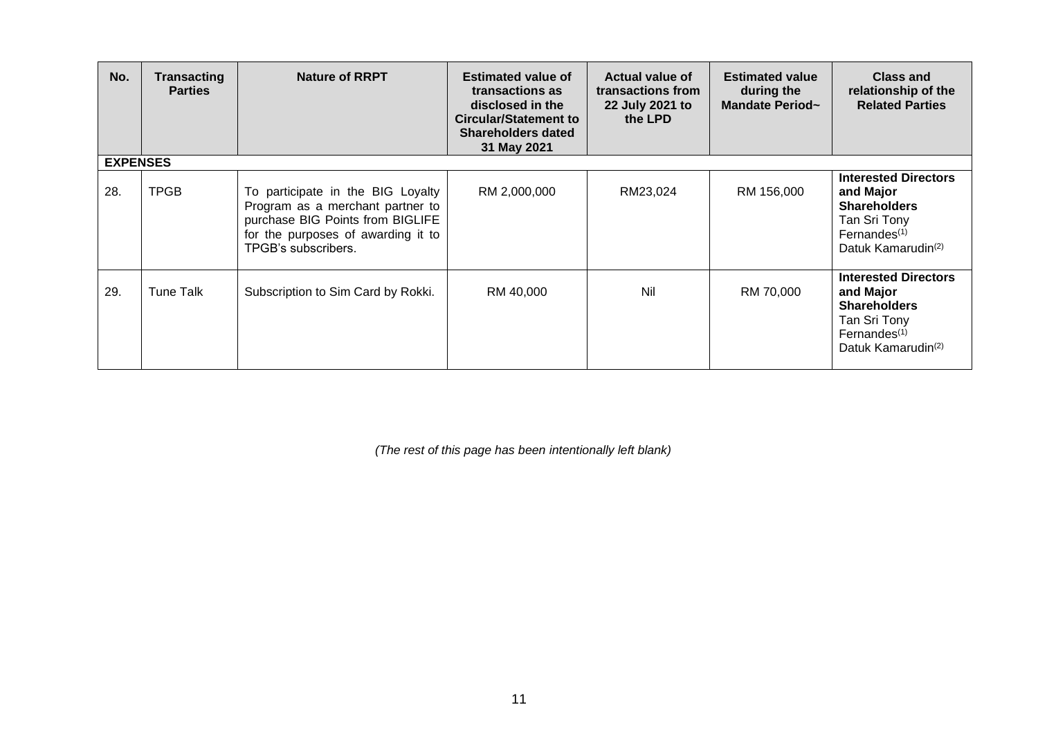| No. | Transacting Parties | Nature of RRPT | Estimated value of transactions as disclosed in the Circular/Statement to Shareholders dated 31 May 2021 | Actual value of transactions from 22 July 2021 to the LPD | Estimated value during the Mandate Period~ | Class and relationship of the Related Parties |
|---|---|---|---|---|---|---|
| **EXPENSES** | | | | | | |
| 28. | TPGB | To participate in the BIG Loyalty Program as a merchant partner to purchase BIG Points from BIGLIFE for the purposes of awarding it to TPGB's subscribers. | RM 2,000,000 | RM23,024 | RM 156,000 | **Interested Directors and Major Shareholders** Tan Sri Tony Fernandes[(1)] Datuk Kamarudin[(2)] |
| 29. | Tune Talk | Subscription to Sim Card by Rokki. | RM 40,000 | Nil | RM 70,000 | **Interested Directors and Major Shareholders** Tan Sri Tony Fernandes[(1)] Datuk Kamarudin[(2)] |

*(The rest of this page has been intentionally left blank)*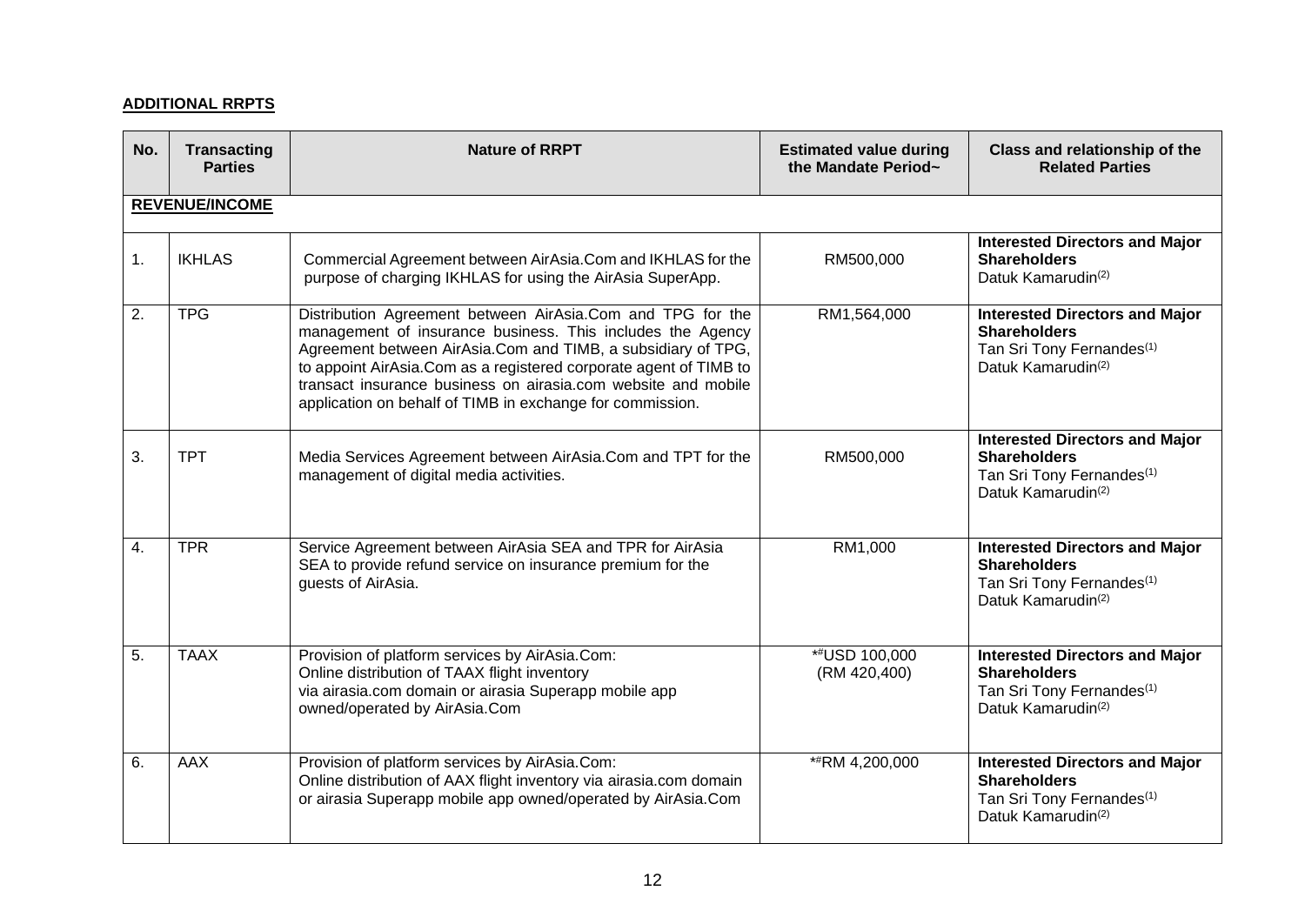**ADDITIONAL RRPTS**

| No. | Transacting Parties | Nature of RRPT | Estimated value during the Mandate Period~ | Class and relationship of the Related Parties |
|---|---|---|---|---|
| **REVENUE/INCOME** | | | | |
| 1. | IKHLAS | Commercial Agreement between AirAsia.Com and IKHLAS for the purpose of charging IKHLAS for using the AirAsia SuperApp. | RM500,000 | **Interested Directors and Major Shareholders** Datuk Kamarudin(2) |
| 2. | TPG | Distribution Agreement between AirAsia.Com and TPG for the management of insurance business. This includes the Agency Agreement between AirAsia.Com and TIMB, a subsidiary of TPG, to appoint AirAsia.Com as a registered corporate agent of TIMB to transact insurance business on airasia.com website and mobile application on behalf of TIMB in exchange for commission. | RM1,564,000 | **Interested Directors and Major Shareholders** Tan Sri Tony Fernandes(1) Datuk Kamarudin(2) |
| 3. | TPT | Media Services Agreement between AirAsia.Com and TPT for the management of digital media activities. | RM500,000 | **Interested Directors and Major Shareholders** Tan Sri Tony Fernandes(1) Datuk Kamarudin(2) |
| 4. | TPR | Service Agreement between AirAsia SEA and TPR for AirAsia SEA to provide refund service on insurance premium for the guests of AirAsia. | RM1,000 | **Interested Directors and Major Shareholders** Tan Sri Tony Fernandes(1) Datuk Kamarudin(2) |
| 5. | TAAX | Provision of platform services by AirAsia.Com: Online distribution of TAAX flight inventory via airasia.com domain or airasia Superapp mobile app owned/operated by AirAsia.Com | *#USD 100,000 (RM 420,400) | **Interested Directors and Major Shareholders** Tan Sri Tony Fernandes(1) Datuk Kamarudin(2) |
| 6. | AAX | Provision of platform services by AirAsia.Com: Online distribution of AAX flight inventory via airasia.com domain or airasia Superapp mobile app owned/operated by AirAsia.Com | *#RM 4,200,000 | **Interested Directors and Major Shareholders** Tan Sri Tony Fernandes(1) Datuk Kamarudin(2) |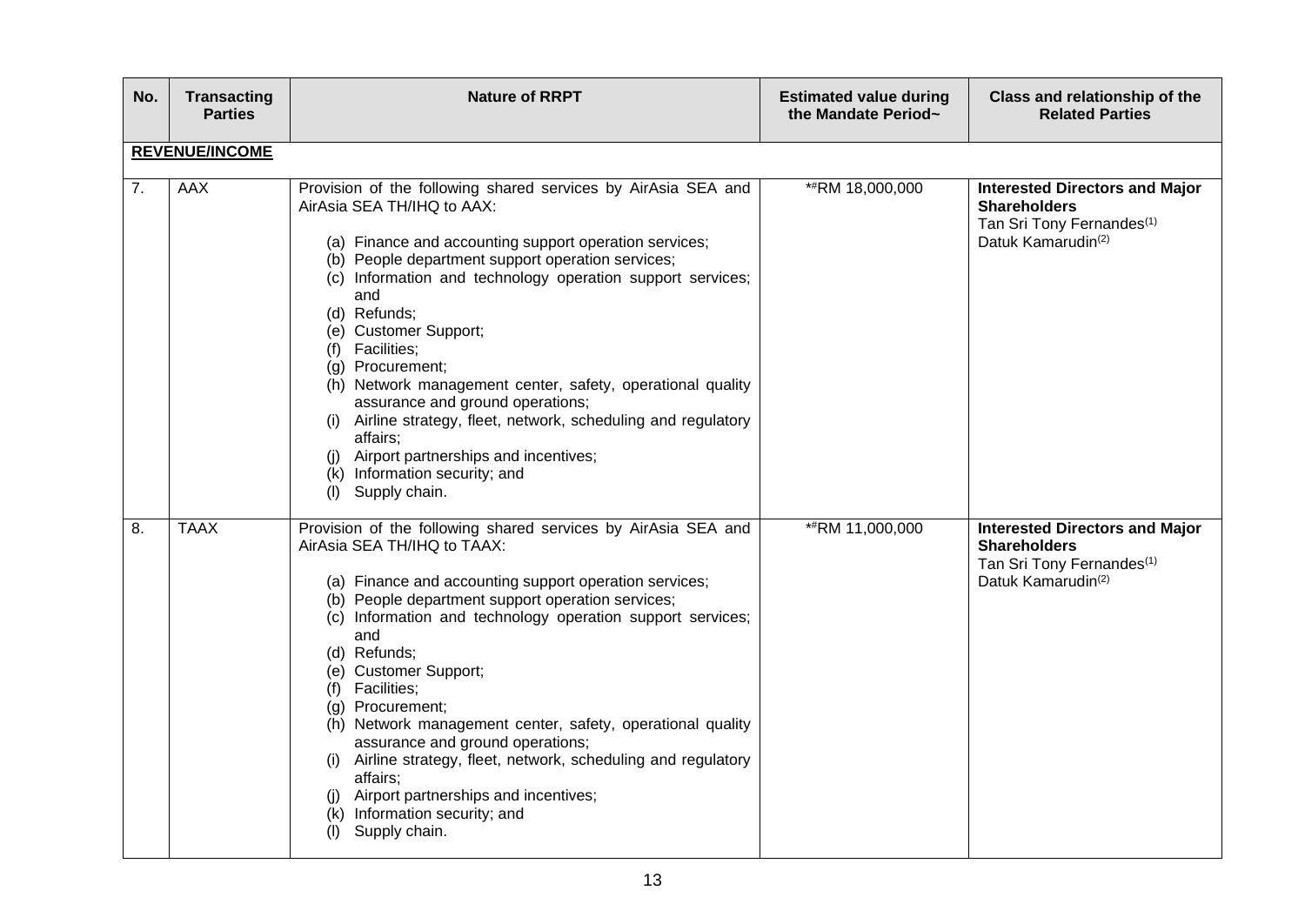| No. | Transacting Parties | Nature of RRPT | Estimated value during the Mandate Period~ | Class and relationship of the Related Parties |
|---|---|---|---|---|
| **REVENUE/INCOME** | | | | |
| 7. | AAX | Provision of the following shared services by AirAsia SEA and AirAsia SEA TH/IHQ to AAX:<br><br>(a) Finance and accounting support operation services;<br>(b) People department support operation services;<br>(c) Information and technology operation support services; and<br>(d) Refunds;<br>(e) Customer Support;<br>(f) Facilities;<br>(g) Procurement;<br>(h) Network management center, safety, operational quality assurance and ground operations;<br>(i) Airline strategy, fleet, network, scheduling and regulatory affairs;<br>(j) Airport partnerships and incentives;<br>(k) Information security; and<br>(l) Supply chain. | *#RM 18,000,000 | **Interested Directors and Major Shareholders**<br>Tan Sri Tony Fernandes[(1)]<br>Datuk Kamarudin[(2)] |
| 8. | TAAX | Provision of the following shared services by AirAsia SEA and AirAsia SEA TH/IHQ to TAAX:<br><br>(a) Finance and accounting support operation services;<br>(b) People department support operation services;<br>(c) Information and technology operation support services; and<br>(d) Refunds;<br>(e) Customer Support;<br>(f) Facilities;<br>(g) Procurement;<br>(h) Network management center, safety, operational quality assurance and ground operations;<br>(i) Airline strategy, fleet, network, scheduling and regulatory affairs;<br>(j) Airport partnerships and incentives;<br>(k) Information security; and<br>(l) Supply chain. | *#RM 11,000,000 | **Interested Directors and Major Shareholders**<br>Tan Sri Tony Fernandes[(1)]<br>Datuk Kamarudin[(2)] |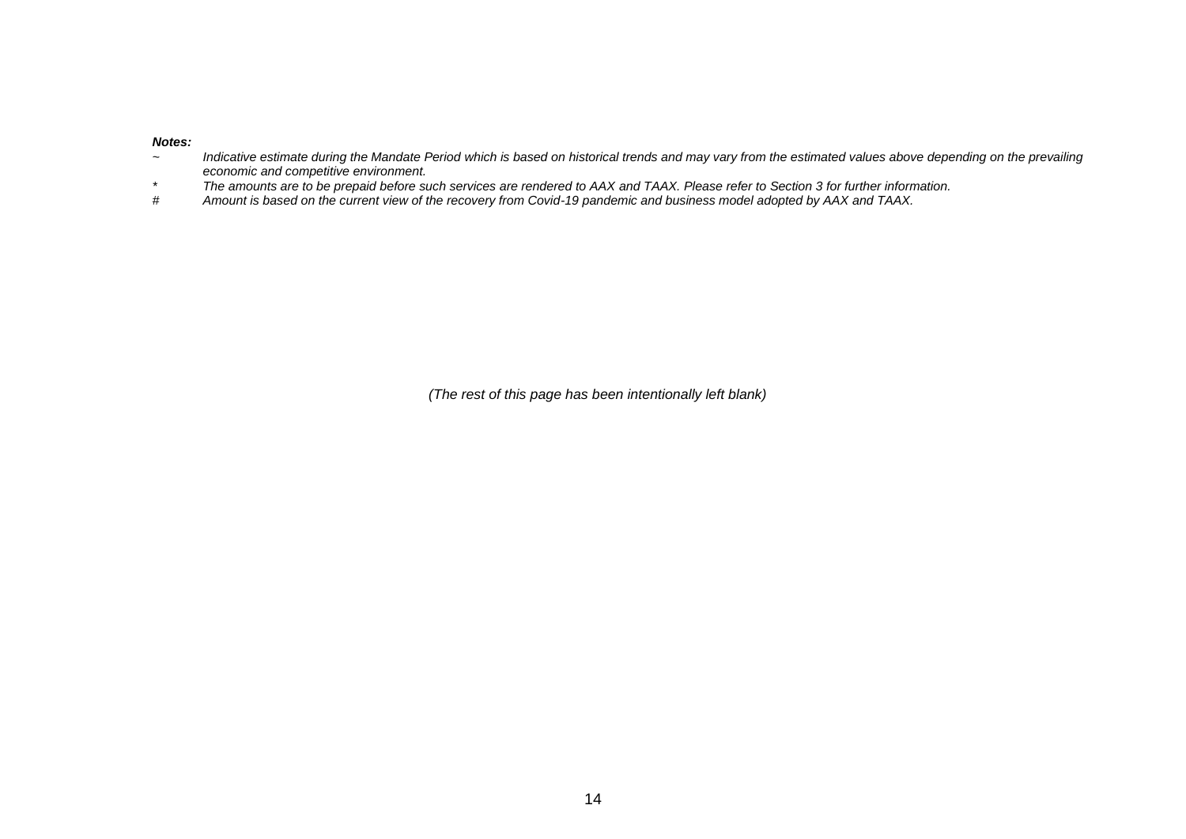***Notes:***

*~ Indicative estimate during the Mandate Period which is based on historical trends and may vary from the estimated values above depending on the prevailing economic and competitive environment.*

*\* The amounts are to be prepaid before such services are rendered to AAX and TAAX. Please refer to Section 3 for further information.*

*# Amount is based on the current view of the recovery from Covid-19 pandemic and business model adopted by AAX and TAAX.*

*(The rest of this page has been intentionally left blank)*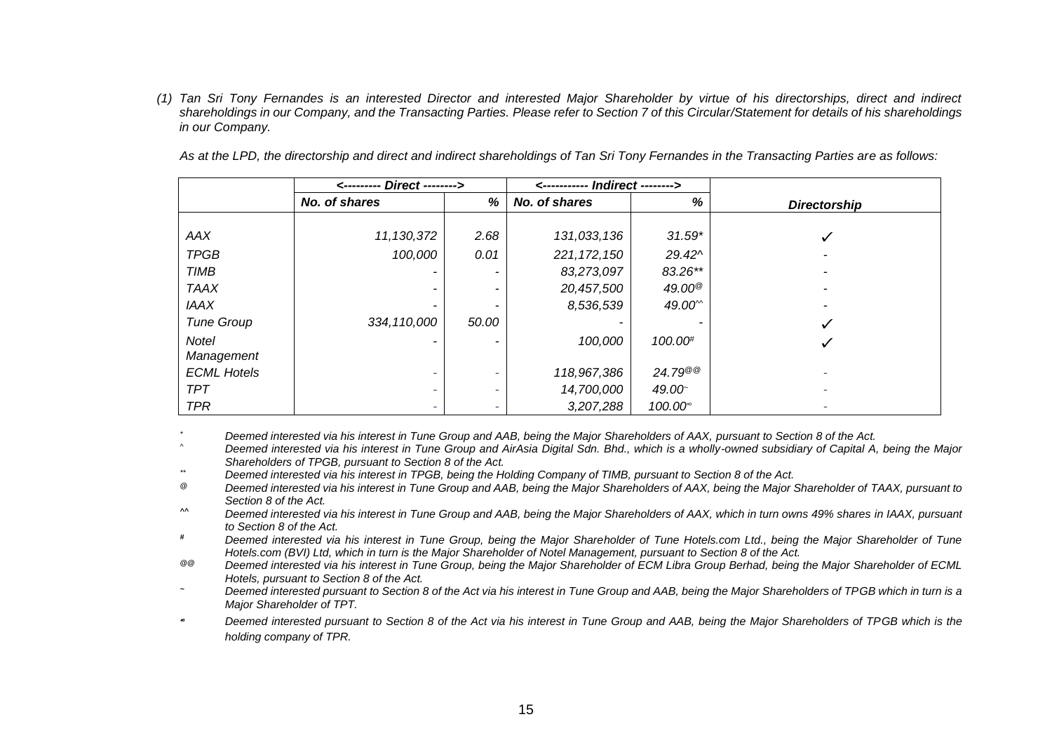*(1) Tan Sri Tony Fernandes is an interested Director and interested Major Shareholder by virtue of his directorships, direct and indirect shareholdings in our Company, and the Transacting Parties. Please refer to Section 7 of this Circular/Statement for details of his shareholdings in our Company.*

*As at the LPD, the directorship and direct and indirect shareholdings of Tan Sri Tony Fernandes in the Transacting Parties are as follows:*

| | <--------- Direct --------> | | <----------- Indirect --------> | | |
|---|---|---|---|---|---|
| | ***No. of shares*** | ***%*** | ***No. of shares*** | ***%*** | ***Directorship*** |
| *AAX* | *11,130,372* | *2.68* | *131,033,136* | *31.59** | ✓ |
| *TPGB* | *100,000* | *0.01* | *221,172,150* | *29.42^* | - |
| *TIMB* | - | - | *83,273,097* | *83.26*** | - |
| *TAAX* | - | - | *20,457,500* | *49.00@* | - |
| *IAAX* | - | - | *8,536,539* | *49.00^^* | - |
| *Tune Group* | *334,110,000* | *50.00* | - | - | ✓ |
| *Notel Management* | - | - | *100,000* | *100.00#* | ✓ |
| *ECML Hotels* | - | - | *118,967,386* | *24.79@@* | - |
| *TPT* | - | - | *14,700,000* | *49.00~* | - |
| *TPR* | - | - | *3,207,288* | *100.00∞* | - |

\* *Deemed interested via his interest in Tune Group and AAB, being the Major Shareholders of AAX, pursuant to Section 8 of the Act.*

^ *Deemed interested via his interest in Tune Group and AirAsia Digital Sdn. Bhd., which is a wholly-owned subsidiary of Capital A, being the Major Shareholders of TPGB, pursuant to Section 8 of the Act.*

** *Deemed interested via his interest in TPGB, being the Holding Company of TIMB, pursuant to Section 8 of the Act.*

@ *Deemed interested via his interest in Tune Group and AAB, being the Major Shareholders of AAX, being the Major Shareholder of TAAX, pursuant to Section 8 of the Act.*

^^ *Deemed interested via his interest in Tune Group and AAB, being the Major Shareholders of AAX, which in turn owns 49% shares in IAAX, pursuant to Section 8 of the Act.*

# *Deemed interested via his interest in Tune Group, being the Major Shareholder of Tune Hotels.com Ltd., being the Major Shareholder of Tune Hotels.com (BVI) Ltd, which in turn is the Major Shareholder of Notel Management, pursuant to Section 8 of the Act.*

@@ *Deemed interested via his interest in Tune Group, being the Major Shareholder of ECM Libra Group Berhad, being the Major Shareholder of ECML Hotels, pursuant to Section 8 of the Act.*

~ *Deemed interested pursuant to Section 8 of the Act via his interest in Tune Group and AAB, being the Major Shareholders of TPGB which in turn is a Major Shareholder of TPT.*

∞ *Deemed interested pursuant to Section 8 of the Act via his interest in Tune Group and AAB, being the Major Shareholders of TPGB which is the holding company of TPR.*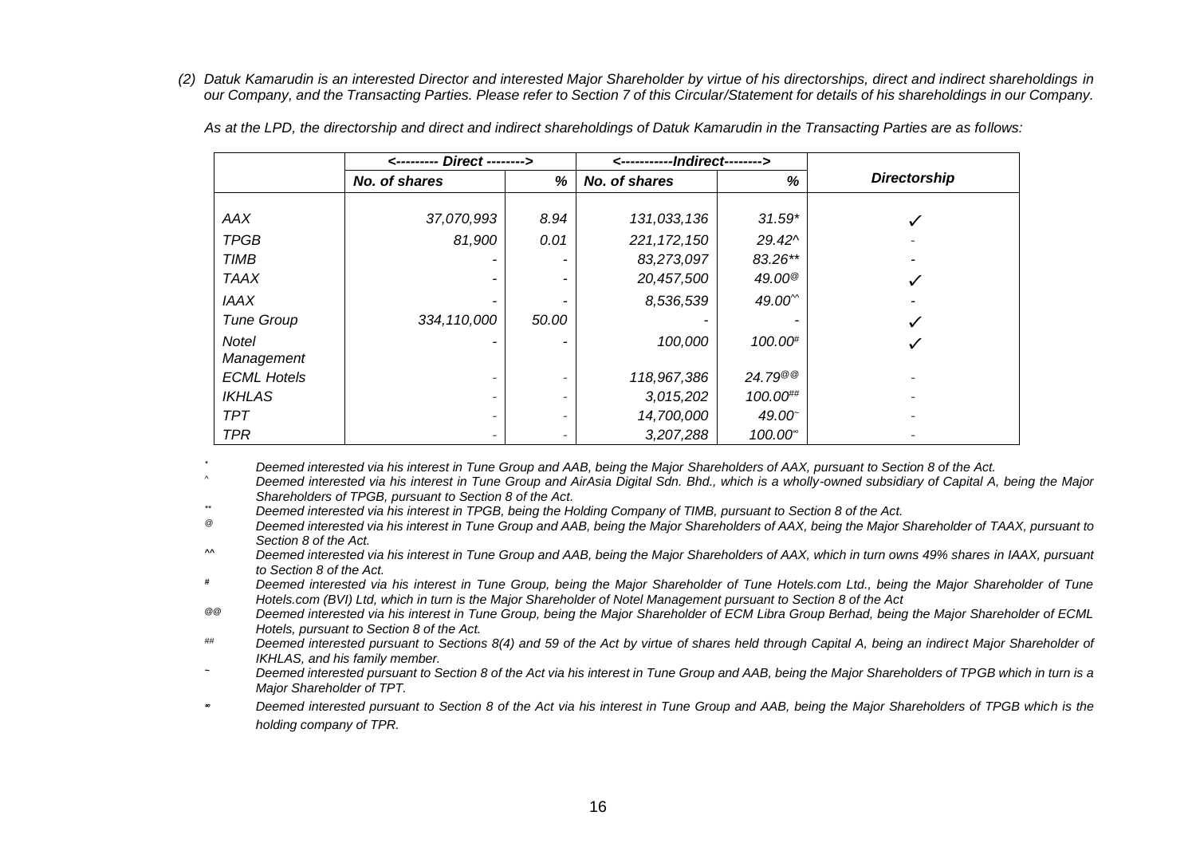*(2) Datuk Kamarudin is an interested Director and interested Major Shareholder by virtue of his directorships, direct and indirect shareholdings in our Company, and the Transacting Parties. Please refer to Section 7 of this Circular/Statement for details of his shareholdings in our Company.*

*As at the LPD, the directorship and direct and indirect shareholdings of Datuk Kamarudin in the Transacting Parties are as follows:*

| | <--------- Direct --------> | | <-----------Indirect--------> | | |
|---|---|---|---|---|---|
| | No. of shares | % | No. of shares | % | Directorship |
| AAX | 37,070,993 | 8.94 | 131,033,136 | 31.59* | ✓ |
| TPGB | 81,900 | 0.01 | 221,172,150 | 29.42^ | - |
| TIMB | - | - | 83,273,097 | 83.26** | - |
| TAAX | - | - | 20,457,500 | 49.00@ | ✓ |
| IAAX | - | - | 8,536,539 | 49.00^^ | - |
| Tune Group | 334,110,000 | 50.00 | - | - | ✓ |
| Notel Management | - | - | 100,000 | 100.00# | ✓ |
| ECML Hotels | - | - | 118,967,386 | 24.79@@ | - |
| IKHLAS | - | - | 3,015,202 | 100.00## | - |
| TPT | - | - | 14,700,000 | 49.00~ | - |
| TPR | - | - | 3,207,288 | 100.00∞ | - |

\* Deemed interested via his interest in Tune Group and AAB, being the Major Shareholders of AAX, pursuant to Section 8 of the Act.

^ Deemed interested via his interest in Tune Group and AirAsia Digital Sdn. Bhd., which is a wholly-owned subsidiary of Capital A, being the Major Shareholders of TPGB, pursuant to Section 8 of the Act.

** Deemed interested via his interest in TPGB, being the Holding Company of TIMB, pursuant to Section 8 of the Act.

@ Deemed interested via his interest in Tune Group and AAB, being the Major Shareholders of AAX, being the Major Shareholder of TAAX, pursuant to Section 8 of the Act.

^^ Deemed interested via his interest in Tune Group and AAB, being the Major Shareholders of AAX, which in turn owns 49% shares in IAAX, pursuant to Section 8 of the Act.

\# Deemed interested via his interest in Tune Group, being the Major Shareholder of Tune Hotels.com Ltd., being the Major Shareholder of Tune Hotels.com (BVI) Ltd, which in turn is the Major Shareholder of Notel Management pursuant to Section 8 of the Act

@@ Deemed interested via his interest in Tune Group, being the Major Shareholder of ECM Libra Group Berhad, being the Major Shareholder of ECML Hotels, pursuant to Section 8 of the Act.

\## Deemed interested pursuant to Sections 8(4) and 59 of the Act by virtue of shares held through Capital A, being an indirect Major Shareholder of IKHLAS, and his family member.

~ Deemed interested pursuant to Section 8 of the Act via his interest in Tune Group and AAB, being the Major Shareholders of TPGB which in turn is a Major Shareholder of TPT.

∞ Deemed interested pursuant to Section 8 of the Act via his interest in Tune Group and AAB, being the Major Shareholders of TPGB which is the holding company of TPR.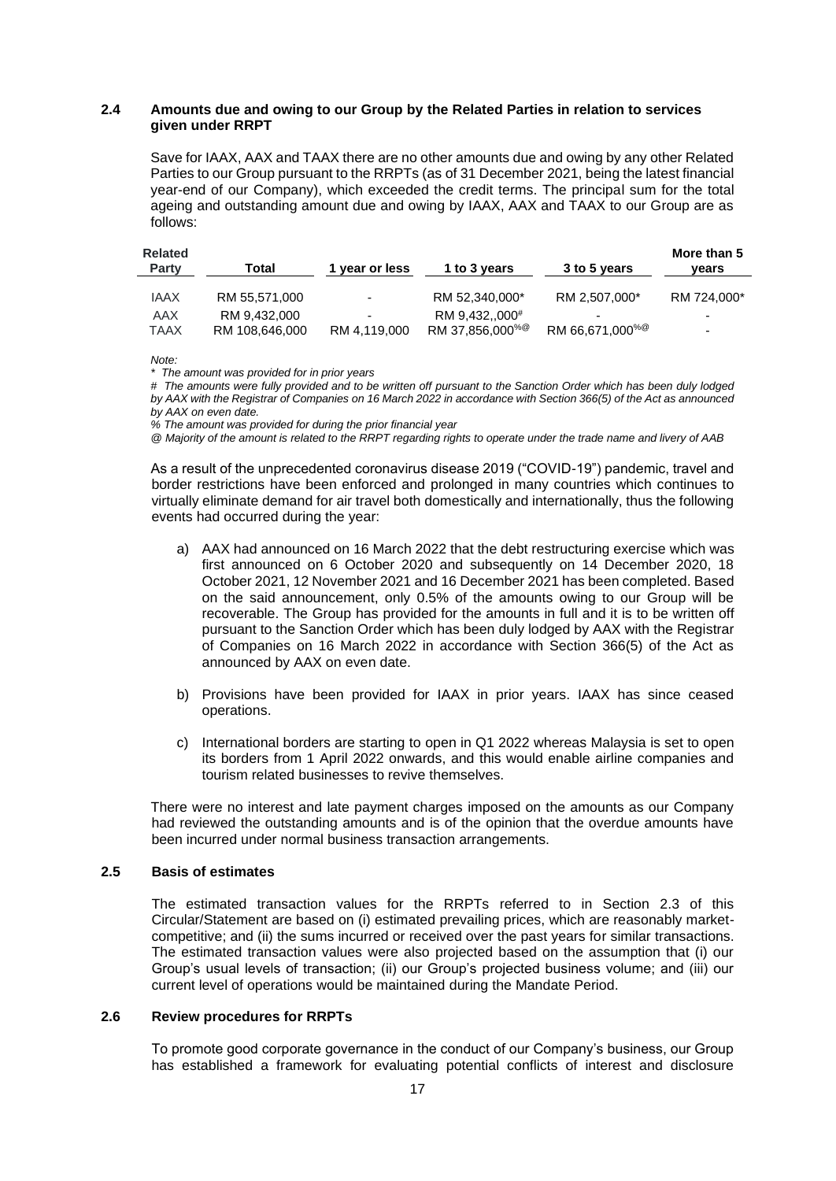### 2.4 Amounts due and owing to our Group by the Related Parties in relation to services given under RRPT

Save for IAAX, AAX and TAAX there are no other amounts due and owing by any other Related Parties to our Group pursuant to the RRPTs (as of 31 December 2021, being the latest financial year-end of our Company), which exceeded the credit terms. The principal sum for the total ageing and outstanding amount due and owing by IAAX, AAX and TAAX to our Group are as follows:

| Related Party | Total | 1 year or less | 1 to 3 years | 3 to 5 years | More than 5 years |
|---|---|---|---|---|---|
| IAAX | RM 55,571,000 | - | RM 52,340,000* | RM 2,507,000* | RM 724,000* |
| AAX | RM 9,432,000 | - | RM 9,432,,000# | - | - |
| TAAX | RM 108,646,000 | RM 4,119,000 | RM 37,856,000%@ | RM 66,671,000%@ | - |

*Note:*

*\* The amount was provided for in prior years*

*# The amounts were fully provided and to be written off pursuant to the Sanction Order which has been duly lodged by AAX with the Registrar of Companies on 16 March 2022 in accordance with Section 366(5) of the Act as announced by AAX on even date.*

*% The amount was provided for during the prior financial year*

*@ Majority of the amount is related to the RRPT regarding rights to operate under the trade name and livery of AAB*

As a result of the unprecedented coronavirus disease 2019 ("COVID-19") pandemic, travel and border restrictions have been enforced and prolonged in many countries which continues to virtually eliminate demand for air travel both domestically and internationally, thus the following events had occurred during the year:

a) AAX had announced on 16 March 2022 that the debt restructuring exercise which was first announced on 6 October 2020 and subsequently on 14 December 2020, 18 October 2021, 12 November 2021 and 16 December 2021 has been completed. Based on the said announcement, only 0.5% of the amounts owing to our Group will be recoverable. The Group has provided for the amounts in full and it is to be written off pursuant to the Sanction Order which has been duly lodged by AAX with the Registrar of Companies on 16 March 2022 in accordance with Section 366(5) of the Act as announced by AAX on even date.

b) Provisions have been provided for IAAX in prior years. IAAX has since ceased operations.

c) International borders are starting to open in Q1 2022 whereas Malaysia is set to open its borders from 1 April 2022 onwards, and this would enable airline companies and tourism related businesses to revive themselves.

There were no interest and late payment charges imposed on the amounts as our Company had reviewed the outstanding amounts and is of the opinion that the overdue amounts have been incurred under normal business transaction arrangements.

### 2.5 Basis of estimates

The estimated transaction values for the RRPTs referred to in Section 2.3 of this Circular/Statement are based on (i) estimated prevailing prices, which are reasonably market-competitive; and (ii) the sums incurred or received over the past years for similar transactions. The estimated transaction values were also projected based on the assumption that (i) our Group's usual levels of transaction; (ii) our Group's projected business volume; and (iii) our current level of operations would be maintained during the Mandate Period.

### 2.6 Review procedures for RRPTs

To promote good corporate governance in the conduct of our Company's business, our Group has established a framework for evaluating potential conflicts of interest and disclosure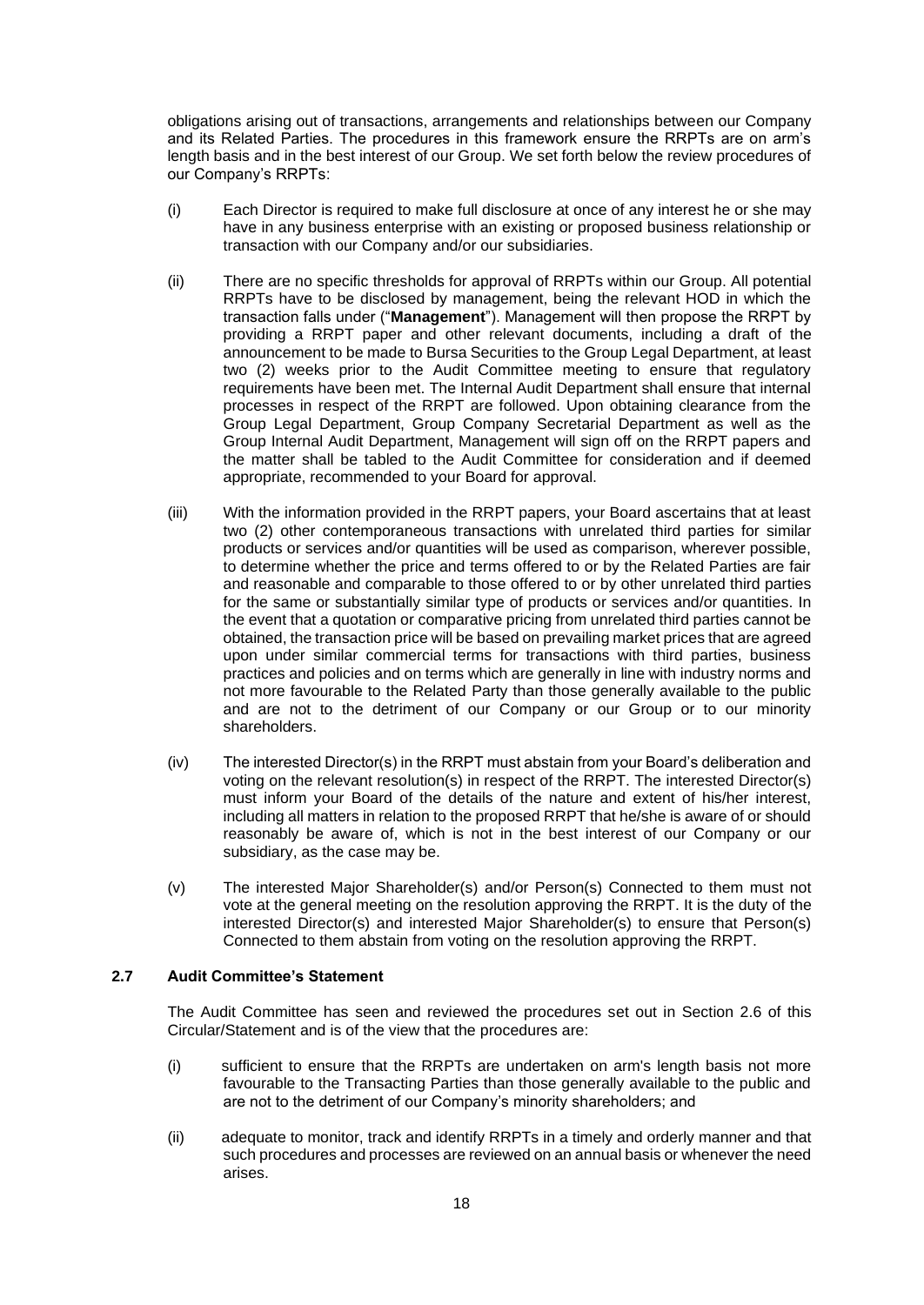obligations arising out of transactions, arrangements and relationships between our Company and its Related Parties. The procedures in this framework ensure the RRPTs are on arm's length basis and in the best interest of our Group. We set forth below the review procedures of our Company's RRPTs:

(i) Each Director is required to make full disclosure at once of any interest he or she may have in any business enterprise with an existing or proposed business relationship or transaction with our Company and/or our subsidiaries.

(ii) There are no specific thresholds for approval of RRPTs within our Group. All potential RRPTs have to be disclosed by management, being the relevant HOD in which the transaction falls under ("**Management**"). Management will then propose the RRPT by providing a RRPT paper and other relevant documents, including a draft of the announcement to be made to Bursa Securities to the Group Legal Department, at least two (2) weeks prior to the Audit Committee meeting to ensure that regulatory requirements have been met. The Internal Audit Department shall ensure that internal processes in respect of the RRPT are followed. Upon obtaining clearance from the Group Legal Department, Group Company Secretarial Department as well as the Group Internal Audit Department, Management will sign off on the RRPT papers and the matter shall be tabled to the Audit Committee for consideration and if deemed appropriate, recommended to your Board for approval.

(iii) With the information provided in the RRPT papers, your Board ascertains that at least two (2) other contemporaneous transactions with unrelated third parties for similar products or services and/or quantities will be used as comparison, wherever possible, to determine whether the price and terms offered to or by the Related Parties are fair and reasonable and comparable to those offered to or by other unrelated third parties for the same or substantially similar type of products or services and/or quantities. In the event that a quotation or comparative pricing from unrelated third parties cannot be obtained, the transaction price will be based on prevailing market prices that are agreed upon under similar commercial terms for transactions with third parties, business practices and policies and on terms which are generally in line with industry norms and not more favourable to the Related Party than those generally available to the public and are not to the detriment of our Company or our Group or to our minority shareholders.

(iv) The interested Director(s) in the RRPT must abstain from your Board's deliberation and voting on the relevant resolution(s) in respect of the RRPT. The interested Director(s) must inform your Board of the details of the nature and extent of his/her interest, including all matters in relation to the proposed RRPT that he/she is aware of or should reasonably be aware of, which is not in the best interest of our Company or our subsidiary, as the case may be.

(v) The interested Major Shareholder(s) and/or Person(s) Connected to them must not vote at the general meeting on the resolution approving the RRPT. It is the duty of the interested Director(s) and interested Major Shareholder(s) to ensure that Person(s) Connected to them abstain from voting on the resolution approving the RRPT.

## 2.7 Audit Committee's Statement

The Audit Committee has seen and reviewed the procedures set out in Section 2.6 of this Circular/Statement and is of the view that the procedures are:

(i) sufficient to ensure that the RRPTs are undertaken on arm's length basis not more favourable to the Transacting Parties than those generally available to the public and are not to the detriment of our Company's minority shareholders; and

(ii) adequate to monitor, track and identify RRPTs in a timely and orderly manner and that such procedures and processes are reviewed on an annual basis or whenever the need arises.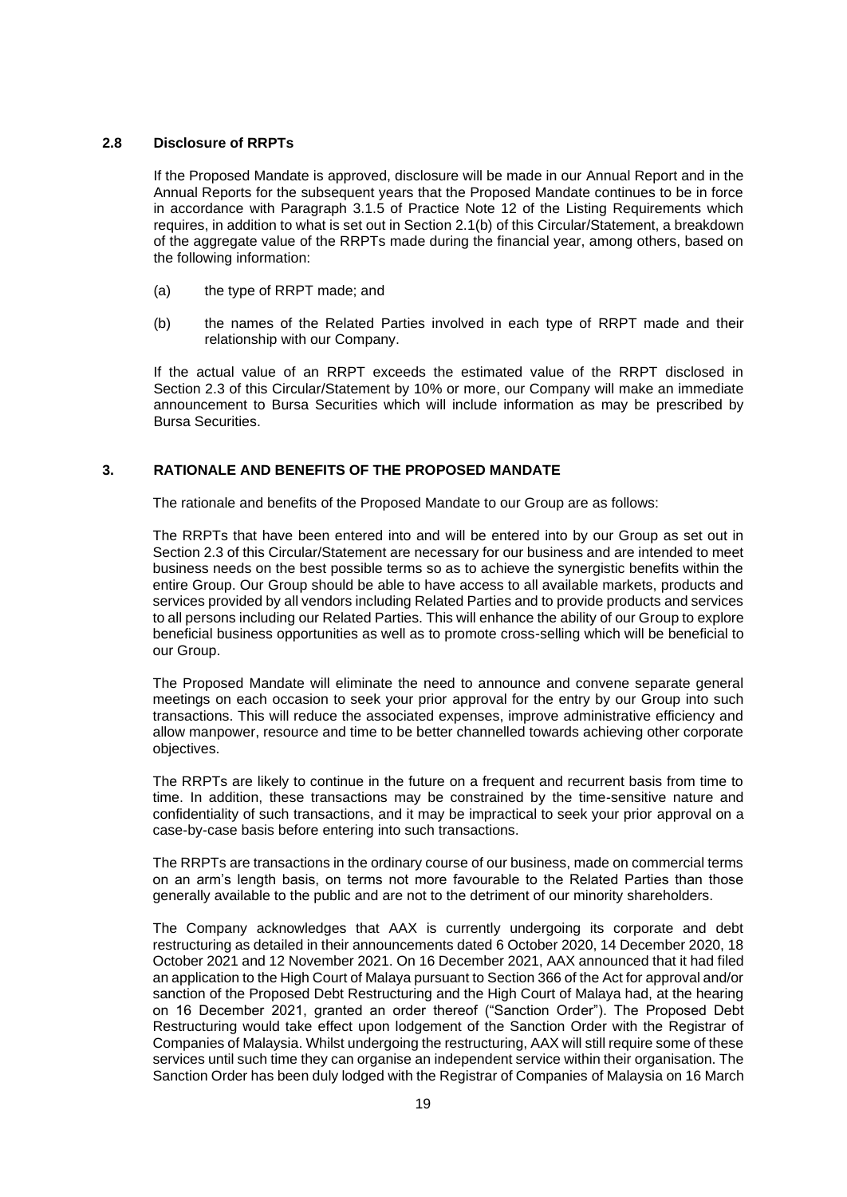### 2.8 Disclosure of RRPTs

If the Proposed Mandate is approved, disclosure will be made in our Annual Report and in the Annual Reports for the subsequent years that the Proposed Mandate continues to be in force in accordance with Paragraph 3.1.5 of Practice Note 12 of the Listing Requirements which requires, in addition to what is set out in Section 2.1(b) of this Circular/Statement, a breakdown of the aggregate value of the RRPTs made during the financial year, among others, based on the following information:

(a) the type of RRPT made; and

(b) the names of the Related Parties involved in each type of RRPT made and their relationship with our Company.

If the actual value of an RRPT exceeds the estimated value of the RRPT disclosed in Section 2.3 of this Circular/Statement by 10% or more, our Company will make an immediate announcement to Bursa Securities which will include information as may be prescribed by Bursa Securities.

## 3. RATIONALE AND BENEFITS OF THE PROPOSED MANDATE

The rationale and benefits of the Proposed Mandate to our Group are as follows:

The RRPTs that have been entered into and will be entered into by our Group as set out in Section 2.3 of this Circular/Statement are necessary for our business and are intended to meet business needs on the best possible terms so as to achieve the synergistic benefits within the entire Group. Our Group should be able to have access to all available markets, products and services provided by all vendors including Related Parties and to provide products and services to all persons including our Related Parties. This will enhance the ability of our Group to explore beneficial business opportunities as well as to promote cross-selling which will be beneficial to our Group.

The Proposed Mandate will eliminate the need to announce and convene separate general meetings on each occasion to seek your prior approval for the entry by our Group into such transactions. This will reduce the associated expenses, improve administrative efficiency and allow manpower, resource and time to be better channelled towards achieving other corporate objectives.

The RRPTs are likely to continue in the future on a frequent and recurrent basis from time to time. In addition, these transactions may be constrained by the time-sensitive nature and confidentiality of such transactions, and it may be impractical to seek your prior approval on a case-by-case basis before entering into such transactions.

The RRPTs are transactions in the ordinary course of our business, made on commercial terms on an arm's length basis, on terms not more favourable to the Related Parties than those generally available to the public and are not to the detriment of our minority shareholders.

The Company acknowledges that AAX is currently undergoing its corporate and debt restructuring as detailed in their announcements dated 6 October 2020, 14 December 2020, 18 October 2021 and 12 November 2021. On 16 December 2021, AAX announced that it had filed an application to the High Court of Malaya pursuant to Section 366 of the Act for approval and/or sanction of the Proposed Debt Restructuring and the High Court of Malaya had, at the hearing on 16 December 2021, granted an order thereof ("Sanction Order"). The Proposed Debt Restructuring would take effect upon lodgement of the Sanction Order with the Registrar of Companies of Malaysia. Whilst undergoing the restructuring, AAX will still require some of these services until such time they can organise an independent service within their organisation. The Sanction Order has been duly lodged with the Registrar of Companies of Malaysia on 16 March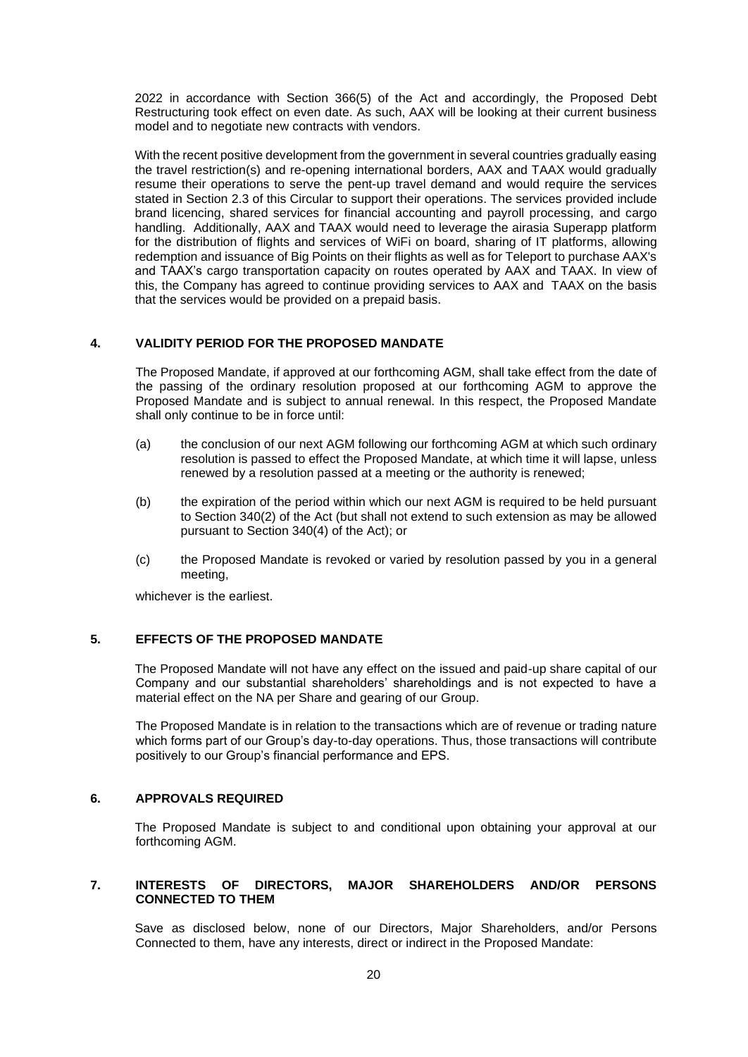2022 in accordance with Section 366(5) of the Act and accordingly, the Proposed Debt Restructuring took effect on even date. As such, AAX will be looking at their current business model and to negotiate new contracts with vendors.

With the recent positive development from the government in several countries gradually easing the travel restriction(s) and re-opening international borders, AAX and TAAX would gradually resume their operations to serve the pent-up travel demand and would require the services stated in Section 2.3 of this Circular to support their operations. The services provided include brand licencing, shared services for financial accounting and payroll processing, and cargo handling. Additionally, AAX and TAAX would need to leverage the airasia Superapp platform for the distribution of flights and services of WiFi on board, sharing of IT platforms, allowing redemption and issuance of Big Points on their flights as well as for Teleport to purchase AAX's and TAAX's cargo transportation capacity on routes operated by AAX and TAAX. In view of this, the Company has agreed to continue providing services to AAX and TAAX on the basis that the services would be provided on a prepaid basis.

## 4. VALIDITY PERIOD FOR THE PROPOSED MANDATE

The Proposed Mandate, if approved at our forthcoming AGM, shall take effect from the date of the passing of the ordinary resolution proposed at our forthcoming AGM to approve the Proposed Mandate and is subject to annual renewal. In this respect, the Proposed Mandate shall only continue to be in force until:

(a) the conclusion of our next AGM following our forthcoming AGM at which such ordinary resolution is passed to effect the Proposed Mandate, at which time it will lapse, unless renewed by a resolution passed at a meeting or the authority is renewed;

(b) the expiration of the period within which our next AGM is required to be held pursuant to Section 340(2) of the Act (but shall not extend to such extension as may be allowed pursuant to Section 340(4) of the Act); or

(c) the Proposed Mandate is revoked or varied by resolution passed by you in a general meeting,

whichever is the earliest.

## 5. EFFECTS OF THE PROPOSED MANDATE

The Proposed Mandate will not have any effect on the issued and paid-up share capital of our Company and our substantial shareholders' shareholdings and is not expected to have a material effect on the NA per Share and gearing of our Group.

The Proposed Mandate is in relation to the transactions which are of revenue or trading nature which forms part of our Group's day-to-day operations. Thus, those transactions will contribute positively to our Group's financial performance and EPS.

## 6. APPROVALS REQUIRED

The Proposed Mandate is subject to and conditional upon obtaining your approval at our forthcoming AGM.

## 7. INTERESTS OF DIRECTORS, MAJOR SHAREHOLDERS AND/OR PERSONS CONNECTED TO THEM

Save as disclosed below, none of our Directors, Major Shareholders, and/or Persons Connected to them, have any interests, direct or indirect in the Proposed Mandate: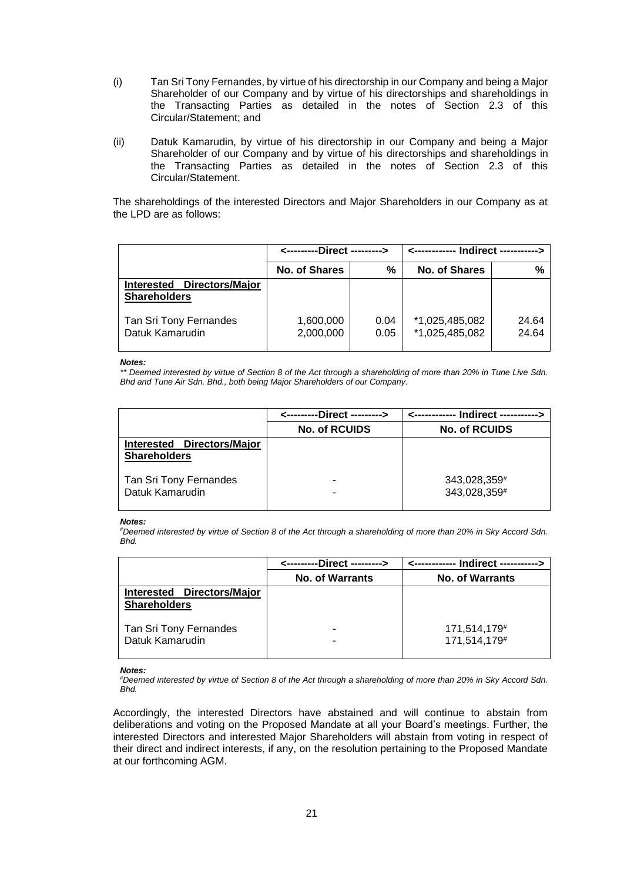(i) Tan Sri Tony Fernandes, by virtue of his directorship in our Company and being a Major Shareholder of our Company and by virtue of his directorships and shareholdings in the Transacting Parties as detailed in the notes of Section 2.3 of this Circular/Statement; and

(ii) Datuk Kamarudin, by virtue of his directorship in our Company and being a Major Shareholder of our Company and by virtue of his directorships and shareholdings in the Transacting Parties as detailed in the notes of Section 2.3 of this Circular/Statement.

The shareholdings of the interested Directors and Major Shareholders in our Company as at the LPD are as follows:

| | <---------Direct ---------> | | <------------ Indirect -----------> | |
|---|---|---|---|---|
| | **No. of Shares** | **%** | **No. of Shares** | **%** |
| **Interested Directors/Major Shareholders** | | | | |
| Tan Sri Tony Fernandes | 1,600,000 | 0.04 | *1,025,485,082 | 24.64 |
| Datuk Kamarudin | 2,000,000 | 0.05 | *1,025,485,082 | 24.64 |

***Notes:***
*\*\* Deemed interested by virtue of Section 8 of the Act through a shareholding of more than 20% in Tune Live Sdn. Bhd and Tune Air Sdn. Bhd., both being Major Shareholders of our Company.*

| | <---------Direct ---------> | <------------ Indirect -----------> |
|---|---|---|
| | **No. of RCUIDS** | **No. of RCUIDS** |
| **Interested Directors/Major Shareholders** | | |
| Tan Sri Tony Fernandes | - | 343,028,359# |
| Datuk Kamarudin | - | 343,028,359# |

***Notes:***
*#Deemed interested by virtue of Section 8 of the Act through a shareholding of more than 20% in Sky Accord Sdn. Bhd.*

| | <---------Direct ---------> | <------------ Indirect -----------> |
|---|---|---|
| | **No. of Warrants** | **No. of Warrants** |
| **Interested Directors/Major Shareholders** | | |
| Tan Sri Tony Fernandes | - | 171,514,179# |
| Datuk Kamarudin | - | 171,514,179# |

***Notes:***
*#Deemed interested by virtue of Section 8 of the Act through a shareholding of more than 20% in Sky Accord Sdn. Bhd.*

Accordingly, the interested Directors have abstained and will continue to abstain from deliberations and voting on the Proposed Mandate at all your Board's meetings. Further, the interested Directors and interested Major Shareholders will abstain from voting in respect of their direct and indirect interests, if any, on the resolution pertaining to the Proposed Mandate at our forthcoming AGM.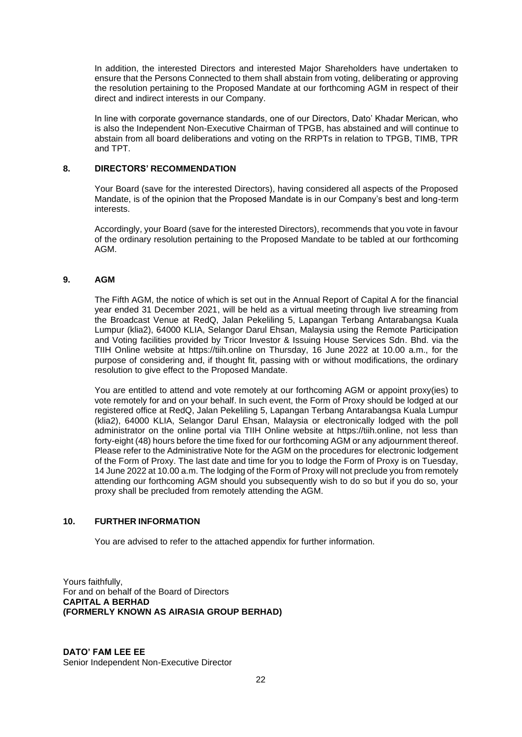In addition, the interested Directors and interested Major Shareholders have undertaken to ensure that the Persons Connected to them shall abstain from voting, deliberating or approving the resolution pertaining to the Proposed Mandate at our forthcoming AGM in respect of their direct and indirect interests in our Company.

In line with corporate governance standards, one of our Directors, Dato' Khadar Merican, who is also the Independent Non-Executive Chairman of TPGB, has abstained and will continue to abstain from all board deliberations and voting on the RRPTs in relation to TPGB, TIMB, TPR and TPT.

## 8. DIRECTORS' RECOMMENDATION

Your Board (save for the interested Directors), having considered all aspects of the Proposed Mandate, is of the opinion that the Proposed Mandate is in our Company's best and long-term interests.

Accordingly, your Board (save for the interested Directors), recommends that you vote in favour of the ordinary resolution pertaining to the Proposed Mandate to be tabled at our forthcoming AGM.

## 9. AGM

The Fifth AGM, the notice of which is set out in the Annual Report of Capital A for the financial year ended 31 December 2021, will be held as a virtual meeting through live streaming from the Broadcast Venue at RedQ, Jalan Pekeliling 5, Lapangan Terbang Antarabangsa Kuala Lumpur (klia2), 64000 KLIA, Selangor Darul Ehsan, Malaysia using the Remote Participation and Voting facilities provided by Tricor Investor & Issuing House Services Sdn. Bhd. via the TIIH Online website at https://tiih.online on Thursday, 16 June 2022 at 10.00 a.m., for the purpose of considering and, if thought fit, passing with or without modifications, the ordinary resolution to give effect to the Proposed Mandate.

You are entitled to attend and vote remotely at our forthcoming AGM or appoint proxy(ies) to vote remotely for and on your behalf. In such event, the Form of Proxy should be lodged at our registered office at RedQ, Jalan Pekeliling 5, Lapangan Terbang Antarabangsa Kuala Lumpur (klia2), 64000 KLIA, Selangor Darul Ehsan, Malaysia or electronically lodged with the poll administrator on the online portal via TIIH Online website at https://tiih.online, not less than forty-eight (48) hours before the time fixed for our forthcoming AGM or any adjournment thereof. Please refer to the Administrative Note for the AGM on the procedures for electronic lodgement of the Form of Proxy. The last date and time for you to lodge the Form of Proxy is on Tuesday, 14 June 2022 at 10.00 a.m. The lodging of the Form of Proxy will not preclude you from remotely attending our forthcoming AGM should you subsequently wish to do so but if you do so, your proxy shall be precluded from remotely attending the AGM.

## 10. FURTHER INFORMATION

You are advised to refer to the attached appendix for further information.

Yours faithfully,
For and on behalf of the Board of Directors
**CAPITAL A BERHAD**
**(FORMERLY KNOWN AS AIRASIA GROUP BERHAD)**

**DATO' FAM LEE EE**
Senior Independent Non-Executive Director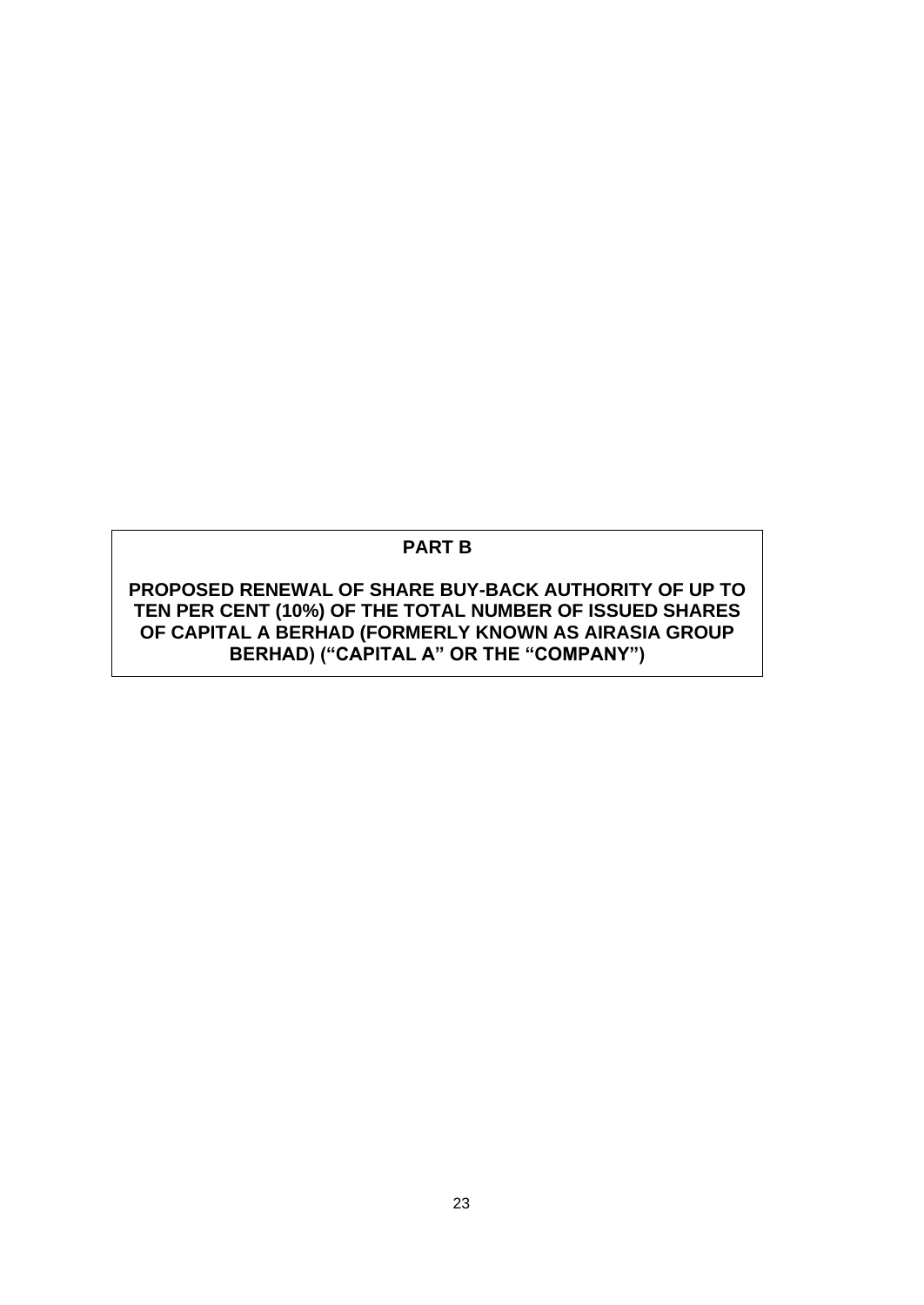# PART B

## PROPOSED RENEWAL OF SHARE BUY-BACK AUTHORITY OF UP TO TEN PER CENT (10%) OF THE TOTAL NUMBER OF ISSUED SHARES OF CAPITAL A BERHAD (FORMERLY KNOWN AS AIRASIA GROUP BERHAD) ("CAPITAL A" OR THE "COMPANY")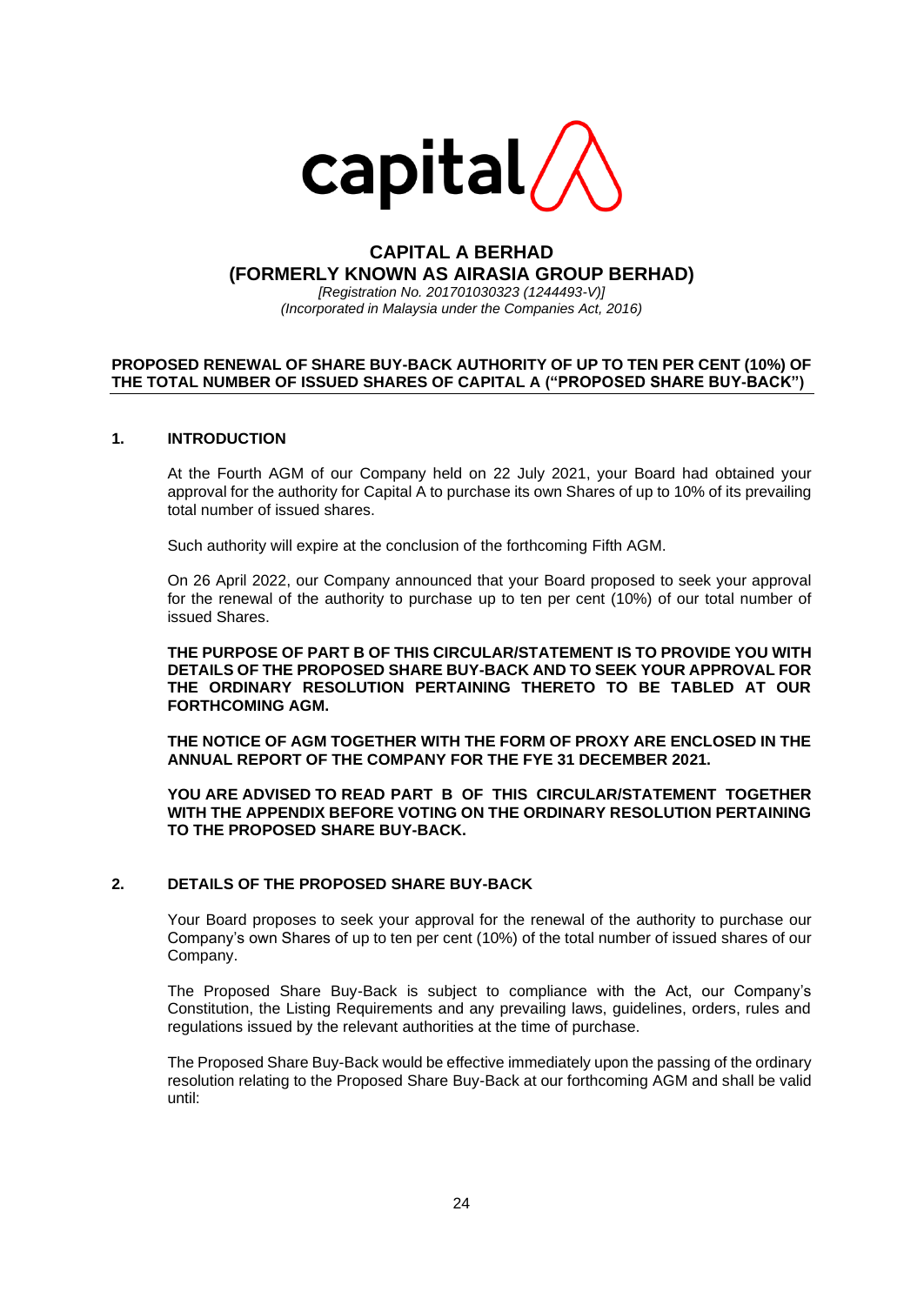capital

# CAPITAL A BERHAD
# (FORMERLY KNOWN AS AIRASIA GROUP BERHAD)

*[Registration No. 201701030323 (1244493-V)]*
*(Incorporated in Malaysia under the Companies Act, 2016)*

**PROPOSED RENEWAL OF SHARE BUY-BACK AUTHORITY OF UP TO TEN PER CENT (10%) OF THE TOTAL NUMBER OF ISSUED SHARES OF CAPITAL A ("PROPOSED SHARE BUY-BACK")**

## 1. INTRODUCTION

At the Fourth AGM of our Company held on 22 July 2021, your Board had obtained your approval for the authority for Capital A to purchase its own Shares of up to 10% of its prevailing total number of issued shares.

Such authority will expire at the conclusion of the forthcoming Fifth AGM.

On 26 April 2022, our Company announced that your Board proposed to seek your approval for the renewal of the authority to purchase up to ten per cent (10%) of our total number of issued Shares.

**THE PURPOSE OF PART B OF THIS CIRCULAR/STATEMENT IS TO PROVIDE YOU WITH DETAILS OF THE PROPOSED SHARE BUY-BACK AND TO SEEK YOUR APPROVAL FOR THE ORDINARY RESOLUTION PERTAINING THERETO TO BE TABLED AT OUR FORTHCOMING AGM.**

**THE NOTICE OF AGM TOGETHER WITH THE FORM OF PROXY ARE ENCLOSED IN THE ANNUAL REPORT OF THE COMPANY FOR THE FYE 31 DECEMBER 2021.**

**YOU ARE ADVISED TO READ PART B OF THIS CIRCULAR/STATEMENT TOGETHER WITH THE APPENDIX BEFORE VOTING ON THE ORDINARY RESOLUTION PERTAINING TO THE PROPOSED SHARE BUY-BACK.**

## 2. DETAILS OF THE PROPOSED SHARE BUY-BACK

Your Board proposes to seek your approval for the renewal of the authority to purchase our Company's own Shares of up to ten per cent (10%) of the total number of issued shares of our Company.

The Proposed Share Buy-Back is subject to compliance with the Act, our Company's Constitution, the Listing Requirements and any prevailing laws, guidelines, orders, rules and regulations issued by the relevant authorities at the time of purchase.

The Proposed Share Buy-Back would be effective immediately upon the passing of the ordinary resolution relating to the Proposed Share Buy-Back at our forthcoming AGM and shall be valid until: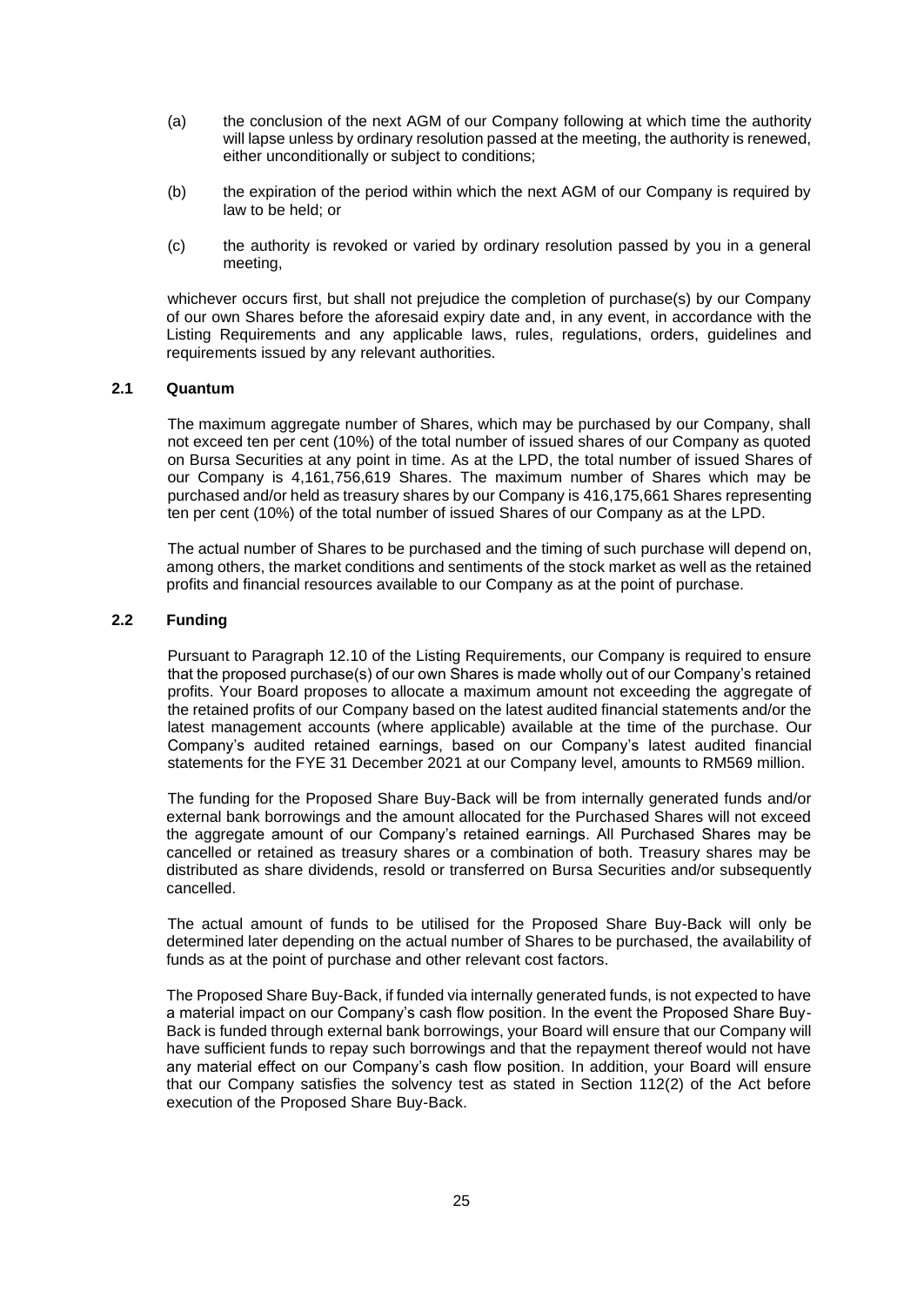(a) the conclusion of the next AGM of our Company following at which time the authority will lapse unless by ordinary resolution passed at the meeting, the authority is renewed, either unconditionally or subject to conditions;

(b) the expiration of the period within which the next AGM of our Company is required by law to be held; or

(c) the authority is revoked or varied by ordinary resolution passed by you in a general meeting,

whichever occurs first, but shall not prejudice the completion of purchase(s) by our Company of our own Shares before the aforesaid expiry date and, in any event, in accordance with the Listing Requirements and any applicable laws, rules, regulations, orders, guidelines and requirements issued by any relevant authorities.

### 2.1 Quantum

The maximum aggregate number of Shares, which may be purchased by our Company, shall not exceed ten per cent (10%) of the total number of issued shares of our Company as quoted on Bursa Securities at any point in time. As at the LPD, the total number of issued Shares of our Company is 4,161,756,619 Shares. The maximum number of Shares which may be purchased and/or held as treasury shares by our Company is 416,175,661 Shares representing ten per cent (10%) of the total number of issued Shares of our Company as at the LPD.

The actual number of Shares to be purchased and the timing of such purchase will depend on, among others, the market conditions and sentiments of the stock market as well as the retained profits and financial resources available to our Company as at the point of purchase.

### 2.2 Funding

Pursuant to Paragraph 12.10 of the Listing Requirements, our Company is required to ensure that the proposed purchase(s) of our own Shares is made wholly out of our Company's retained profits. Your Board proposes to allocate a maximum amount not exceeding the aggregate of the retained profits of our Company based on the latest audited financial statements and/or the latest management accounts (where applicable) available at the time of the purchase. Our Company's audited retained earnings, based on our Company's latest audited financial statements for the FYE 31 December 2021 at our Company level, amounts to RM569 million.

The funding for the Proposed Share Buy-Back will be from internally generated funds and/or external bank borrowings and the amount allocated for the Purchased Shares will not exceed the aggregate amount of our Company's retained earnings. All Purchased Shares may be cancelled or retained as treasury shares or a combination of both. Treasury shares may be distributed as share dividends, resold or transferred on Bursa Securities and/or subsequently cancelled.

The actual amount of funds to be utilised for the Proposed Share Buy-Back will only be determined later depending on the actual number of Shares to be purchased, the availability of funds as at the point of purchase and other relevant cost factors.

The Proposed Share Buy-Back, if funded via internally generated funds, is not expected to have a material impact on our Company's cash flow position. In the event the Proposed Share Buy-Back is funded through external bank borrowings, your Board will ensure that our Company will have sufficient funds to repay such borrowings and that the repayment thereof would not have any material effect on our Company's cash flow position. In addition, your Board will ensure that our Company satisfies the solvency test as stated in Section 112(2) of the Act before execution of the Proposed Share Buy-Back.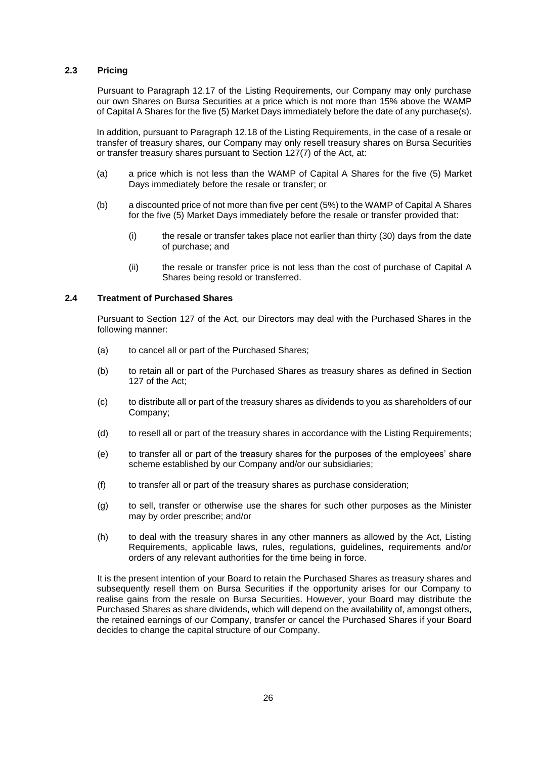### 2.3 Pricing

Pursuant to Paragraph 12.17 of the Listing Requirements, our Company may only purchase our own Shares on Bursa Securities at a price which is not more than 15% above the WAMP of Capital A Shares for the five (5) Market Days immediately before the date of any purchase(s).

In addition, pursuant to Paragraph 12.18 of the Listing Requirements, in the case of a resale or transfer of treasury shares, our Company may only resell treasury shares on Bursa Securities or transfer treasury shares pursuant to Section 127(7) of the Act, at:

(a) a price which is not less than the WAMP of Capital A Shares for the five (5) Market Days immediately before the resale or transfer; or

(b) a discounted price of not more than five per cent (5%) to the WAMP of Capital A Shares for the five (5) Market Days immediately before the resale or transfer provided that:

  (i) the resale or transfer takes place not earlier than thirty (30) days from the date of purchase; and

  (ii) the resale or transfer price is not less than the cost of purchase of Capital A Shares being resold or transferred.

### 2.4 Treatment of Purchased Shares

Pursuant to Section 127 of the Act, our Directors may deal with the Purchased Shares in the following manner:

(a) to cancel all or part of the Purchased Shares;

(b) to retain all or part of the Purchased Shares as treasury shares as defined in Section 127 of the Act;

(c) to distribute all or part of the treasury shares as dividends to you as shareholders of our Company;

(d) to resell all or part of the treasury shares in accordance with the Listing Requirements;

(e) to transfer all or part of the treasury shares for the purposes of the employees' share scheme established by our Company and/or our subsidiaries;

(f) to transfer all or part of the treasury shares as purchase consideration;

(g) to sell, transfer or otherwise use the shares for such other purposes as the Minister may by order prescribe; and/or

(h) to deal with the treasury shares in any other manners as allowed by the Act, Listing Requirements, applicable laws, rules, regulations, guidelines, requirements and/or orders of any relevant authorities for the time being in force.

It is the present intention of your Board to retain the Purchased Shares as treasury shares and subsequently resell them on Bursa Securities if the opportunity arises for our Company to realise gains from the resale on Bursa Securities. However, your Board may distribute the Purchased Shares as share dividends, which will depend on the availability of, amongst others, the retained earnings of our Company, transfer or cancel the Purchased Shares if your Board decides to change the capital structure of our Company.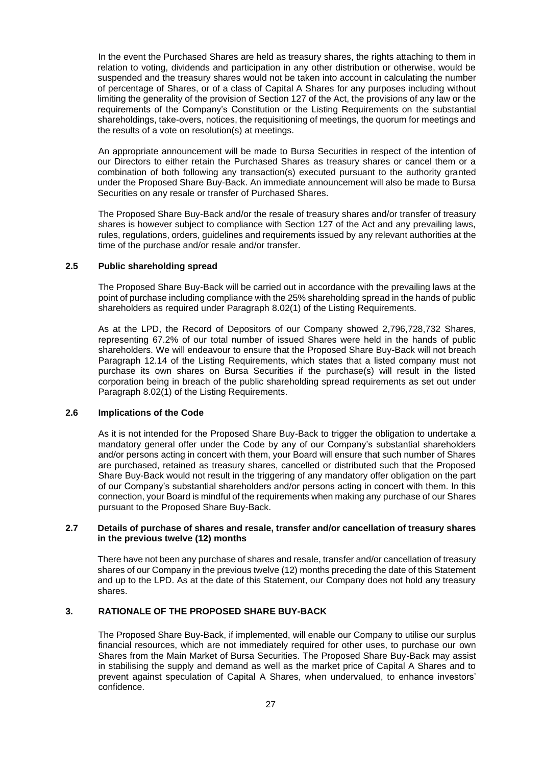In the event the Purchased Shares are held as treasury shares, the rights attaching to them in relation to voting, dividends and participation in any other distribution or otherwise, would be suspended and the treasury shares would not be taken into account in calculating the number of percentage of Shares, or of a class of Capital A Shares for any purposes including without limiting the generality of the provision of Section 127 of the Act, the provisions of any law or the requirements of the Company's Constitution or the Listing Requirements on the substantial shareholdings, take-overs, notices, the requisitioning of meetings, the quorum for meetings and the results of a vote on resolution(s) at meetings.

An appropriate announcement will be made to Bursa Securities in respect of the intention of our Directors to either retain the Purchased Shares as treasury shares or cancel them or a combination of both following any transaction(s) executed pursuant to the authority granted under the Proposed Share Buy-Back. An immediate announcement will also be made to Bursa Securities on any resale or transfer of Purchased Shares.

The Proposed Share Buy-Back and/or the resale of treasury shares and/or transfer of treasury shares is however subject to compliance with Section 127 of the Act and any prevailing laws, rules, regulations, orders, guidelines and requirements issued by any relevant authorities at the time of the purchase and/or resale and/or transfer.

### 2.5 Public shareholding spread

The Proposed Share Buy-Back will be carried out in accordance with the prevailing laws at the point of purchase including compliance with the 25% shareholding spread in the hands of public shareholders as required under Paragraph 8.02(1) of the Listing Requirements.

As at the LPD, the Record of Depositors of our Company showed 2,796,728,732 Shares, representing 67.2% of our total number of issued Shares were held in the hands of public shareholders. We will endeavour to ensure that the Proposed Share Buy-Back will not breach Paragraph 12.14 of the Listing Requirements, which states that a listed company must not purchase its own shares on Bursa Securities if the purchase(s) will result in the listed corporation being in breach of the public shareholding spread requirements as set out under Paragraph 8.02(1) of the Listing Requirements.

### 2.6 Implications of the Code

As it is not intended for the Proposed Share Buy-Back to trigger the obligation to undertake a mandatory general offer under the Code by any of our Company's substantial shareholders and/or persons acting in concert with them, your Board will ensure that such number of Shares are purchased, retained as treasury shares, cancelled or distributed such that the Proposed Share Buy-Back would not result in the triggering of any mandatory offer obligation on the part of our Company's substantial shareholders and/or persons acting in concert with them. In this connection, your Board is mindful of the requirements when making any purchase of our Shares pursuant to the Proposed Share Buy-Back.

### 2.7 Details of purchase of shares and resale, transfer and/or cancellation of treasury shares in the previous twelve (12) months

There have not been any purchase of shares and resale, transfer and/or cancellation of treasury shares of our Company in the previous twelve (12) months preceding the date of this Statement and up to the LPD. As at the date of this Statement, our Company does not hold any treasury shares.

## 3. RATIONALE OF THE PROPOSED SHARE BUY-BACK

The Proposed Share Buy-Back, if implemented, will enable our Company to utilise our surplus financial resources, which are not immediately required for other uses, to purchase our own Shares from the Main Market of Bursa Securities. The Proposed Share Buy-Back may assist in stabilising the supply and demand as well as the market price of Capital A Shares and to prevent against speculation of Capital A Shares, when undervalued, to enhance investors' confidence.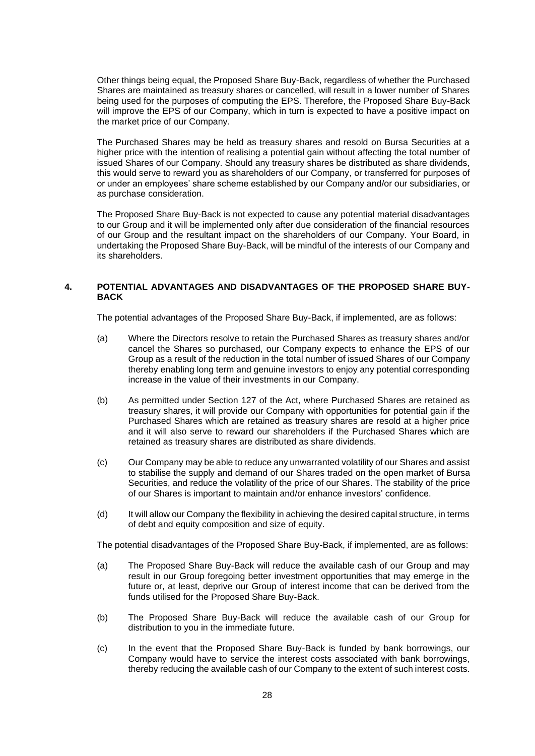Other things being equal, the Proposed Share Buy-Back, regardless of whether the Purchased Shares are maintained as treasury shares or cancelled, will result in a lower number of Shares being used for the purposes of computing the EPS. Therefore, the Proposed Share Buy-Back will improve the EPS of our Company, which in turn is expected to have a positive impact on the market price of our Company.

The Purchased Shares may be held as treasury shares and resold on Bursa Securities at a higher price with the intention of realising a potential gain without affecting the total number of issued Shares of our Company. Should any treasury shares be distributed as share dividends, this would serve to reward you as shareholders of our Company, or transferred for purposes of or under an employees' share scheme established by our Company and/or our subsidiaries, or as purchase consideration.

The Proposed Share Buy-Back is not expected to cause any potential material disadvantages to our Group and it will be implemented only after due consideration of the financial resources of our Group and the resultant impact on the shareholders of our Company. Your Board, in undertaking the Proposed Share Buy-Back, will be mindful of the interests of our Company and its shareholders.

## 4. POTENTIAL ADVANTAGES AND DISADVANTAGES OF THE PROPOSED SHARE BUY-BACK

The potential advantages of the Proposed Share Buy-Back, if implemented, are as follows:

(a) Where the Directors resolve to retain the Purchased Shares as treasury shares and/or cancel the Shares so purchased, our Company expects to enhance the EPS of our Group as a result of the reduction in the total number of issued Shares of our Company thereby enabling long term and genuine investors to enjoy any potential corresponding increase in the value of their investments in our Company.

(b) As permitted under Section 127 of the Act, where Purchased Shares are retained as treasury shares, it will provide our Company with opportunities for potential gain if the Purchased Shares which are retained as treasury shares are resold at a higher price and it will also serve to reward our shareholders if the Purchased Shares which are retained as treasury shares are distributed as share dividends.

(c) Our Company may be able to reduce any unwarranted volatility of our Shares and assist to stabilise the supply and demand of our Shares traded on the open market of Bursa Securities, and reduce the volatility of the price of our Shares. The stability of the price of our Shares is important to maintain and/or enhance investors' confidence.

(d) It will allow our Company the flexibility in achieving the desired capital structure, in terms of debt and equity composition and size of equity.

The potential disadvantages of the Proposed Share Buy-Back, if implemented, are as follows:

(a) The Proposed Share Buy-Back will reduce the available cash of our Group and may result in our Group foregoing better investment opportunities that may emerge in the future or, at least, deprive our Group of interest income that can be derived from the funds utilised for the Proposed Share Buy-Back.

(b) The Proposed Share Buy-Back will reduce the available cash of our Group for distribution to you in the immediate future.

(c) In the event that the Proposed Share Buy-Back is funded by bank borrowings, our Company would have to service the interest costs associated with bank borrowings, thereby reducing the available cash of our Company to the extent of such interest costs.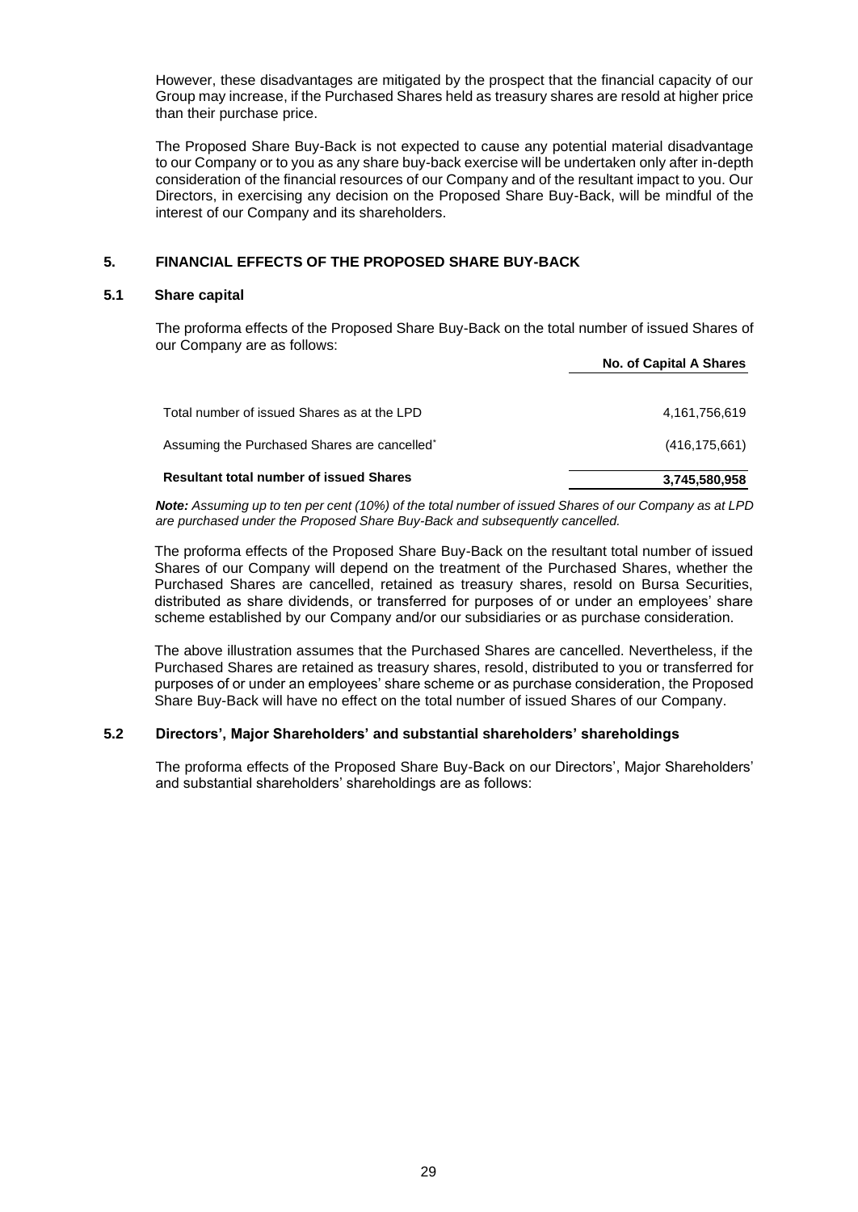However, these disadvantages are mitigated by the prospect that the financial capacity of our Group may increase, if the Purchased Shares held as treasury shares are resold at higher price than their purchase price.

The Proposed Share Buy-Back is not expected to cause any potential material disadvantage to our Company or to you as any share buy-back exercise will be undertaken only after in-depth consideration of the financial resources of our Company and of the resultant impact to you. Our Directors, in exercising any decision on the Proposed Share Buy-Back, will be mindful of the interest of our Company and its shareholders.

## 5. FINANCIAL EFFECTS OF THE PROPOSED SHARE BUY-BACK

### 5.1 Share capital

The proforma effects of the Proposed Share Buy-Back on the total number of issued Shares of our Company are as follows:

| | No. of Capital A Shares |
|---|---|
| Total number of issued Shares as at the LPD | 4,161,756,619 |
| Assuming the Purchased Shares are cancelled* | (416,175,661) |
| **Resultant total number of issued Shares** | **3,745,580,958** |

***Note:*** *Assuming up to ten per cent (10%) of the total number of issued Shares of our Company as at LPD are purchased under the Proposed Share Buy-Back and subsequently cancelled.*

The proforma effects of the Proposed Share Buy-Back on the resultant total number of issued Shares of our Company will depend on the treatment of the Purchased Shares, whether the Purchased Shares are cancelled, retained as treasury shares, resold on Bursa Securities, distributed as share dividends, or transferred for purposes of or under an employees' share scheme established by our Company and/or our subsidiaries or as purchase consideration.

The above illustration assumes that the Purchased Shares are cancelled. Nevertheless, if the Purchased Shares are retained as treasury shares, resold, distributed to you or transferred for purposes of or under an employees' share scheme or as purchase consideration, the Proposed Share Buy-Back will have no effect on the total number of issued Shares of our Company.

### 5.2 Directors', Major Shareholders' and substantial shareholders' shareholdings

The proforma effects of the Proposed Share Buy-Back on our Directors', Major Shareholders' and substantial shareholders' shareholdings are as follows: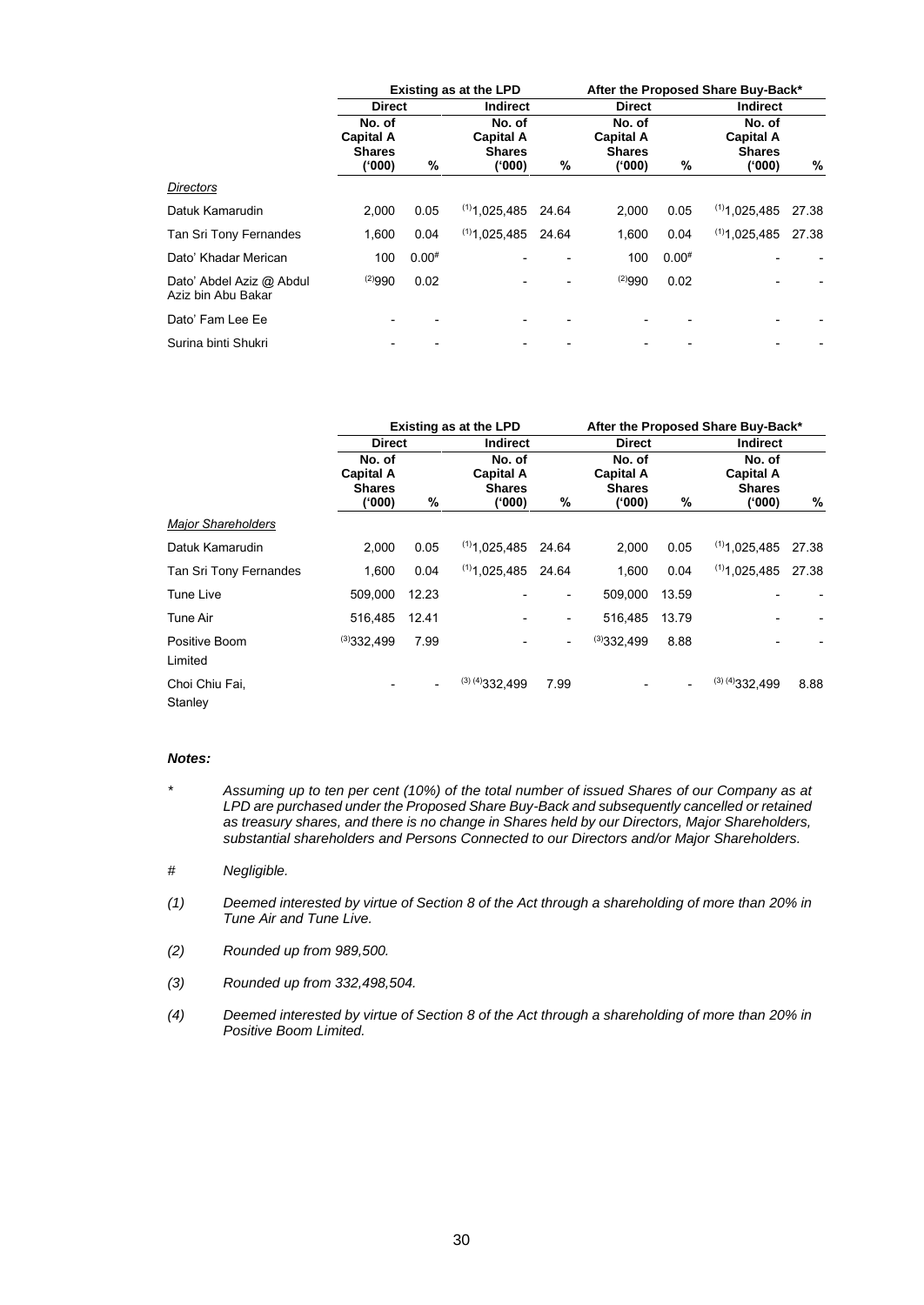| | Existing as at the LPD | | | | After the Proposed Share Buy-Back* | | | |
|---|---|---|---|---|---|---|---|---|
| | Direct | | Indirect | | Direct | | Indirect | |
| | No. of Capital A Shares ('000) | % | No. of Capital A Shares ('000) | % | No. of Capital A Shares ('000) | % | No. of Capital A Shares ('000) | % |
| *Directors* | | | | | | | | |
| Datuk Kamarudin | 2,000 | 0.05 | (1)1,025,485 | 24.64 | 2,000 | 0.05 | (1)1,025,485 | 27.38 |
| Tan Sri Tony Fernandes | 1,600 | 0.04 | (1)1,025,485 | 24.64 | 1,600 | 0.04 | (1)1,025,485 | 27.38 |
| Dato' Khadar Merican | 100 | 0.00# | - | - | 100 | 0.00# | - | - |
| Dato' Abdel Aziz @ Abdul Aziz bin Abu Bakar | (2)990 | 0.02 | - | - | (2)990 | 0.02 | - | - |
| Dato' Fam Lee Ee | - | - | - | - | - | - | - | - |
| Surina binti Shukri | - | - | - | - | - | - | - | - |

| | Existing as at the LPD | | | | After the Proposed Share Buy-Back* | | | |
|---|---|---|---|---|---|---|---|---|
| | Direct | | Indirect | | Direct | | Indirect | |
| | No. of Capital A Shares ('000) | % | No. of Capital A Shares ('000) | % | No. of Capital A Shares ('000) | % | No. of Capital A Shares ('000) | % |
| *Major Shareholders* | | | | | | | | |
| Datuk Kamarudin | 2,000 | 0.05 | (1)1,025,485 | 24.64 | 2,000 | 0.05 | (1)1,025,485 | 27.38 |
| Tan Sri Tony Fernandes | 1,600 | 0.04 | (1)1,025,485 | 24.64 | 1,600 | 0.04 | (1)1,025,485 | 27.38 |
| Tune Live | 509,000 | 12.23 | - | - | 509,000 | 13.59 | - | - |
| Tune Air | 516,485 | 12.41 | - | - | 516,485 | 13.79 | - | - |
| Positive Boom Limited | (3)332,499 | 7.99 | - | - | (3)332,499 | 8.88 | - | - |
| Choi Chiu Fai, Stanley | - | - | (3) (4)332,499 | 7.99 | - | - | (3) (4)332,499 | 8.88 |

***Notes:***

\* *Assuming up to ten per cent (10%) of the total number of issued Shares of our Company as at LPD are purchased under the Proposed Share Buy-Back and subsequently cancelled or retained as treasury shares, and there is no change in Shares held by our Directors, Major Shareholders, substantial shareholders and Persons Connected to our Directors and/or Major Shareholders.*

\# *Negligible.*

*(1) Deemed interested by virtue of Section 8 of the Act through a shareholding of more than 20% in Tune Air and Tune Live.*

*(2) Rounded up from 989,500.*

*(3) Rounded up from 332,498,504.*

*(4) Deemed interested by virtue of Section 8 of the Act through a shareholding of more than 20% in Positive Boom Limited.*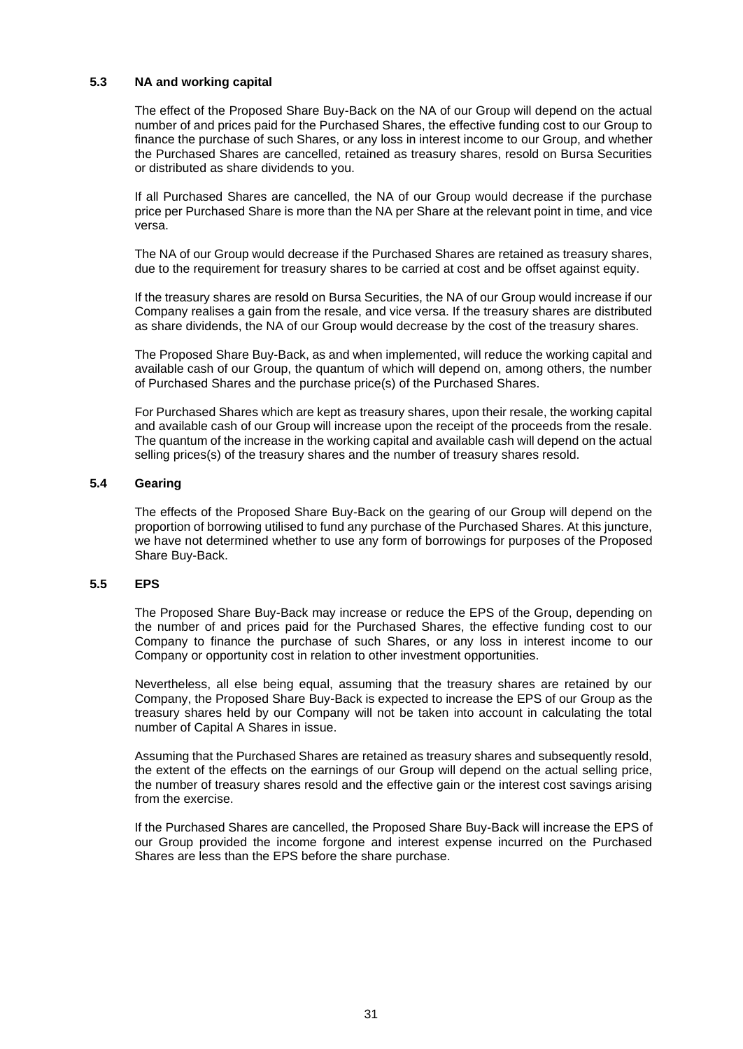### 5.3 NA and working capital

The effect of the Proposed Share Buy-Back on the NA of our Group will depend on the actual number of and prices paid for the Purchased Shares, the effective funding cost to our Group to finance the purchase of such Shares, or any loss in interest income to our Group, and whether the Purchased Shares are cancelled, retained as treasury shares, resold on Bursa Securities or distributed as share dividends to you.

If all Purchased Shares are cancelled, the NA of our Group would decrease if the purchase price per Purchased Share is more than the NA per Share at the relevant point in time, and vice versa.

The NA of our Group would decrease if the Purchased Shares are retained as treasury shares, due to the requirement for treasury shares to be carried at cost and be offset against equity.

If the treasury shares are resold on Bursa Securities, the NA of our Group would increase if our Company realises a gain from the resale, and vice versa. If the treasury shares are distributed as share dividends, the NA of our Group would decrease by the cost of the treasury shares.

The Proposed Share Buy-Back, as and when implemented, will reduce the working capital and available cash of our Group, the quantum of which will depend on, among others, the number of Purchased Shares and the purchase price(s) of the Purchased Shares.

For Purchased Shares which are kept as treasury shares, upon their resale, the working capital and available cash of our Group will increase upon the receipt of the proceeds from the resale. The quantum of the increase in the working capital and available cash will depend on the actual selling prices(s) of the treasury shares and the number of treasury shares resold.

### 5.4 Gearing

The effects of the Proposed Share Buy-Back on the gearing of our Group will depend on the proportion of borrowing utilised to fund any purchase of the Purchased Shares. At this juncture, we have not determined whether to use any form of borrowings for purposes of the Proposed Share Buy-Back.

### 5.5 EPS

The Proposed Share Buy-Back may increase or reduce the EPS of the Group, depending on the number of and prices paid for the Purchased Shares, the effective funding cost to our Company to finance the purchase of such Shares, or any loss in interest income to our Company or opportunity cost in relation to other investment opportunities.

Nevertheless, all else being equal, assuming that the treasury shares are retained by our Company, the Proposed Share Buy-Back is expected to increase the EPS of our Group as the treasury shares held by our Company will not be taken into account in calculating the total number of Capital A Shares in issue.

Assuming that the Purchased Shares are retained as treasury shares and subsequently resold, the extent of the effects on the earnings of our Group will depend on the actual selling price, the number of treasury shares resold and the effective gain or the interest cost savings arising from the exercise.

If the Purchased Shares are cancelled, the Proposed Share Buy-Back will increase the EPS of our Group provided the income forgone and interest expense incurred on the Purchased Shares are less than the EPS before the share purchase.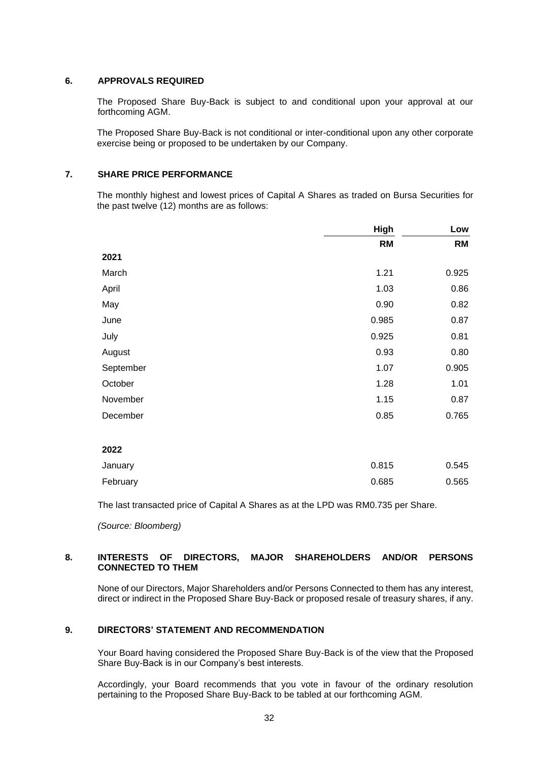## 6. APPROVALS REQUIRED

The Proposed Share Buy-Back is subject to and conditional upon your approval at our forthcoming AGM.

The Proposed Share Buy-Back is not conditional or inter-conditional upon any other corporate exercise being or proposed to be undertaken by our Company.

## 7. SHARE PRICE PERFORMANCE

The monthly highest and lowest prices of Capital A Shares as traded on Bursa Securities for the past twelve (12) months are as follows:

| | High | Low |
|---|---|---|
| | RM | RM |
| **2021** | | |
| March | 1.21 | 0.925 |
| April | 1.03 | 0.86 |
| May | 0.90 | 0.82 |
| June | 0.985 | 0.87 |
| July | 0.925 | 0.81 |
| August | 0.93 | 0.80 |
| September | 1.07 | 0.905 |
| October | 1.28 | 1.01 |
| November | 1.15 | 0.87 |
| December | 0.85 | 0.765 |
| **2022** | | |
| January | 0.815 | 0.545 |
| February | 0.685 | 0.565 |

The last transacted price of Capital A Shares as at the LPD was RM0.735 per Share.

*(Source: Bloomberg)*

## 8. INTERESTS OF DIRECTORS, MAJOR SHAREHOLDERS AND/OR PERSONS CONNECTED TO THEM

None of our Directors, Major Shareholders and/or Persons Connected to them has any interest, direct or indirect in the Proposed Share Buy-Back or proposed resale of treasury shares, if any.

## 9. DIRECTORS' STATEMENT AND RECOMMENDATION

Your Board having considered the Proposed Share Buy-Back is of the view that the Proposed Share Buy-Back is in our Company's best interests.

Accordingly, your Board recommends that you vote in favour of the ordinary resolution pertaining to the Proposed Share Buy-Back to be tabled at our forthcoming AGM.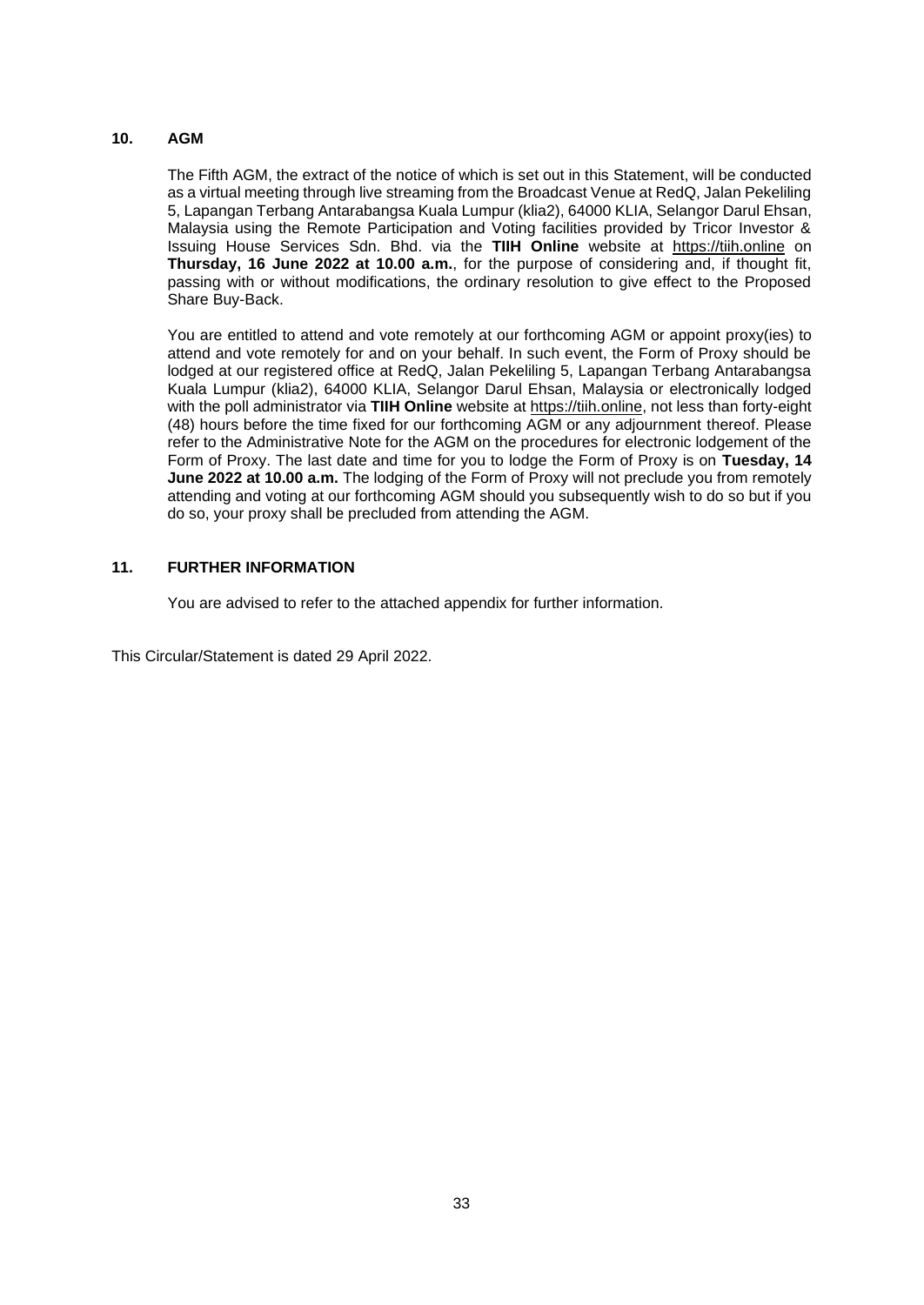## 10. AGM

The Fifth AGM, the extract of the notice of which is set out in this Statement, will be conducted as a virtual meeting through live streaming from the Broadcast Venue at RedQ, Jalan Pekeliling 5, Lapangan Terbang Antarabangsa Kuala Lumpur (klia2), 64000 KLIA, Selangor Darul Ehsan, Malaysia using the Remote Participation and Voting facilities provided by Tricor Investor & Issuing House Services Sdn. Bhd. via the **TIIH Online** website at https://tiih.online on **Thursday, 16 June 2022 at 10.00 a.m.**, for the purpose of considering and, if thought fit, passing with or without modifications, the ordinary resolution to give effect to the Proposed Share Buy-Back.

You are entitled to attend and vote remotely at our forthcoming AGM or appoint proxy(ies) to attend and vote remotely for and on your behalf. In such event, the Form of Proxy should be lodged at our registered office at RedQ, Jalan Pekeliling 5, Lapangan Terbang Antarabangsa Kuala Lumpur (klia2), 64000 KLIA, Selangor Darul Ehsan, Malaysia or electronically lodged with the poll administrator via **TIIH Online** website at https://tiih.online, not less than forty-eight (48) hours before the time fixed for our forthcoming AGM or any adjournment thereof. Please refer to the Administrative Note for the AGM on the procedures for electronic lodgement of the Form of Proxy. The last date and time for you to lodge the Form of Proxy is on **Tuesday, 14 June 2022 at 10.00 a.m.** The lodging of the Form of Proxy will not preclude you from remotely attending and voting at our forthcoming AGM should you subsequently wish to do so but if you do so, your proxy shall be precluded from attending the AGM.

## 11. FURTHER INFORMATION

You are advised to refer to the attached appendix for further information.

This Circular/Statement is dated 29 April 2022.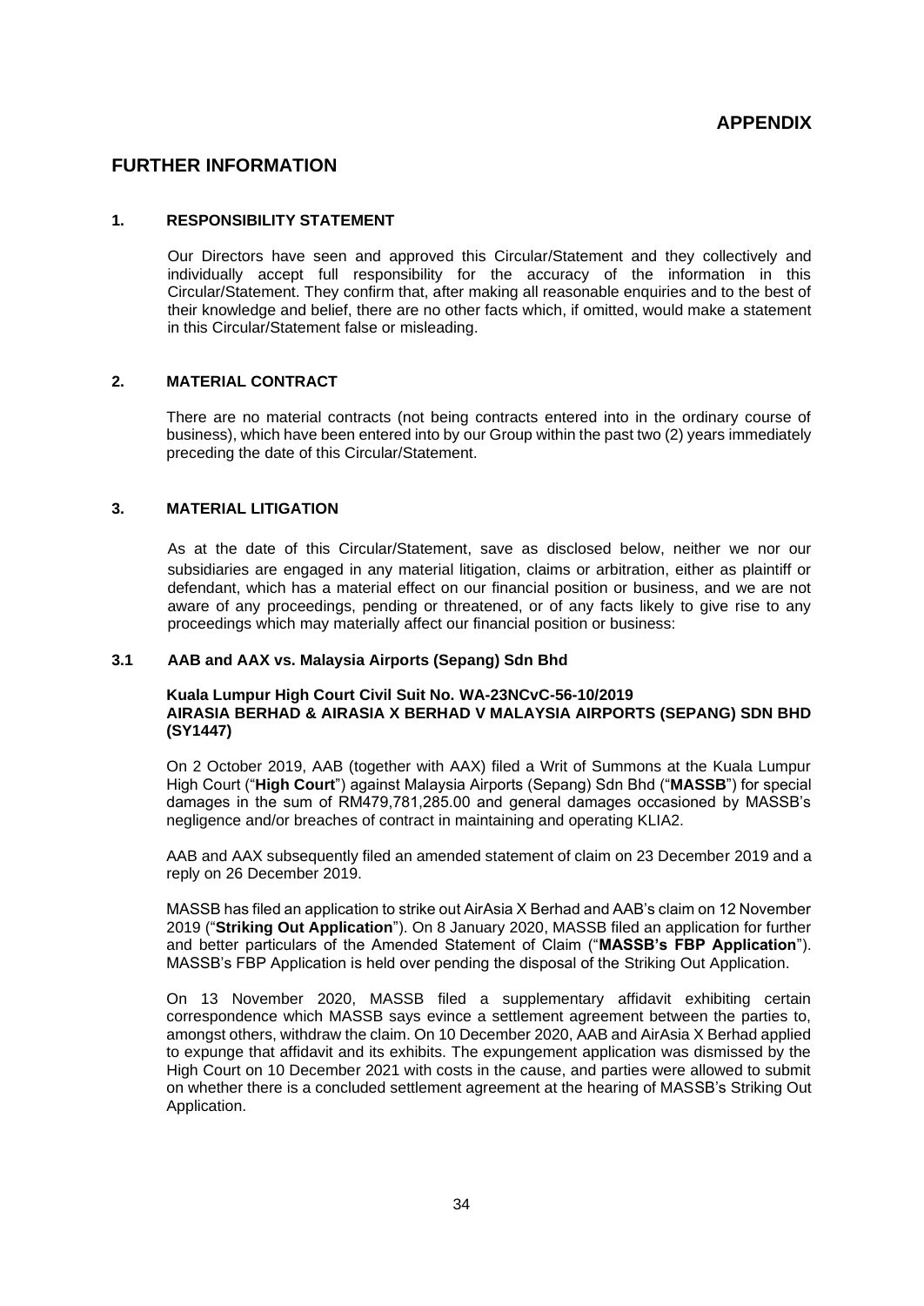# APPENDIX

## FURTHER INFORMATION

### 1. RESPONSIBILITY STATEMENT

Our Directors have seen and approved this Circular/Statement and they collectively and individually accept full responsibility for the accuracy of the information in this Circular/Statement. They confirm that, after making all reasonable enquiries and to the best of their knowledge and belief, there are no other facts which, if omitted, would make a statement in this Circular/Statement false or misleading.

### 2. MATERIAL CONTRACT

There are no material contracts (not being contracts entered into in the ordinary course of business), which have been entered into by our Group within the past two (2) years immediately preceding the date of this Circular/Statement.

### 3. MATERIAL LITIGATION

As at the date of this Circular/Statement, save as disclosed below, neither we nor our subsidiaries are engaged in any material litigation, claims or arbitration, either as plaintiff or defendant, which has a material effect on our financial position or business, and we are not aware of any proceedings, pending or threatened, or of any facts likely to give rise to any proceedings which may materially affect our financial position or business:

#### 3.1 AAB and AAX vs. Malaysia Airports (Sepang) Sdn Bhd

**Kuala Lumpur High Court Civil Suit No. WA-23NCvC-56-10/2019**
**AIRASIA BERHAD & AIRASIA X BERHAD V MALAYSIA AIRPORTS (SEPANG) SDN BHD (SY1447)**

On 2 October 2019, AAB (together with AAX) filed a Writ of Summons at the Kuala Lumpur High Court ("**High Court**") against Malaysia Airports (Sepang) Sdn Bhd ("**MASSB**") for special damages in the sum of RM479,781,285.00 and general damages occasioned by MASSB's negligence and/or breaches of contract in maintaining and operating KLIA2.

AAB and AAX subsequently filed an amended statement of claim on 23 December 2019 and a reply on 26 December 2019.

MASSB has filed an application to strike out AirAsia X Berhad and AAB's claim on 12 November 2019 ("**Striking Out Application**"). On 8 January 2020, MASSB filed an application for further and better particulars of the Amended Statement of Claim ("**MASSB's FBP Application**"). MASSB's FBP Application is held over pending the disposal of the Striking Out Application.

On 13 November 2020, MASSB filed a supplementary affidavit exhibiting certain correspondence which MASSB says evince a settlement agreement between the parties to, amongst others, withdraw the claim. On 10 December 2020, AAB and AirAsia X Berhad applied to expunge that affidavit and its exhibits. The expungement application was dismissed by the High Court on 10 December 2021 with costs in the cause, and parties were allowed to submit on whether there is a concluded settlement agreement at the hearing of MASSB's Striking Out Application.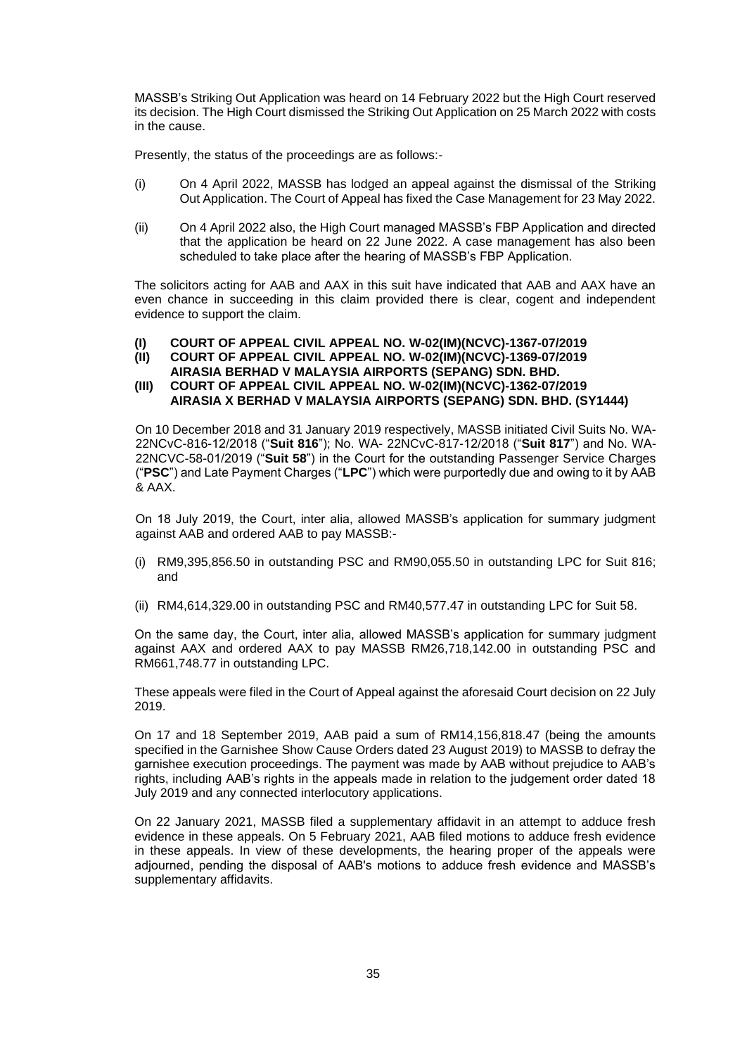MASSB's Striking Out Application was heard on 14 February 2022 but the High Court reserved its decision. The High Court dismissed the Striking Out Application on 25 March 2022 with costs in the cause.

Presently, the status of the proceedings are as follows:-

(i) On 4 April 2022, MASSB has lodged an appeal against the dismissal of the Striking Out Application. The Court of Appeal has fixed the Case Management for 23 May 2022.

(ii) On 4 April 2022 also, the High Court managed MASSB's FBP Application and directed that the application be heard on 22 June 2022. A case management has also been scheduled to take place after the hearing of MASSB's FBP Application.

The solicitors acting for AAB and AAX in this suit have indicated that AAB and AAX have an even chance in succeeding in this claim provided there is clear, cogent and independent evidence to support the claim.

**(I) COURT OF APPEAL CIVIL APPEAL NO. W-02(IM)(NCVC)-1367-07/2019**
**(II) COURT OF APPEAL CIVIL APPEAL NO. W-02(IM)(NCVC)-1369-07/2019**
**AIRASIA BERHAD V MALAYSIA AIRPORTS (SEPANG) SDN. BHD.**
**(III) COURT OF APPEAL CIVIL APPEAL NO. W-02(IM)(NCVC)-1362-07/2019**
**AIRASIA X BERHAD V MALAYSIA AIRPORTS (SEPANG) SDN. BHD. (SY1444)**

On 10 December 2018 and 31 January 2019 respectively, MASSB initiated Civil Suits No. WA-22NCvC-816-12/2018 ("**Suit 816**"); No. WA- 22NCvC-817-12/2018 ("**Suit 817**") and No. WA-22NCVC-58-01/2019 ("**Suit 58**") in the Court for the outstanding Passenger Service Charges ("**PSC**") and Late Payment Charges ("**LPC**") which were purportedly due and owing to it by AAB & AAX.

On 18 July 2019, the Court, inter alia, allowed MASSB's application for summary judgment against AAB and ordered AAB to pay MASSB:-

(i) RM9,395,856.50 in outstanding PSC and RM90,055.50 in outstanding LPC for Suit 816; and

(ii) RM4,614,329.00 in outstanding PSC and RM40,577.47 in outstanding LPC for Suit 58.

On the same day, the Court, inter alia, allowed MASSB's application for summary judgment against AAX and ordered AAX to pay MASSB RM26,718,142.00 in outstanding PSC and RM661,748.77 in outstanding LPC.

These appeals were filed in the Court of Appeal against the aforesaid Court decision on 22 July 2019.

On 17 and 18 September 2019, AAB paid a sum of RM14,156,818.47 (being the amounts specified in the Garnishee Show Cause Orders dated 23 August 2019) to MASSB to defray the garnishee execution proceedings. The payment was made by AAB without prejudice to AAB's rights, including AAB's rights in the appeals made in relation to the judgement order dated 18 July 2019 and any connected interlocutory applications.

On 22 January 2021, MASSB filed a supplementary affidavit in an attempt to adduce fresh evidence in these appeals. On 5 February 2021, AAB filed motions to adduce fresh evidence in these appeals. In view of these developments, the hearing proper of the appeals were adjourned, pending the disposal of AAB's motions to adduce fresh evidence and MASSB's supplementary affidavits.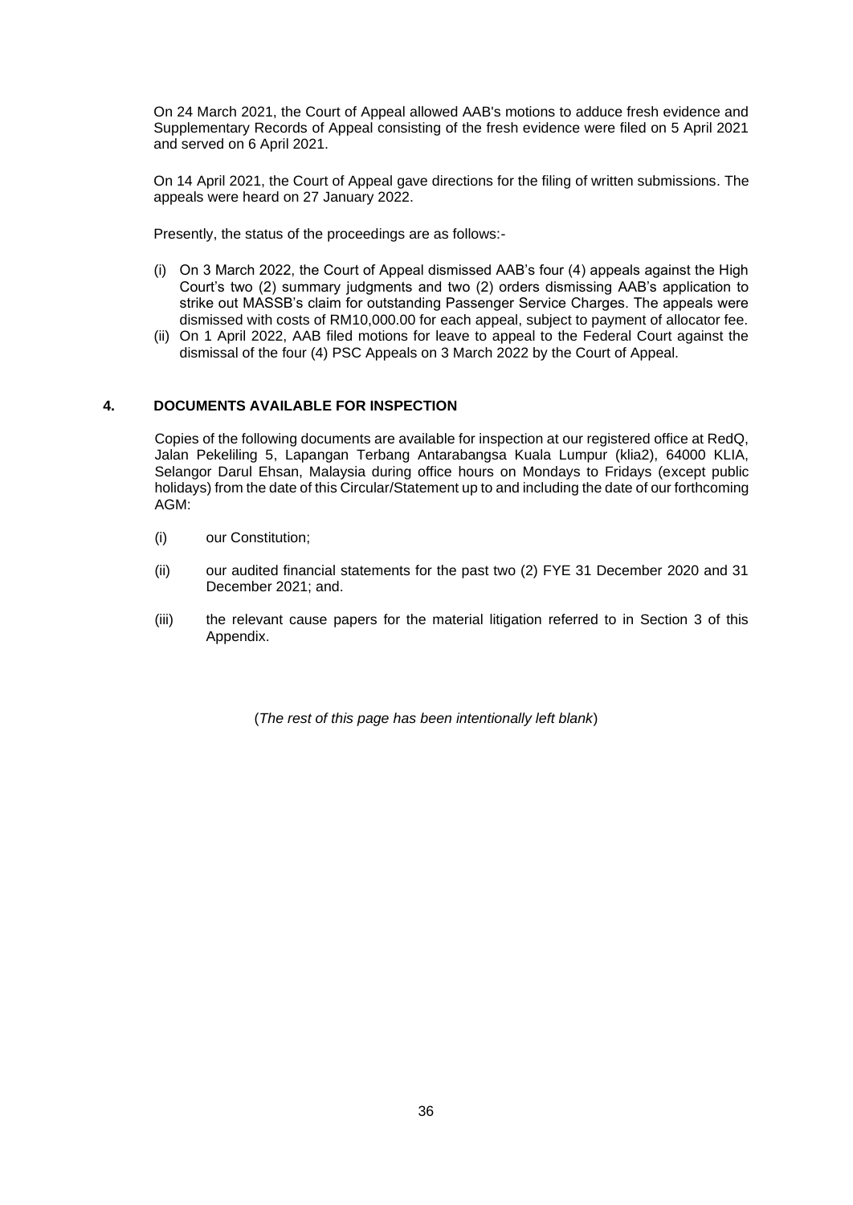On 24 March 2021, the Court of Appeal allowed AAB's motions to adduce fresh evidence and Supplementary Records of Appeal consisting of the fresh evidence were filed on 5 April 2021 and served on 6 April 2021.

On 14 April 2021, the Court of Appeal gave directions for the filing of written submissions. The appeals were heard on 27 January 2022.

Presently, the status of the proceedings are as follows:-

(i) On 3 March 2022, the Court of Appeal dismissed AAB's four (4) appeals against the High Court's two (2) summary judgments and two (2) orders dismissing AAB's application to strike out MASSB's claim for outstanding Passenger Service Charges. The appeals were dismissed with costs of RM10,000.00 for each appeal, subject to payment of allocator fee.

(ii) On 1 April 2022, AAB filed motions for leave to appeal to the Federal Court against the dismissal of the four (4) PSC Appeals on 3 March 2022 by the Court of Appeal.

## 4. DOCUMENTS AVAILABLE FOR INSPECTION

Copies of the following documents are available for inspection at our registered office at RedQ, Jalan Pekeliling 5, Lapangan Terbang Antarabangsa Kuala Lumpur (klia2), 64000 KLIA, Selangor Darul Ehsan, Malaysia during office hours on Mondays to Fridays (except public holidays) from the date of this Circular/Statement up to and including the date of our forthcoming AGM:

(i) our Constitution;

(ii) our audited financial statements for the past two (2) FYE 31 December 2020 and 31 December 2021; and.

(iii) the relevant cause papers for the material litigation referred to in Section 3 of this Appendix.

(*The rest of this page has been intentionally left blank*)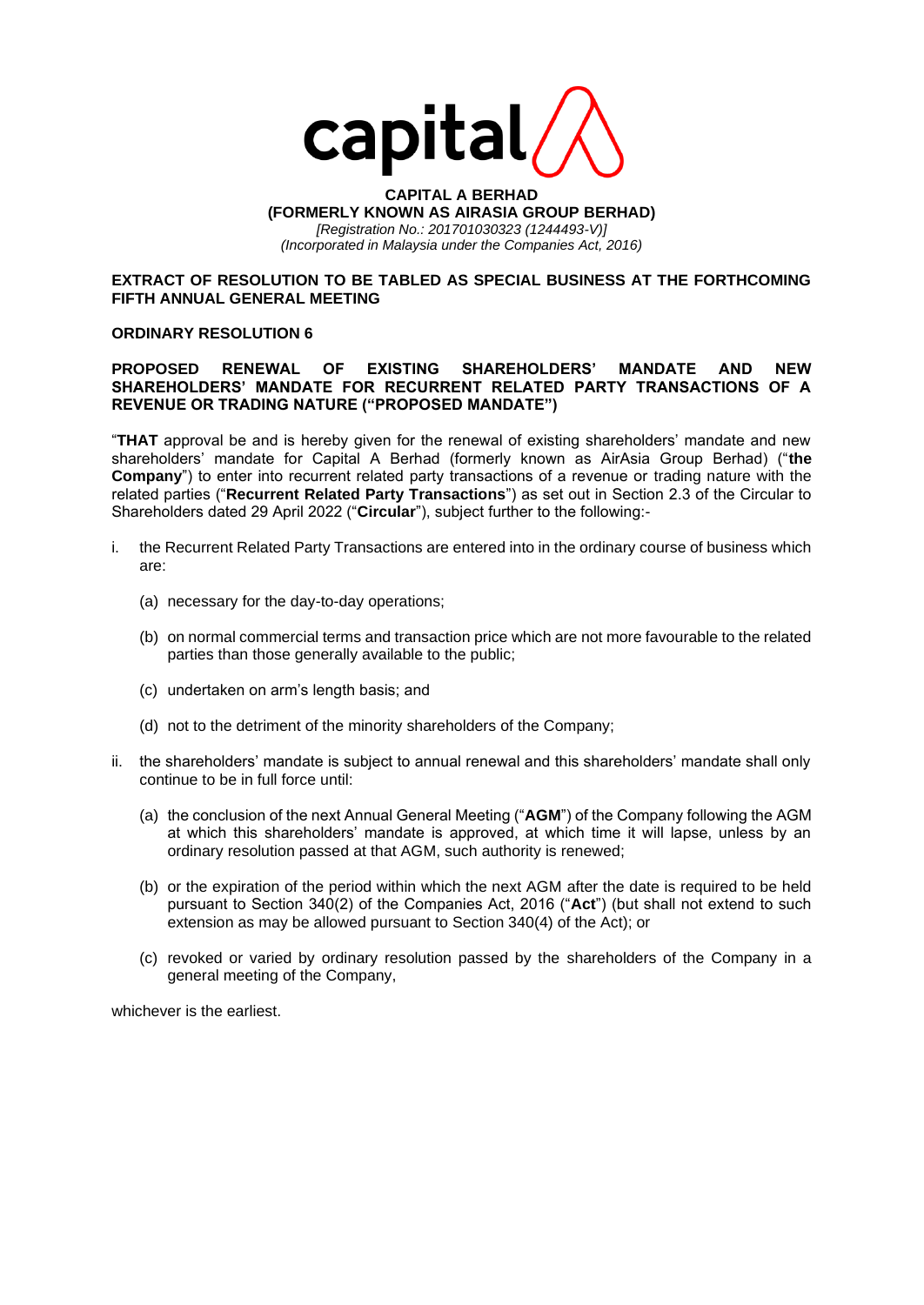**CAPITAL A BERHAD**
**(FORMERLY KNOWN AS AIRASIA GROUP BERHAD)**
*[Registration No.: 201701030323 (1244493-V)]*
*(Incorporated in Malaysia under the Companies Act, 2016)*

**EXTRACT OF RESOLUTION TO BE TABLED AS SPECIAL BUSINESS AT THE FORTHCOMING FIFTH ANNUAL GENERAL MEETING**

**ORDINARY RESOLUTION 6**

**PROPOSED RENEWAL OF EXISTING SHAREHOLDERS' MANDATE AND NEW SHAREHOLDERS' MANDATE FOR RECURRENT RELATED PARTY TRANSACTIONS OF A REVENUE OR TRADING NATURE ("PROPOSED MANDATE")**

"**THAT** approval be and is hereby given for the renewal of existing shareholders' mandate and new shareholders' mandate for Capital A Berhad (formerly known as AirAsia Group Berhad) ("**the Company**") to enter into recurrent related party transactions of a revenue or trading nature with the related parties ("**Recurrent Related Party Transactions**") as set out in Section 2.3 of the Circular to Shareholders dated 29 April 2022 ("**Circular**"), subject further to the following:-

i. the Recurrent Related Party Transactions are entered into in the ordinary course of business which are:

   (a) necessary for the day-to-day operations;

   (b) on normal commercial terms and transaction price which are not more favourable to the related parties than those generally available to the public;

   (c) undertaken on arm's length basis; and

   (d) not to the detriment of the minority shareholders of the Company;

ii. the shareholders' mandate is subject to annual renewal and this shareholders' mandate shall only continue to be in full force until:

   (a) the conclusion of the next Annual General Meeting ("**AGM**") of the Company following the AGM at which this shareholders' mandate is approved, at which time it will lapse, unless by an ordinary resolution passed at that AGM, such authority is renewed;

   (b) or the expiration of the period within which the next AGM after the date is required to be held pursuant to Section 340(2) of the Companies Act, 2016 ("**Act**") (but shall not extend to such extension as may be allowed pursuant to Section 340(4) of the Act); or

   (c) revoked or varied by ordinary resolution passed by the shareholders of the Company in a general meeting of the Company,

whichever is the earliest.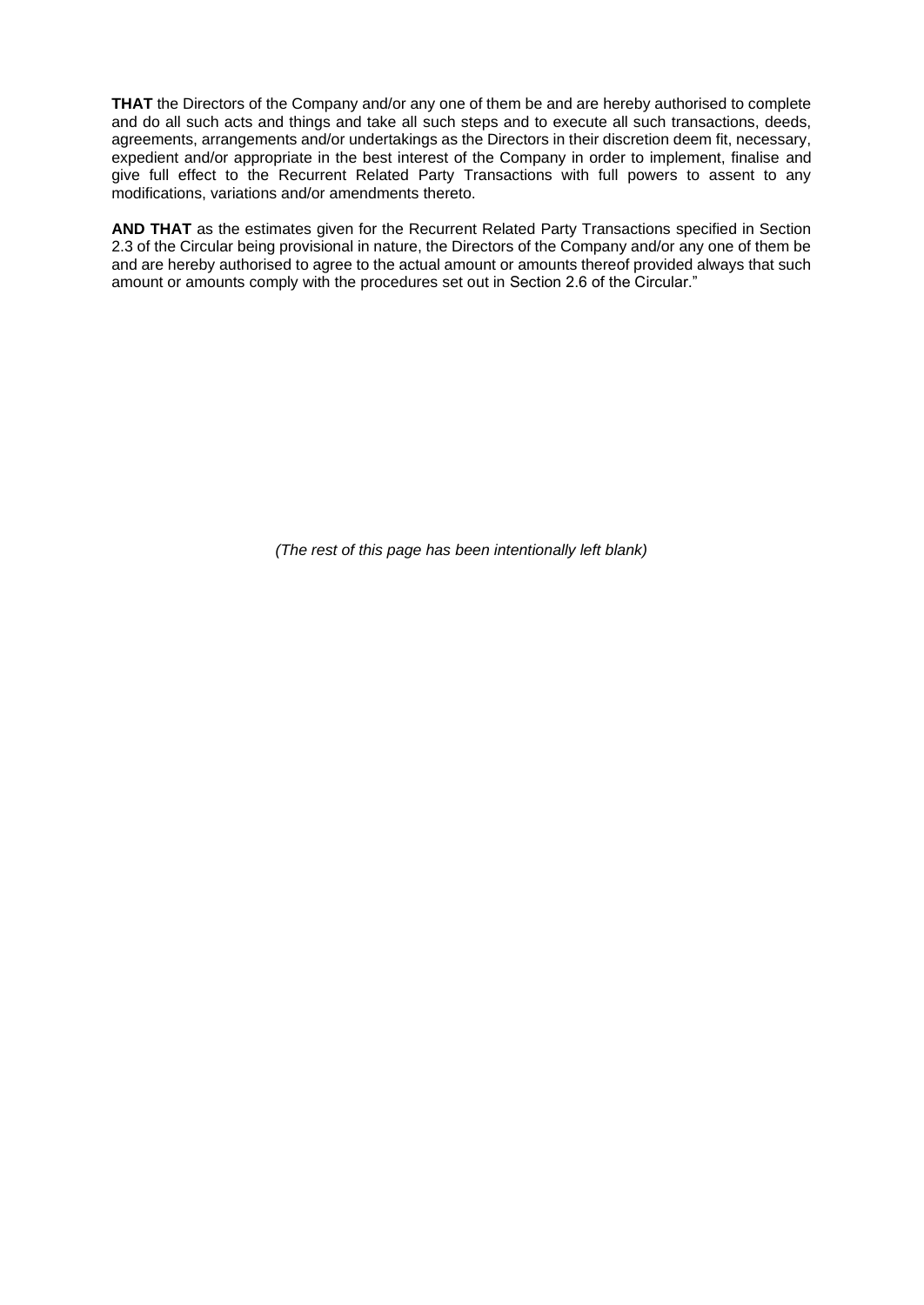**THAT** the Directors of the Company and/or any one of them be and are hereby authorised to complete and do all such acts and things and take all such steps and to execute all such transactions, deeds, agreements, arrangements and/or undertakings as the Directors in their discretion deem fit, necessary, expedient and/or appropriate in the best interest of the Company in order to implement, finalise and give full effect to the Recurrent Related Party Transactions with full powers to assent to any modifications, variations and/or amendments thereto.

**AND THAT** as the estimates given for the Recurrent Related Party Transactions specified in Section 2.3 of the Circular being provisional in nature, the Directors of the Company and/or any one of them be and are hereby authorised to agree to the actual amount or amounts thereof provided always that such amount or amounts comply with the procedures set out in Section 2.6 of the Circular."

*(The rest of this page has been intentionally left blank)*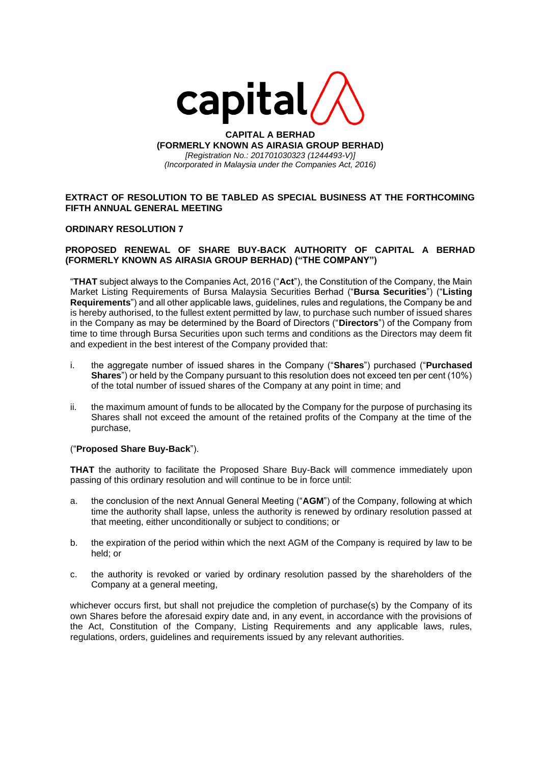**CAPITAL A BERHAD**
**(FORMERLY KNOWN AS AIRASIA GROUP BERHAD)**
*[Registration No.: 201701030323 (1244493-V)]*
*(Incorporated in Malaysia under the Companies Act, 2016)*

**EXTRACT OF RESOLUTION TO BE TABLED AS SPECIAL BUSINESS AT THE FORTHCOMING FIFTH ANNUAL GENERAL MEETING**

**ORDINARY RESOLUTION 7**

**PROPOSED RENEWAL OF SHARE BUY-BACK AUTHORITY OF CAPITAL A BERHAD (FORMERLY KNOWN AS AIRASIA GROUP BERHAD) ("THE COMPANY")**

"**THAT** subject always to the Companies Act, 2016 ("**Act**"), the Constitution of the Company, the Main Market Listing Requirements of Bursa Malaysia Securities Berhad ("**Bursa Securities**") ("**Listing Requirements**") and all other applicable laws, guidelines, rules and regulations, the Company be and is hereby authorised, to the fullest extent permitted by law, to purchase such number of issued shares in the Company as may be determined by the Board of Directors ("**Directors**") of the Company from time to time through Bursa Securities upon such terms and conditions as the Directors may deem fit and expedient in the best interest of the Company provided that:

i. the aggregate number of issued shares in the Company ("**Shares**") purchased ("**Purchased Shares**") or held by the Company pursuant to this resolution does not exceed ten per cent (10%) of the total number of issued shares of the Company at any point in time; and

ii. the maximum amount of funds to be allocated by the Company for the purpose of purchasing its Shares shall not exceed the amount of the retained profits of the Company at the time of the purchase,

("**Proposed Share Buy-Back**").

**THAT** the authority to facilitate the Proposed Share Buy-Back will commence immediately upon passing of this ordinary resolution and will continue to be in force until:

a. the conclusion of the next Annual General Meeting ("**AGM**") of the Company, following at which time the authority shall lapse, unless the authority is renewed by ordinary resolution passed at that meeting, either unconditionally or subject to conditions; or

b. the expiration of the period within which the next AGM of the Company is required by law to be held; or

c. the authority is revoked or varied by ordinary resolution passed by the shareholders of the Company at a general meeting,

whichever occurs first, but shall not prejudice the completion of purchase(s) by the Company of its own Shares before the aforesaid expiry date and, in any event, in accordance with the provisions of the Act, Constitution of the Company, Listing Requirements and any applicable laws, rules, regulations, orders, guidelines and requirements issued by any relevant authorities.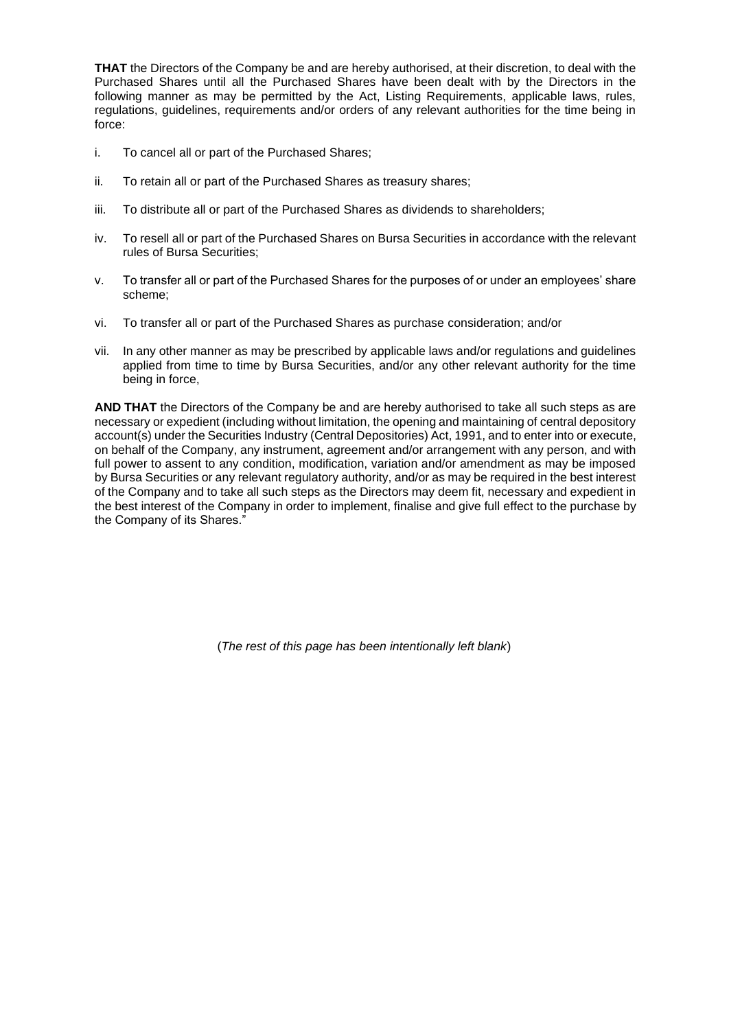**THAT** the Directors of the Company be and are hereby authorised, at their discretion, to deal with the Purchased Shares until all the Purchased Shares have been dealt with by the Directors in the following manner as may be permitted by the Act, Listing Requirements, applicable laws, rules, regulations, guidelines, requirements and/or orders of any relevant authorities for the time being in force:

i. To cancel all or part of the Purchased Shares;

ii. To retain all or part of the Purchased Shares as treasury shares;

iii. To distribute all or part of the Purchased Shares as dividends to shareholders;

iv. To resell all or part of the Purchased Shares on Bursa Securities in accordance with the relevant rules of Bursa Securities;

v. To transfer all or part of the Purchased Shares for the purposes of or under an employees' share scheme;

vi. To transfer all or part of the Purchased Shares as purchase consideration; and/or

vii. In any other manner as may be prescribed by applicable laws and/or regulations and guidelines applied from time to time by Bursa Securities, and/or any other relevant authority for the time being in force,

**AND THAT** the Directors of the Company be and are hereby authorised to take all such steps as are necessary or expedient (including without limitation, the opening and maintaining of central depository account(s) under the Securities Industry (Central Depositories) Act, 1991, and to enter into or execute, on behalf of the Company, any instrument, agreement and/or arrangement with any person, and with full power to assent to any condition, modification, variation and/or amendment as may be imposed by Bursa Securities or any relevant regulatory authority, and/or as may be required in the best interest of the Company and to take all such steps as the Directors may deem fit, necessary and expedient in the best interest of the Company in order to implement, finalise and give full effect to the purchase by the Company of its Shares."

(*The rest of this page has been intentionally left blank*)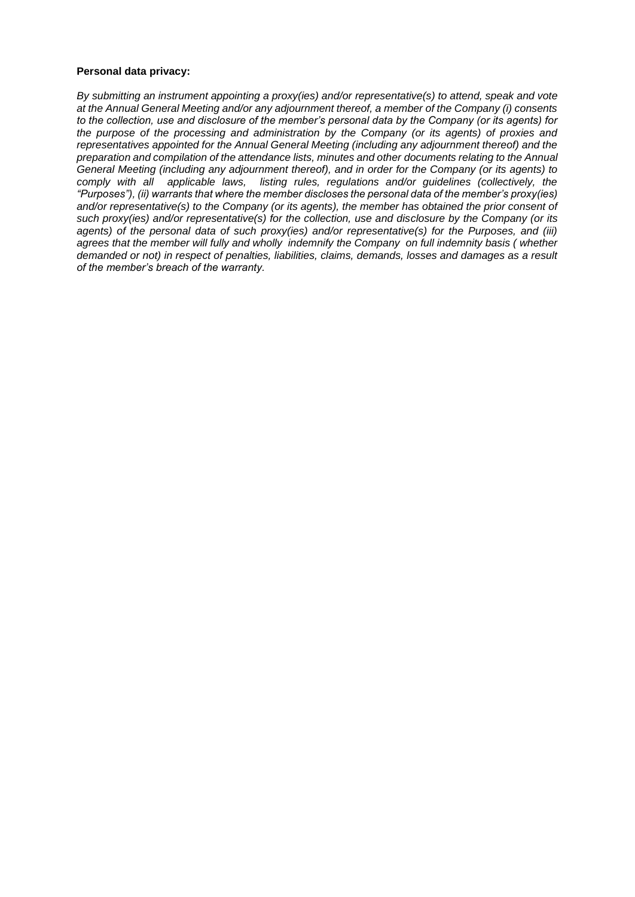**Personal data privacy:**

*By submitting an instrument appointing a proxy(ies) and/or representative(s) to attend, speak and vote at the Annual General Meeting and/or any adjournment thereof, a member of the Company (i) consents to the collection, use and disclosure of the member's personal data by the Company (or its agents) for the purpose of the processing and administration by the Company (or its agents) of proxies and representatives appointed for the Annual General Meeting (including any adjournment thereof) and the preparation and compilation of the attendance lists, minutes and other documents relating to the Annual General Meeting (including any adjournment thereof), and in order for the Company (or its agents) to comply with all applicable laws, listing rules, regulations and/or guidelines (collectively, the "Purposes"), (ii) warrants that where the member discloses the personal data of the member's proxy(ies) and/or representative(s) to the Company (or its agents), the member has obtained the prior consent of such proxy(ies) and/or representative(s) for the collection, use and disclosure by the Company (or its agents) of the personal data of such proxy(ies) and/or representative(s) for the Purposes, and (iii) agrees that the member will fully and wholly indemnify the Company on full indemnity basis ( whether demanded or not) in respect of penalties, liabilities, claims, demands, losses and damages as a result of the member's breach of the warranty.*